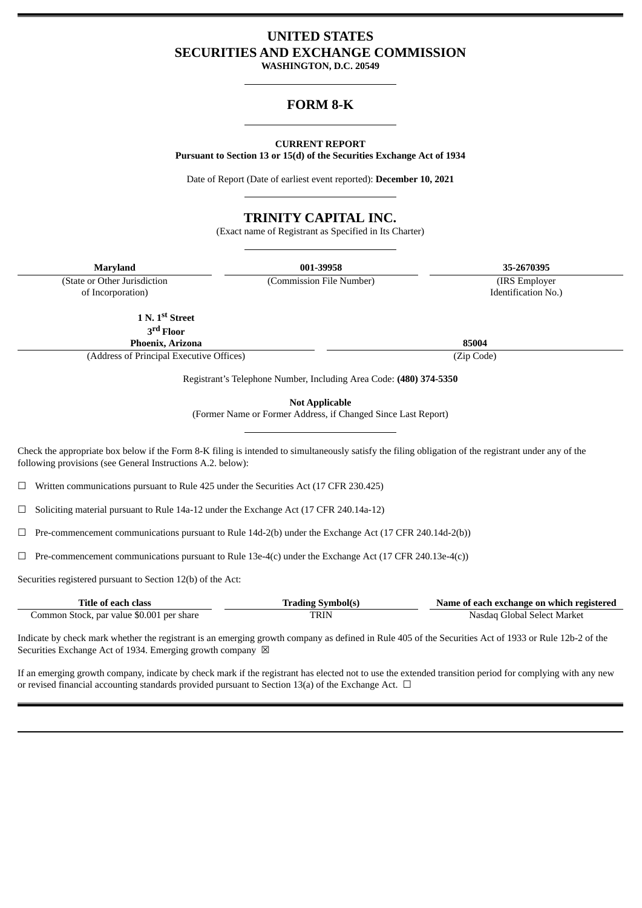# UNITED STATES
# SECURITIES AND EXCHANGE COMMISSION

**WASHINGTON, D.C. 20549**

---

## FORM 8-K

---

**CURRENT REPORT**
**Pursuant to Section 13 or 15(d) of the Securities Exchange Act of 1934**

Date of Report (Date of earliest event reported): **December 10, 2021**

---

## TRINITY CAPITAL INC.

(Exact name of Registrant as Specified in Its Charter)

---

| **Maryland** | **001-39958** | **35-2670395** |
|---|---|---|
| (State or Other Jurisdiction of Incorporation) | (Commission File Number) | (IRS Employer Identification No.) |

| **1 N. 1st Street 3rd Floor Phoenix, Arizona** | **85004** |
|---|---|
| (Address of Principal Executive Offices) | (Zip Code) |

Registrant's Telephone Number, Including Area Code: **(480) 374-5350**

**Not Applicable**
(Former Name or Former Address, if Changed Since Last Report)

---

Check the appropriate box below if the Form 8-K filing is intended to simultaneously satisfy the filing obligation of the registrant under any of the following provisions (see General Instructions A.2. below):

☐ Written communications pursuant to Rule 425 under the Securities Act (17 CFR 230.425)

☐ Soliciting material pursuant to Rule 14a-12 under the Exchange Act (17 CFR 240.14a-12)

☐ Pre-commencement communications pursuant to Rule 14d-2(b) under the Exchange Act (17 CFR 240.14d-2(b))

☐ Pre-commencement communications pursuant to Rule 13e-4(c) under the Exchange Act (17 CFR 240.13e-4(c))

Securities registered pursuant to Section 12(b) of the Act:

| Title of each class | Trading Symbol(s) | Name of each exchange on which registered |
|---|---|---|
| Common Stock, par value $0.001 per share | TRIN | Nasdaq Global Select Market |

Indicate by check mark whether the registrant is an emerging growth company as defined in Rule 405 of the Securities Act of 1933 or Rule 12b-2 of the Securities Exchange Act of 1934. Emerging growth company ☒

If an emerging growth company, indicate by check mark if the registrant has elected not to use the extended transition period for complying with any new or revised financial accounting standards provided pursuant to Section 13(a) of the Exchange Act. ☐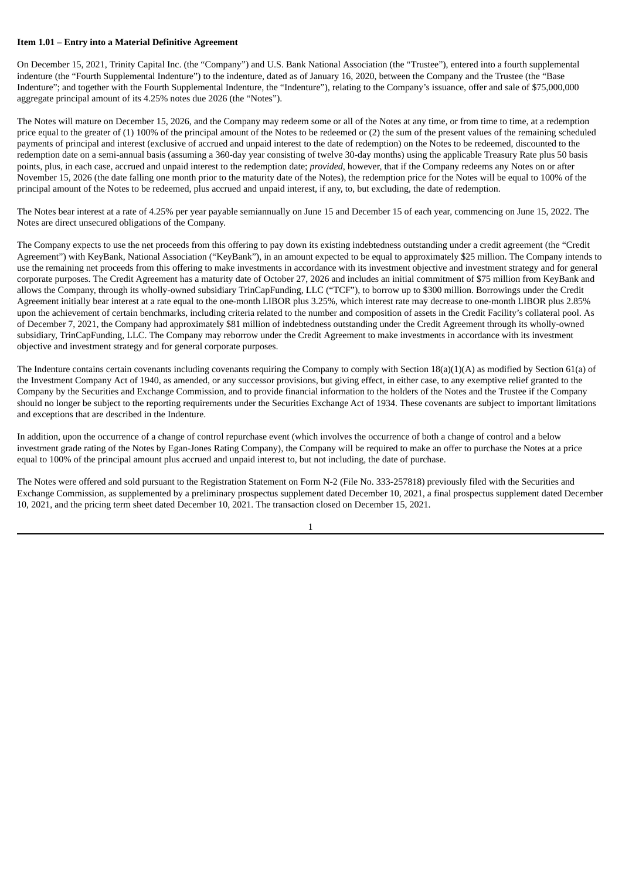**Item 1.01 – Entry into a Material Definitive Agreement**

On December 15, 2021, Trinity Capital Inc. (the "Company") and U.S. Bank National Association (the "Trustee"), entered into a fourth supplemental indenture (the "Fourth Supplemental Indenture") to the indenture, dated as of January 16, 2020, between the Company and the Trustee (the "Base Indenture"; and together with the Fourth Supplemental Indenture, the "Indenture"), relating to the Company's issuance, offer and sale of $75,000,000 aggregate principal amount of its 4.25% notes due 2026 (the "Notes").

The Notes will mature on December 15, 2026, and the Company may redeem some or all of the Notes at any time, or from time to time, at a redemption price equal to the greater of (1) 100% of the principal amount of the Notes to be redeemed or (2) the sum of the present values of the remaining scheduled payments of principal and interest (exclusive of accrued and unpaid interest to the date of redemption) on the Notes to be redeemed, discounted to the redemption date on a semi-annual basis (assuming a 360-day year consisting of twelve 30-day months) using the applicable Treasury Rate plus 50 basis points, plus, in each case, accrued and unpaid interest to the redemption date; *provided*, however, that if the Company redeems any Notes on or after November 15, 2026 (the date falling one month prior to the maturity date of the Notes), the redemption price for the Notes will be equal to 100% of the principal amount of the Notes to be redeemed, plus accrued and unpaid interest, if any, to, but excluding, the date of redemption.

The Notes bear interest at a rate of 4.25% per year payable semiannually on June 15 and December 15 of each year, commencing on June 15, 2022. The Notes are direct unsecured obligations of the Company.

The Company expects to use the net proceeds from this offering to pay down its existing indebtedness outstanding under a credit agreement (the "Credit Agreement") with KeyBank, National Association ("KeyBank"), in an amount expected to be equal to approximately $25 million. The Company intends to use the remaining net proceeds from this offering to make investments in accordance with its investment objective and investment strategy and for general corporate purposes. The Credit Agreement has a maturity date of October 27, 2026 and includes an initial commitment of $75 million from KeyBank and allows the Company, through its wholly-owned subsidiary TrinCapFunding, LLC ("TCF"), to borrow up to $300 million. Borrowings under the Credit Agreement initially bear interest at a rate equal to the one-month LIBOR plus 3.25%, which interest rate may decrease to one-month LIBOR plus 2.85% upon the achievement of certain benchmarks, including criteria related to the number and composition of assets in the Credit Facility's collateral pool. As of December 7, 2021, the Company had approximately $81 million of indebtedness outstanding under the Credit Agreement through its wholly-owned subsidiary, TrinCapFunding, LLC. The Company may reborrow under the Credit Agreement to make investments in accordance with its investment objective and investment strategy and for general corporate purposes.

The Indenture contains certain covenants including covenants requiring the Company to comply with Section 18(a)(1)(A) as modified by Section 61(a) of the Investment Company Act of 1940, as amended, or any successor provisions, but giving effect, in either case, to any exemptive relief granted to the Company by the Securities and Exchange Commission, and to provide financial information to the holders of the Notes and the Trustee if the Company should no longer be subject to the reporting requirements under the Securities Exchange Act of 1934. These covenants are subject to important limitations and exceptions that are described in the Indenture.

In addition, upon the occurrence of a change of control repurchase event (which involves the occurrence of both a change of control and a below investment grade rating of the Notes by Egan-Jones Rating Company), the Company will be required to make an offer to purchase the Notes at a price equal to 100% of the principal amount plus accrued and unpaid interest to, but not including, the date of purchase.

The Notes were offered and sold pursuant to the Registration Statement on Form N-2 (File No. 333-257818) previously filed with the Securities and Exchange Commission, as supplemented by a preliminary prospectus supplement dated December 10, 2021, a final prospectus supplement dated December 10, 2021, and the pricing term sheet dated December 10, 2021. The transaction closed on December 15, 2021.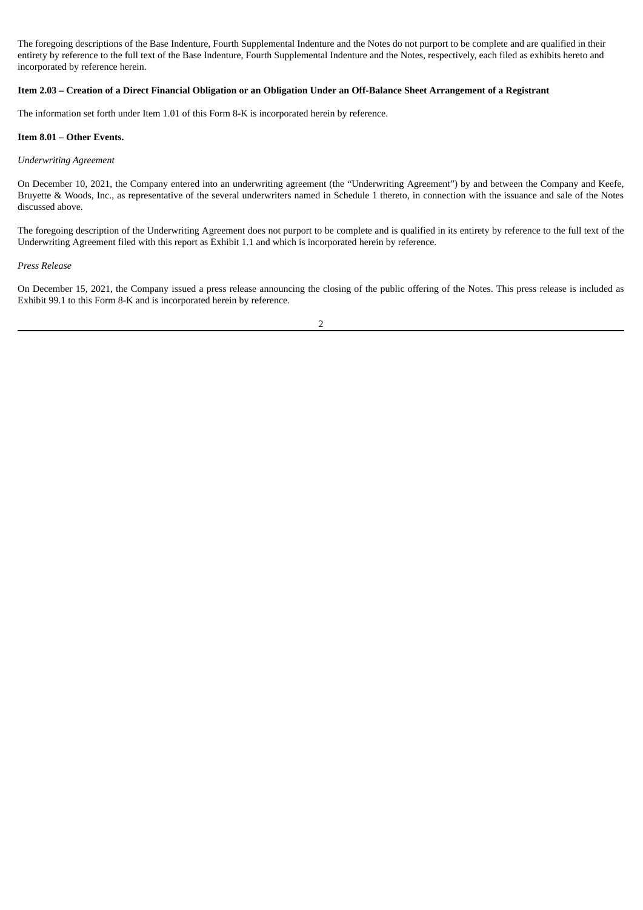The foregoing descriptions of the Base Indenture, Fourth Supplemental Indenture and the Notes do not purport to be complete and are qualified in their entirety by reference to the full text of the Base Indenture, Fourth Supplemental Indenture and the Notes, respectively, each filed as exhibits hereto and incorporated by reference herein.

**Item 2.03 – Creation of a Direct Financial Obligation or an Obligation Under an Off-Balance Sheet Arrangement of a Registrant**

The information set forth under Item 1.01 of this Form 8-K is incorporated herein by reference.

**Item 8.01 – Other Events.**

*Underwriting Agreement*

On December 10, 2021, the Company entered into an underwriting agreement (the "Underwriting Agreement") by and between the Company and Keefe, Bruyette & Woods, Inc., as representative of the several underwriters named in Schedule 1 thereto, in connection with the issuance and sale of the Notes discussed above.

The foregoing description of the Underwriting Agreement does not purport to be complete and is qualified in its entirety by reference to the full text of the Underwriting Agreement filed with this report as Exhibit 1.1 and which is incorporated herein by reference.

*Press Release*

On December 15, 2021, the Company issued a press release announcing the closing of the public offering of the Notes. This press release is included as Exhibit 99.1 to this Form 8-K and is incorporated herein by reference.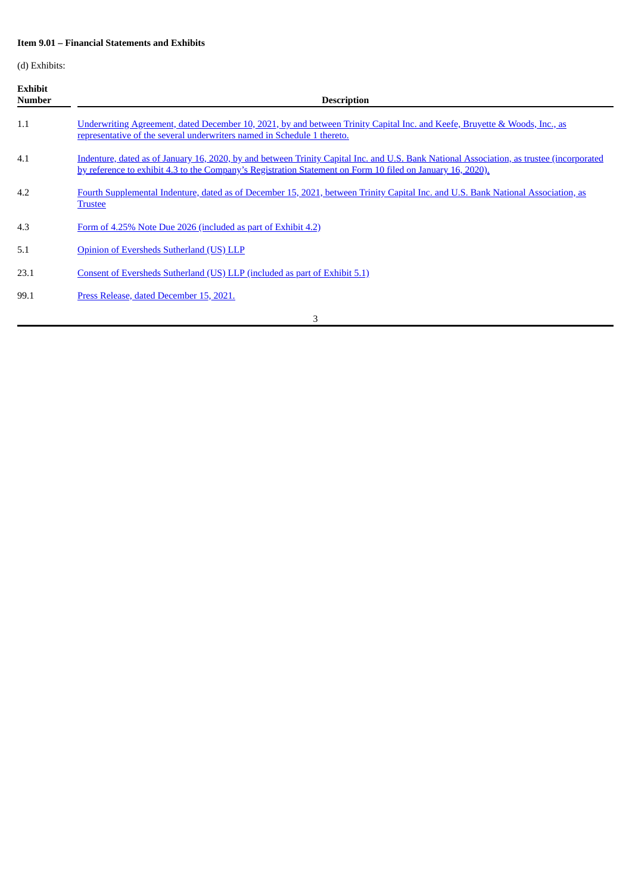**Item 9.01 – Financial Statements and Exhibits**

(d) Exhibits:

| Exhibit Number | Description |
|---|---|
| 1.1 | Underwriting Agreement, dated December 10, 2021, by and between Trinity Capital Inc. and Keefe, Bruyette & Woods, Inc., as representative of the several underwriters named in Schedule 1 thereto. |
| 4.1 | Indenture, dated as of January 16, 2020, by and between Trinity Capital Inc. and U.S. Bank National Association, as trustee (incorporated by reference to exhibit 4.3 to the Company's Registration Statement on Form 10 filed on January 16, 2020). |
| 4.2 | Fourth Supplemental Indenture, dated as of December 15, 2021, between Trinity Capital Inc. and U.S. Bank National Association, as Trustee |
| 4.3 | Form of 4.25% Note Due 2026 (included as part of Exhibit 4.2) |
| 5.1 | Opinion of Eversheds Sutherland (US) LLP |
| 23.1 | Consent of Eversheds Sutherland (US) LLP (included as part of Exhibit 5.1) |
| 99.1 | Press Release, dated December 15, 2021. |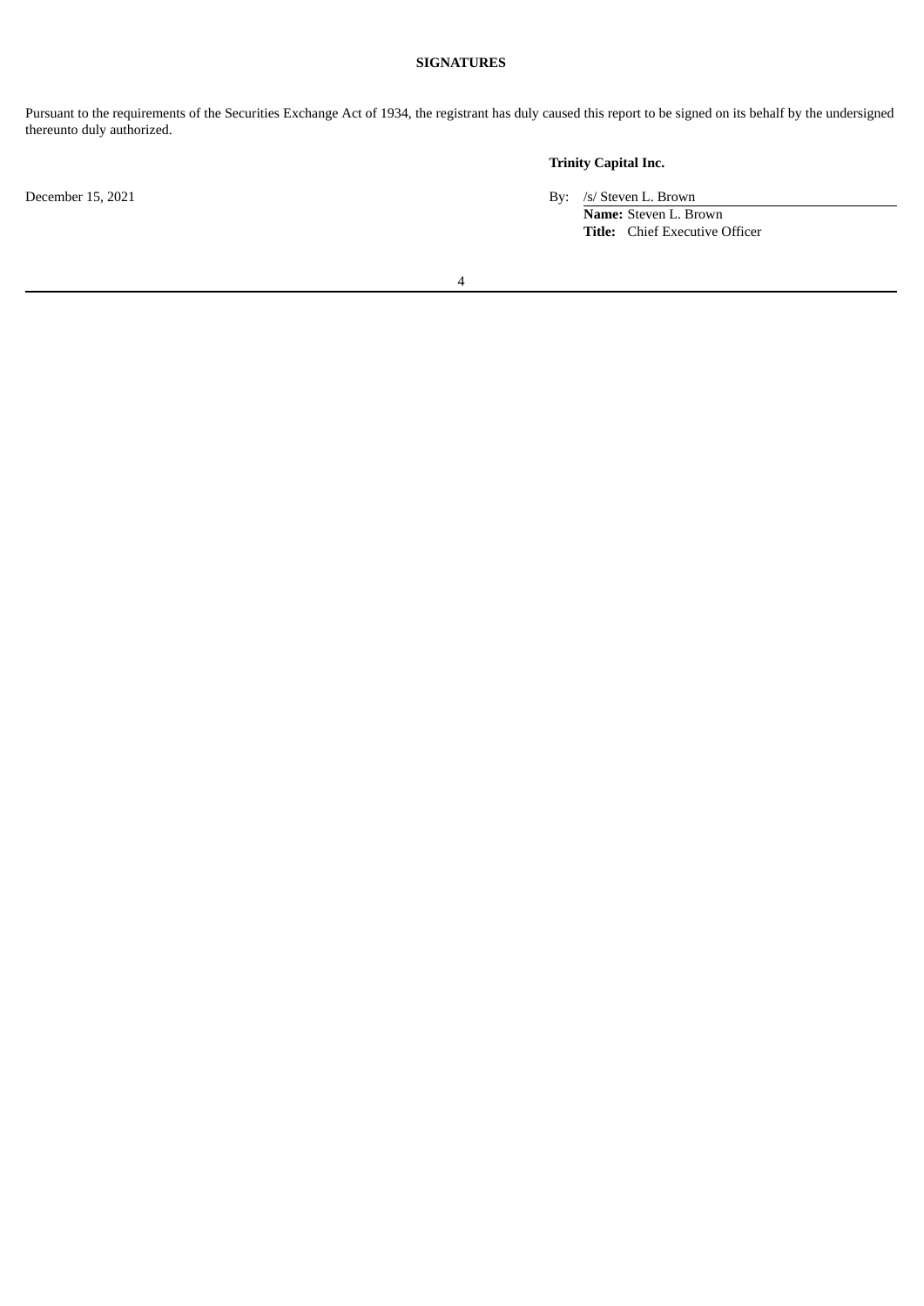**SIGNATURES**

Pursuant to the requirements of the Securities Exchange Act of 1934, the registrant has duly caused this report to be signed on its behalf by the undersigned thereunto duly authorized.

**Trinity Capital Inc.**

December 15, 2021

By: /s/ Steven L. Brown

**Name:** Steven L. Brown

**Title:** Chief Executive Officer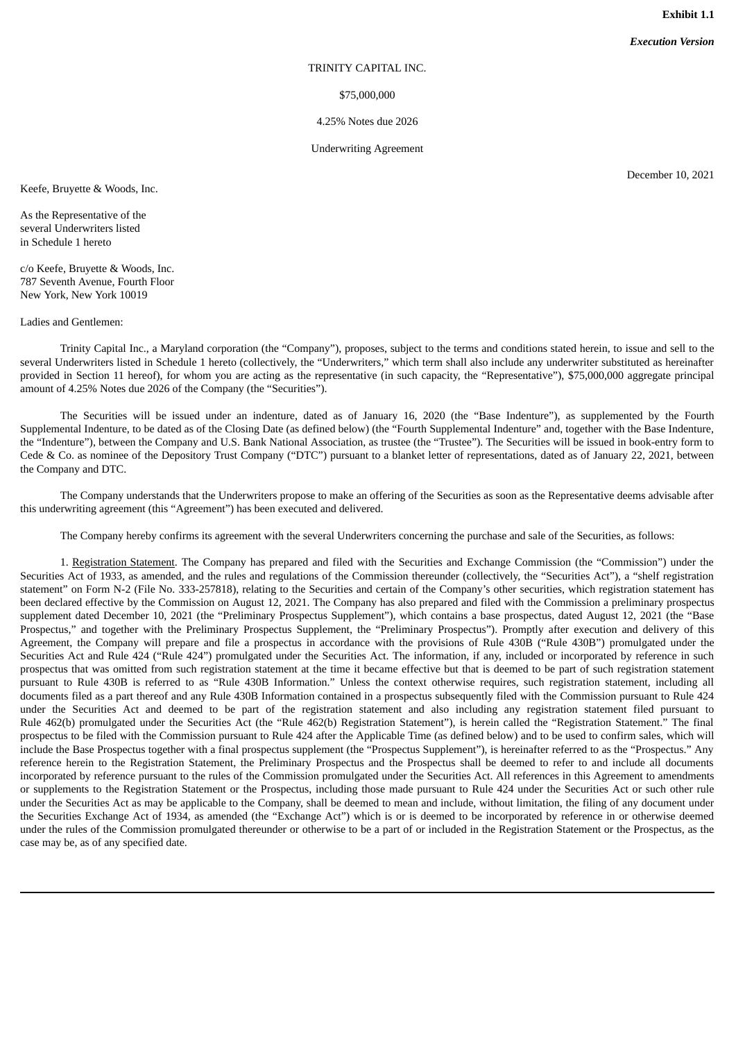**Exhibit 1.1**

***Execution Version***

TRINITY CAPITAL INC.

$75,000,000

4.25% Notes due 2026

Underwriting Agreement

December 10, 2021

Keefe, Bruyette & Woods, Inc.

As the Representative of the
several Underwriters listed
in Schedule 1 hereto

c/o Keefe, Bruyette & Woods, Inc.
787 Seventh Avenue, Fourth Floor
New York, New York 10019

Ladies and Gentlemen:

Trinity Capital Inc., a Maryland corporation (the "Company"), proposes, subject to the terms and conditions stated herein, to issue and sell to the several Underwriters listed in Schedule 1 hereto (collectively, the "Underwriters," which term shall also include any underwriter substituted as hereinafter provided in Section 11 hereof), for whom you are acting as the representative (in such capacity, the "Representative"), $75,000,000 aggregate principal amount of 4.25% Notes due 2026 of the Company (the "Securities").

The Securities will be issued under an indenture, dated as of January 16, 2020 (the "Base Indenture"), as supplemented by the Fourth Supplemental Indenture, to be dated as of the Closing Date (as defined below) (the "Fourth Supplemental Indenture" and, together with the Base Indenture, the "Indenture"), between the Company and U.S. Bank National Association, as trustee (the "Trustee"). The Securities will be issued in book-entry form to Cede & Co. as nominee of the Depository Trust Company ("DTC") pursuant to a blanket letter of representations, dated as of January 22, 2021, between the Company and DTC.

The Company understands that the Underwriters propose to make an offering of the Securities as soon as the Representative deems advisable after this underwriting agreement (this "Agreement") has been executed and delivered.

The Company hereby confirms its agreement with the several Underwriters concerning the purchase and sale of the Securities, as follows:

1. Registration Statement. The Company has prepared and filed with the Securities and Exchange Commission (the "Commission") under the Securities Act of 1933, as amended, and the rules and regulations of the Commission thereunder (collectively, the "Securities Act"), a "shelf registration statement" on Form N-2 (File No. 333-257818), relating to the Securities and certain of the Company's other securities, which registration statement has been declared effective by the Commission on August 12, 2021. The Company has also prepared and filed with the Commission a preliminary prospectus supplement dated December 10, 2021 (the "Preliminary Prospectus Supplement"), which contains a base prospectus, dated August 12, 2021 (the "Base Prospectus," and together with the Preliminary Prospectus Supplement, the "Preliminary Prospectus"). Promptly after execution and delivery of this Agreement, the Company will prepare and file a prospectus in accordance with the provisions of Rule 430B ("Rule 430B") promulgated under the Securities Act and Rule 424 ("Rule 424") promulgated under the Securities Act. The information, if any, included or incorporated by reference in such prospectus that was omitted from such registration statement at the time it became effective but that is deemed to be part of such registration statement pursuant to Rule 430B is referred to as "Rule 430B Information." Unless the context otherwise requires, such registration statement, including all documents filed as a part thereof and any Rule 430B Information contained in a prospectus subsequently filed with the Commission pursuant to Rule 424 under the Securities Act and deemed to be part of the registration statement and also including any registration statement filed pursuant to Rule 462(b) promulgated under the Securities Act (the "Rule 462(b) Registration Statement"), is herein called the "Registration Statement." The final prospectus to be filed with the Commission pursuant to Rule 424 after the Applicable Time (as defined below) and to be used to confirm sales, which will include the Base Prospectus together with a final prospectus supplement (the "Prospectus Supplement"), is hereinafter referred to as the "Prospectus." Any reference herein to the Registration Statement, the Preliminary Prospectus and the Prospectus shall be deemed to refer to and include all documents incorporated by reference pursuant to the rules of the Commission promulgated under the Securities Act. All references in this Agreement to amendments or supplements to the Registration Statement or the Prospectus, including those made pursuant to Rule 424 under the Securities Act or such other rule under the Securities Act as may be applicable to the Company, shall be deemed to mean and include, without limitation, the filing of any document under the Securities Exchange Act of 1934, as amended (the "Exchange Act") which is or is deemed to be incorporated by reference in or otherwise deemed under the rules of the Commission promulgated thereunder or otherwise to be a part of or included in the Registration Statement or the Prospectus, as the case may be, as of any specified date.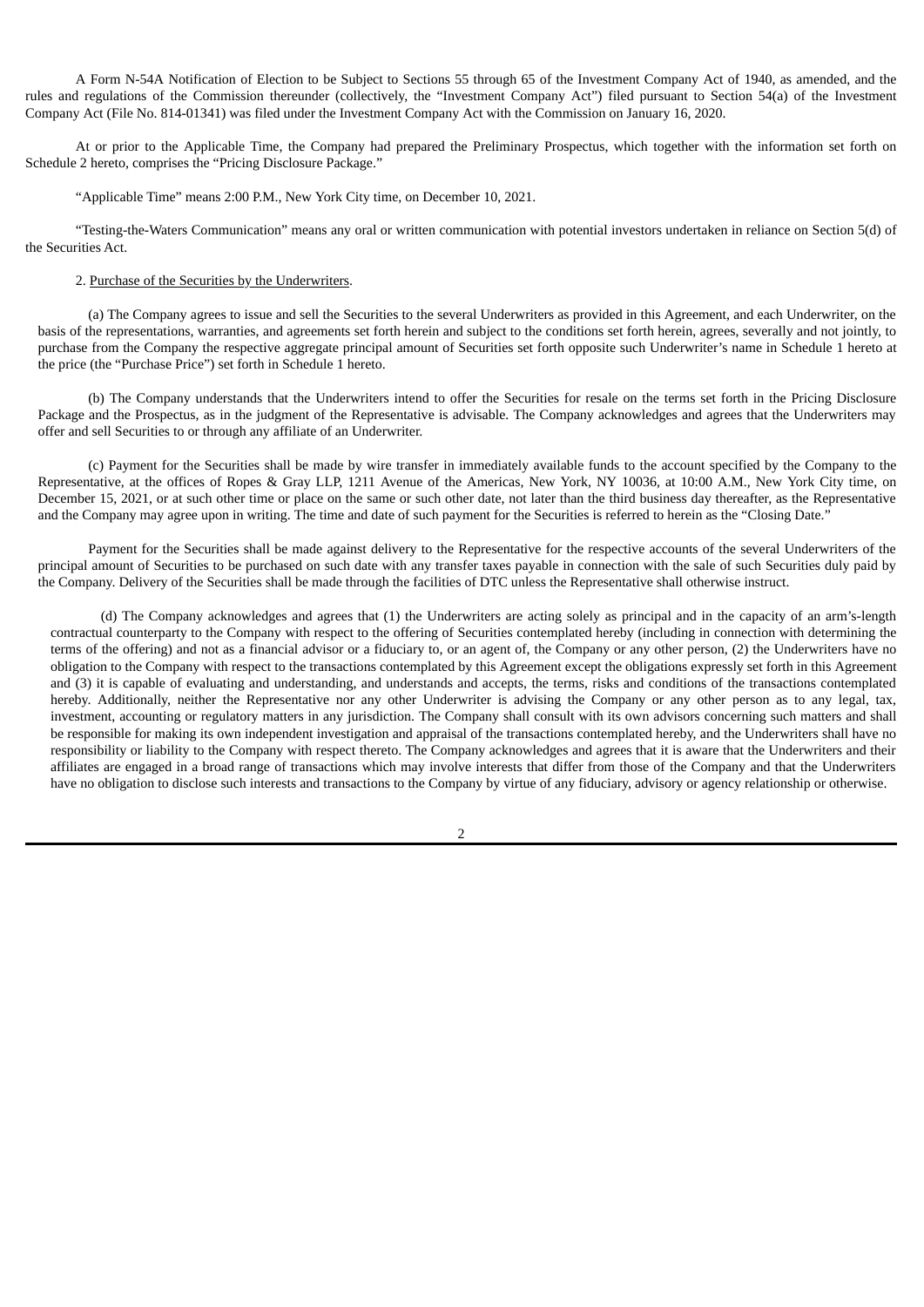A Form N-54A Notification of Election to be Subject to Sections 55 through 65 of the Investment Company Act of 1940, as amended, and the rules and regulations of the Commission thereunder (collectively, the "Investment Company Act") filed pursuant to Section 54(a) of the Investment Company Act (File No. 814-01341) was filed under the Investment Company Act with the Commission on January 16, 2020.

At or prior to the Applicable Time, the Company had prepared the Preliminary Prospectus, which together with the information set forth on Schedule 2 hereto, comprises the "Pricing Disclosure Package."

"Applicable Time" means 2:00 P.M., New York City time, on December 10, 2021.

"Testing-the-Waters Communication" means any oral or written communication with potential investors undertaken in reliance on Section 5(d) of the Securities Act.

2. Purchase of the Securities by the Underwriters.

(a) The Company agrees to issue and sell the Securities to the several Underwriters as provided in this Agreement, and each Underwriter, on the basis of the representations, warranties, and agreements set forth herein and subject to the conditions set forth herein, agrees, severally and not jointly, to purchase from the Company the respective aggregate principal amount of Securities set forth opposite such Underwriter's name in Schedule 1 hereto at the price (the "Purchase Price") set forth in Schedule 1 hereto.

(b) The Company understands that the Underwriters intend to offer the Securities for resale on the terms set forth in the Pricing Disclosure Package and the Prospectus, as in the judgment of the Representative is advisable. The Company acknowledges and agrees that the Underwriters may offer and sell Securities to or through any affiliate of an Underwriter.

(c) Payment for the Securities shall be made by wire transfer in immediately available funds to the account specified by the Company to the Representative, at the offices of Ropes & Gray LLP, 1211 Avenue of the Americas, New York, NY 10036, at 10:00 A.M., New York City time, on December 15, 2021, or at such other time or place on the same or such other date, not later than the third business day thereafter, as the Representative and the Company may agree upon in writing. The time and date of such payment for the Securities is referred to herein as the "Closing Date."

Payment for the Securities shall be made against delivery to the Representative for the respective accounts of the several Underwriters of the principal amount of Securities to be purchased on such date with any transfer taxes payable in connection with the sale of such Securities duly paid by the Company. Delivery of the Securities shall be made through the facilities of DTC unless the Representative shall otherwise instruct.

(d) The Company acknowledges and agrees that (1) the Underwriters are acting solely as principal and in the capacity of an arm's-length contractual counterparty to the Company with respect to the offering of Securities contemplated hereby (including in connection with determining the terms of the offering) and not as a financial advisor or a fiduciary to, or an agent of, the Company or any other person, (2) the Underwriters have no obligation to the Company with respect to the transactions contemplated by this Agreement except the obligations expressly set forth in this Agreement and (3) it is capable of evaluating and understanding, and understands and accepts, the terms, risks and conditions of the transactions contemplated hereby. Additionally, neither the Representative nor any other Underwriter is advising the Company or any other person as to any legal, tax, investment, accounting or regulatory matters in any jurisdiction. The Company shall consult with its own advisors concerning such matters and shall be responsible for making its own independent investigation and appraisal of the transactions contemplated hereby, and the Underwriters shall have no responsibility or liability to the Company with respect thereto. The Company acknowledges and agrees that it is aware that the Underwriters and their affiliates are engaged in a broad range of transactions which may involve interests that differ from those of the Company and that the Underwriters have no obligation to disclose such interests and transactions to the Company by virtue of any fiduciary, advisory or agency relationship or otherwise.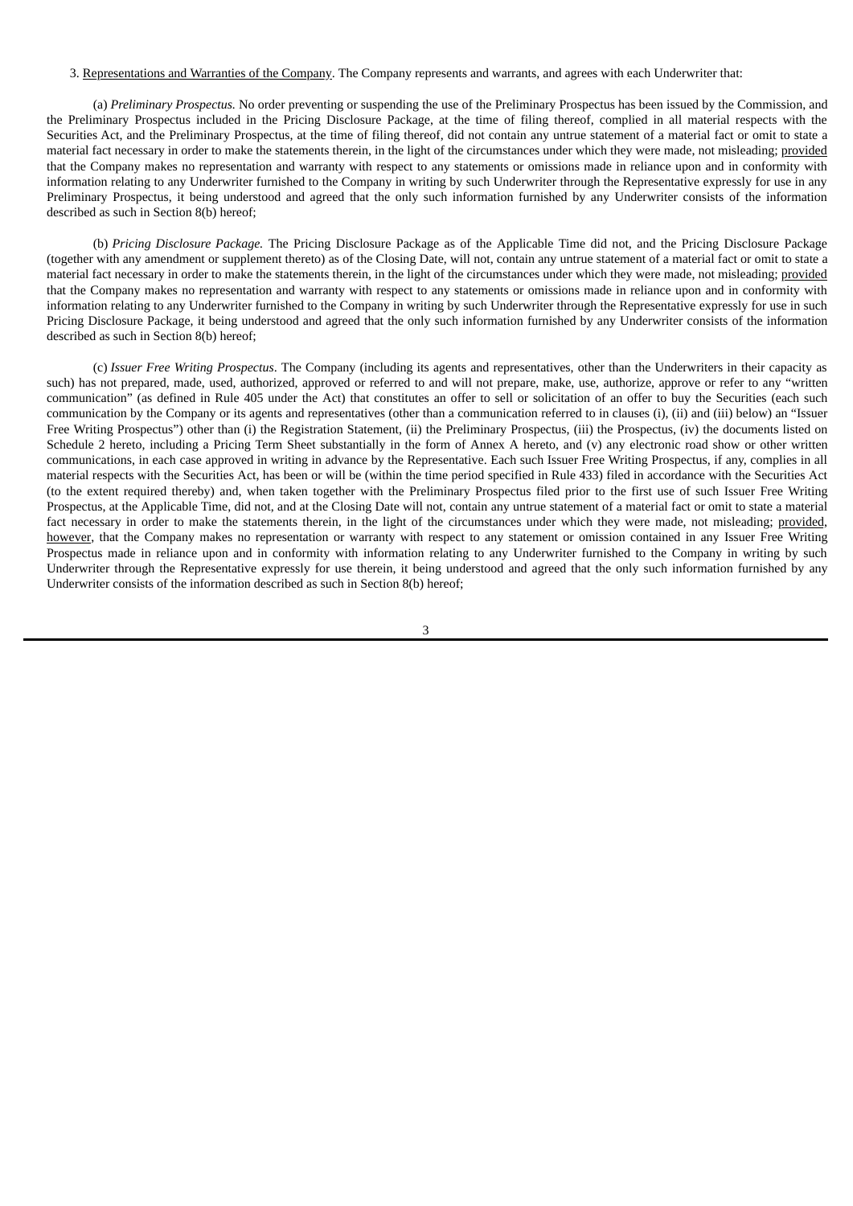3. Representations and Warranties of the Company. The Company represents and warrants, and agrees with each Underwriter that:

(a) *Preliminary Prospectus.* No order preventing or suspending the use of the Preliminary Prospectus has been issued by the Commission, and the Preliminary Prospectus included in the Pricing Disclosure Package, at the time of filing thereof, complied in all material respects with the Securities Act, and the Preliminary Prospectus, at the time of filing thereof, did not contain any untrue statement of a material fact or omit to state a material fact necessary in order to make the statements therein, in the light of the circumstances under which they were made, not misleading; provided that the Company makes no representation and warranty with respect to any statements or omissions made in reliance upon and in conformity with information relating to any Underwriter furnished to the Company in writing by such Underwriter through the Representative expressly for use in any Preliminary Prospectus, it being understood and agreed that the only such information furnished by any Underwriter consists of the information described as such in Section 8(b) hereof;

(b) *Pricing Disclosure Package.* The Pricing Disclosure Package as of the Applicable Time did not, and the Pricing Disclosure Package (together with any amendment or supplement thereto) as of the Closing Date, will not, contain any untrue statement of a material fact or omit to state a material fact necessary in order to make the statements therein, in the light of the circumstances under which they were made, not misleading; provided that the Company makes no representation and warranty with respect to any statements or omissions made in reliance upon and in conformity with information relating to any Underwriter furnished to the Company in writing by such Underwriter through the Representative expressly for use in such Pricing Disclosure Package, it being understood and agreed that the only such information furnished by any Underwriter consists of the information described as such in Section 8(b) hereof;

(c) *Issuer Free Writing Prospectus*. The Company (including its agents and representatives, other than the Underwriters in their capacity as such) has not prepared, made, used, authorized, approved or referred to and will not prepare, make, use, authorize, approve or refer to any "written communication" (as defined in Rule 405 under the Act) that constitutes an offer to sell or solicitation of an offer to buy the Securities (each such communication by the Company or its agents and representatives (other than a communication referred to in clauses (i), (ii) and (iii) below) an "Issuer Free Writing Prospectus") other than (i) the Registration Statement, (ii) the Preliminary Prospectus, (iii) the Prospectus, (iv) the documents listed on Schedule 2 hereto, including a Pricing Term Sheet substantially in the form of Annex A hereto, and (v) any electronic road show or other written communications, in each case approved in writing in advance by the Representative. Each such Issuer Free Writing Prospectus, if any, complies in all material respects with the Securities Act, has been or will be (within the time period specified in Rule 433) filed in accordance with the Securities Act (to the extent required thereby) and, when taken together with the Preliminary Prospectus filed prior to the first use of such Issuer Free Writing Prospectus, at the Applicable Time, did not, and at the Closing Date will not, contain any untrue statement of a material fact or omit to state a material fact necessary in order to make the statements therein, in the light of the circumstances under which they were made, not misleading; provided, however, that the Company makes no representation or warranty with respect to any statement or omission contained in any Issuer Free Writing Prospectus made in reliance upon and in conformity with information relating to any Underwriter furnished to the Company in writing by such Underwriter through the Representative expressly for use therein, it being understood and agreed that the only such information furnished by any Underwriter consists of the information described as such in Section 8(b) hereof;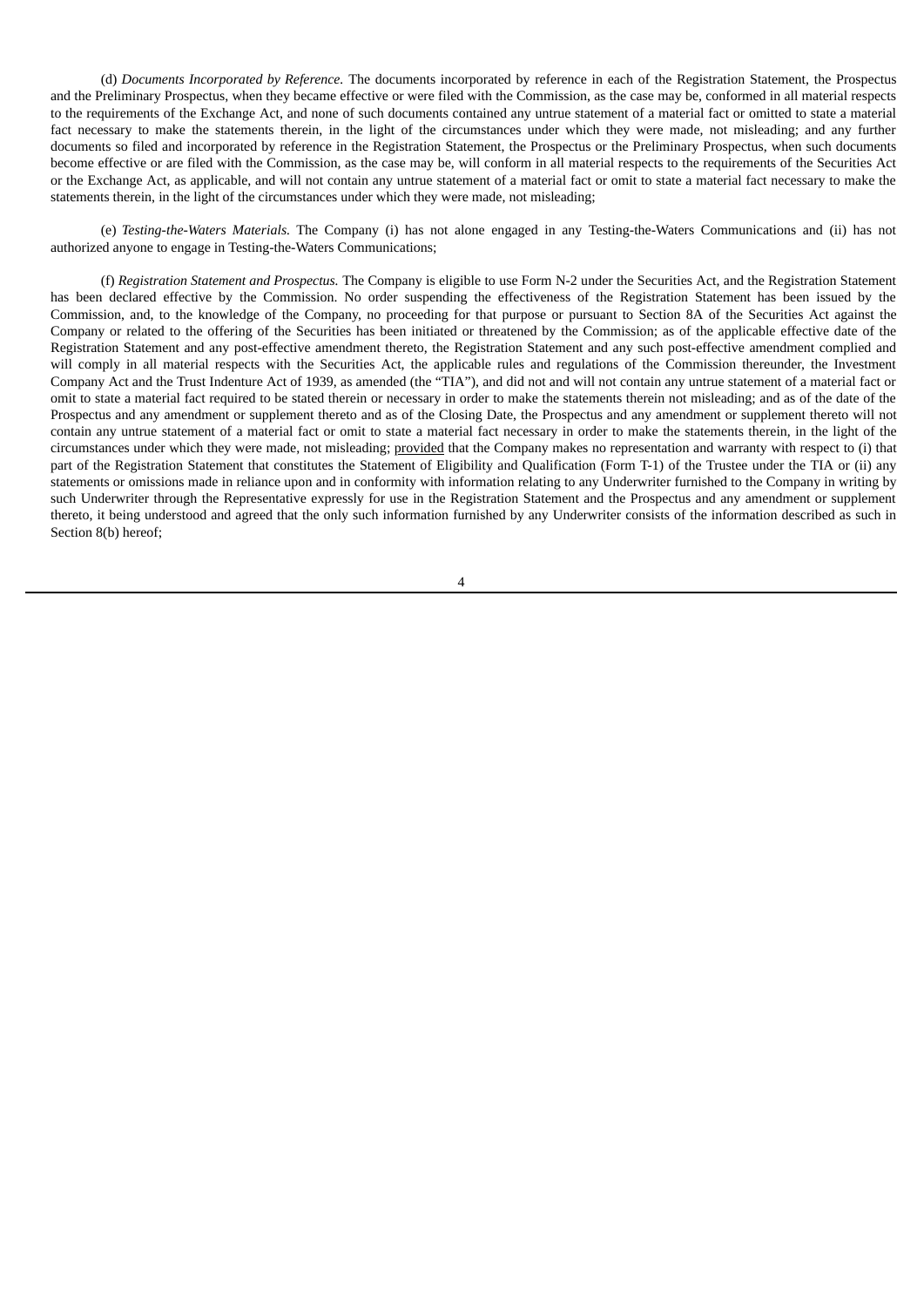(d) *Documents Incorporated by Reference.* The documents incorporated by reference in each of the Registration Statement, the Prospectus and the Preliminary Prospectus, when they became effective or were filed with the Commission, as the case may be, conformed in all material respects to the requirements of the Exchange Act, and none of such documents contained any untrue statement of a material fact or omitted to state a material fact necessary to make the statements therein, in the light of the circumstances under which they were made, not misleading; and any further documents so filed and incorporated by reference in the Registration Statement, the Prospectus or the Preliminary Prospectus, when such documents become effective or are filed with the Commission, as the case may be, will conform in all material respects to the requirements of the Securities Act or the Exchange Act, as applicable, and will not contain any untrue statement of a material fact or omit to state a material fact necessary to make the statements therein, in the light of the circumstances under which they were made, not misleading;

(e) *Testing-the-Waters Materials.* The Company (i) has not alone engaged in any Testing-the-Waters Communications and (ii) has not authorized anyone to engage in Testing-the-Waters Communications;

(f) *Registration Statement and Prospectus.* The Company is eligible to use Form N-2 under the Securities Act, and the Registration Statement has been declared effective by the Commission. No order suspending the effectiveness of the Registration Statement has been issued by the Commission, and, to the knowledge of the Company, no proceeding for that purpose or pursuant to Section 8A of the Securities Act against the Company or related to the offering of the Securities has been initiated or threatened by the Commission; as of the applicable effective date of the Registration Statement and any post-effective amendment thereto, the Registration Statement and any such post-effective amendment complied and will comply in all material respects with the Securities Act, the applicable rules and regulations of the Commission thereunder, the Investment Company Act and the Trust Indenture Act of 1939, as amended (the "TIA"), and did not and will not contain any untrue statement of a material fact or omit to state a material fact required to be stated therein or necessary in order to make the statements therein not misleading; and as of the date of the Prospectus and any amendment or supplement thereto and as of the Closing Date, the Prospectus and any amendment or supplement thereto will not contain any untrue statement of a material fact or omit to state a material fact necessary in order to make the statements therein, in the light of the circumstances under which they were made, not misleading; provided that the Company makes no representation and warranty with respect to (i) that part of the Registration Statement that constitutes the Statement of Eligibility and Qualification (Form T-1) of the Trustee under the TIA or (ii) any statements or omissions made in reliance upon and in conformity with information relating to any Underwriter furnished to the Company in writing by such Underwriter through the Representative expressly for use in the Registration Statement and the Prospectus and any amendment or supplement thereto, it being understood and agreed that the only such information furnished by any Underwriter consists of the information described as such in Section 8(b) hereof;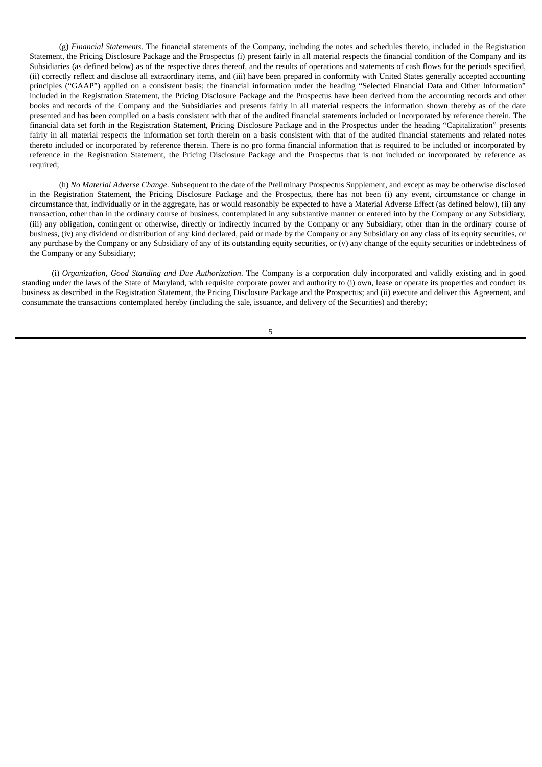(g) *Financial Statements.* The financial statements of the Company, including the notes and schedules thereto, included in the Registration Statement, the Pricing Disclosure Package and the Prospectus (i) present fairly in all material respects the financial condition of the Company and its Subsidiaries (as defined below) as of the respective dates thereof, and the results of operations and statements of cash flows for the periods specified, (ii) correctly reflect and disclose all extraordinary items, and (iii) have been prepared in conformity with United States generally accepted accounting principles ("GAAP") applied on a consistent basis; the financial information under the heading "Selected Financial Data and Other Information" included in the Registration Statement, the Pricing Disclosure Package and the Prospectus have been derived from the accounting records and other books and records of the Company and the Subsidiaries and presents fairly in all material respects the information shown thereby as of the date presented and has been compiled on a basis consistent with that of the audited financial statements included or incorporated by reference therein. The financial data set forth in the Registration Statement, Pricing Disclosure Package and in the Prospectus under the heading "Capitalization" presents fairly in all material respects the information set forth therein on a basis consistent with that of the audited financial statements and related notes thereto included or incorporated by reference therein. There is no pro forma financial information that is required to be included or incorporated by reference in the Registration Statement, the Pricing Disclosure Package and the Prospectus that is not included or incorporated by reference as required;

(h) *No Material Adverse Change*. Subsequent to the date of the Preliminary Prospectus Supplement, and except as may be otherwise disclosed in the Registration Statement, the Pricing Disclosure Package and the Prospectus, there has not been (i) any event, circumstance or change in circumstance that, individually or in the aggregate, has or would reasonably be expected to have a Material Adverse Effect (as defined below), (ii) any transaction, other than in the ordinary course of business, contemplated in any substantive manner or entered into by the Company or any Subsidiary, (iii) any obligation, contingent or otherwise, directly or indirectly incurred by the Company or any Subsidiary, other than in the ordinary course of business, (iv) any dividend or distribution of any kind declared, paid or made by the Company or any Subsidiary on any class of its equity securities, or any purchase by the Company or any Subsidiary of any of its outstanding equity securities, or (v) any change of the equity securities or indebtedness of the Company or any Subsidiary;

(i) *Organization, Good Standing and Due Authorization*. The Company is a corporation duly incorporated and validly existing and in good standing under the laws of the State of Maryland, with requisite corporate power and authority to (i) own, lease or operate its properties and conduct its business as described in the Registration Statement, the Pricing Disclosure Package and the Prospectus; and (ii) execute and deliver this Agreement, and consummate the transactions contemplated hereby (including the sale, issuance, and delivery of the Securities) and thereby;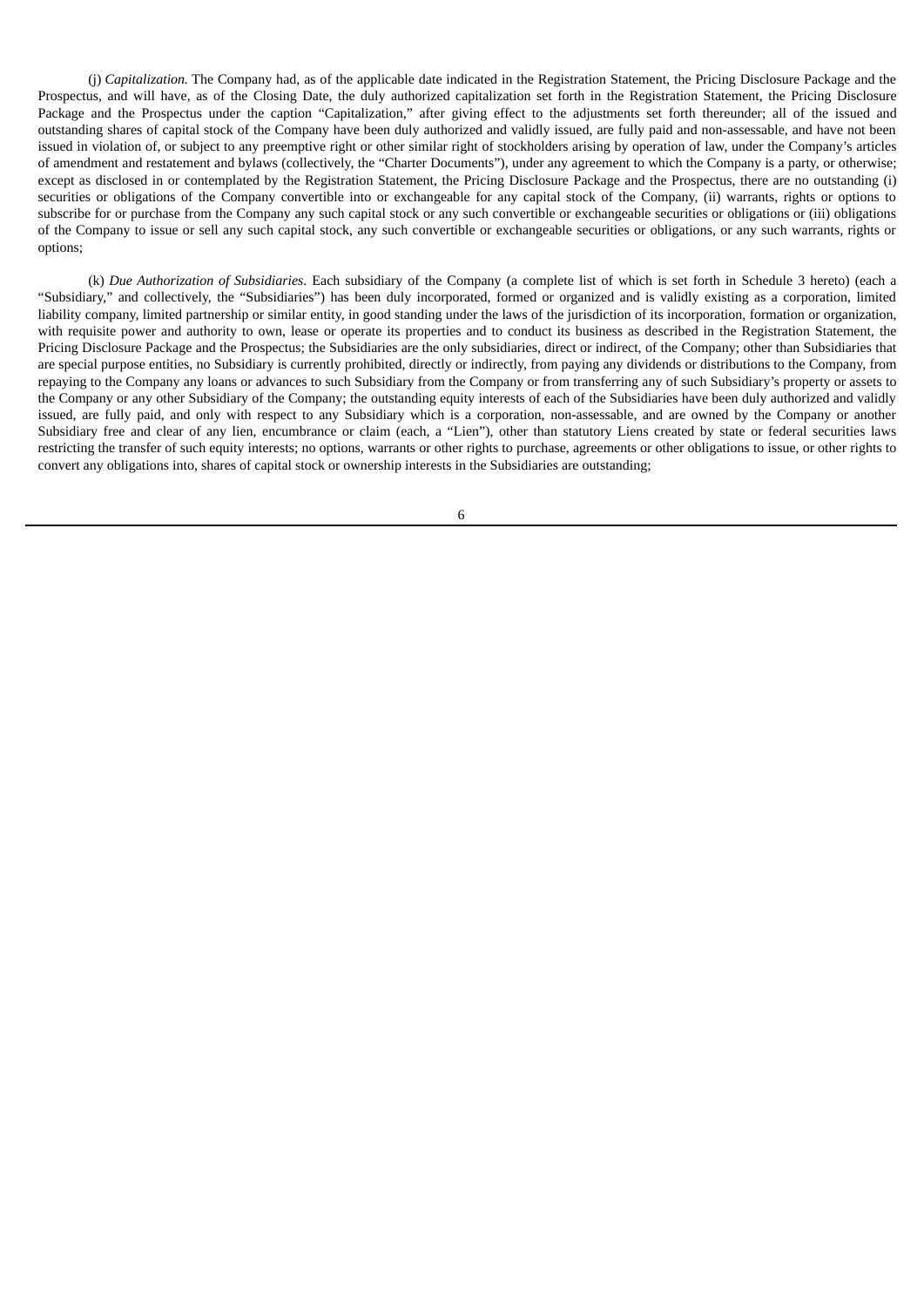(j) *Capitalization*. The Company had, as of the applicable date indicated in the Registration Statement, the Pricing Disclosure Package and the Prospectus, and will have, as of the Closing Date, the duly authorized capitalization set forth in the Registration Statement, the Pricing Disclosure Package and the Prospectus under the caption "Capitalization," after giving effect to the adjustments set forth thereunder; all of the issued and outstanding shares of capital stock of the Company have been duly authorized and validly issued, are fully paid and non-assessable, and have not been issued in violation of, or subject to any preemptive right or other similar right of stockholders arising by operation of law, under the Company's articles of amendment and restatement and bylaws (collectively, the "Charter Documents"), under any agreement to which the Company is a party, or otherwise; except as disclosed in or contemplated by the Registration Statement, the Pricing Disclosure Package and the Prospectus, there are no outstanding (i) securities or obligations of the Company convertible into or exchangeable for any capital stock of the Company, (ii) warrants, rights or options to subscribe for or purchase from the Company any such capital stock or any such convertible or exchangeable securities or obligations or (iii) obligations of the Company to issue or sell any such capital stock, any such convertible or exchangeable securities or obligations, or any such warrants, rights or options;

(k) *Due Authorization of Subsidiaries*. Each subsidiary of the Company (a complete list of which is set forth in Schedule 3 hereto) (each a "Subsidiary," and collectively, the "Subsidiaries") has been duly incorporated, formed or organized and is validly existing as a corporation, limited liability company, limited partnership or similar entity, in good standing under the laws of the jurisdiction of its incorporation, formation or organization, with requisite power and authority to own, lease or operate its properties and to conduct its business as described in the Registration Statement, the Pricing Disclosure Package and the Prospectus; the Subsidiaries are the only subsidiaries, direct or indirect, of the Company; other than Subsidiaries that are special purpose entities, no Subsidiary is currently prohibited, directly or indirectly, from paying any dividends or distributions to the Company, from repaying to the Company any loans or advances to such Subsidiary from the Company or from transferring any of such Subsidiary's property or assets to the Company or any other Subsidiary of the Company; the outstanding equity interests of each of the Subsidiaries have been duly authorized and validly issued, are fully paid, and only with respect to any Subsidiary which is a corporation, non-assessable, and are owned by the Company or another Subsidiary free and clear of any lien, encumbrance or claim (each, a "Lien"), other than statutory Liens created by state or federal securities laws restricting the transfer of such equity interests; no options, warrants or other rights to purchase, agreements or other obligations to issue, or other rights to convert any obligations into, shares of capital stock or ownership interests in the Subsidiaries are outstanding;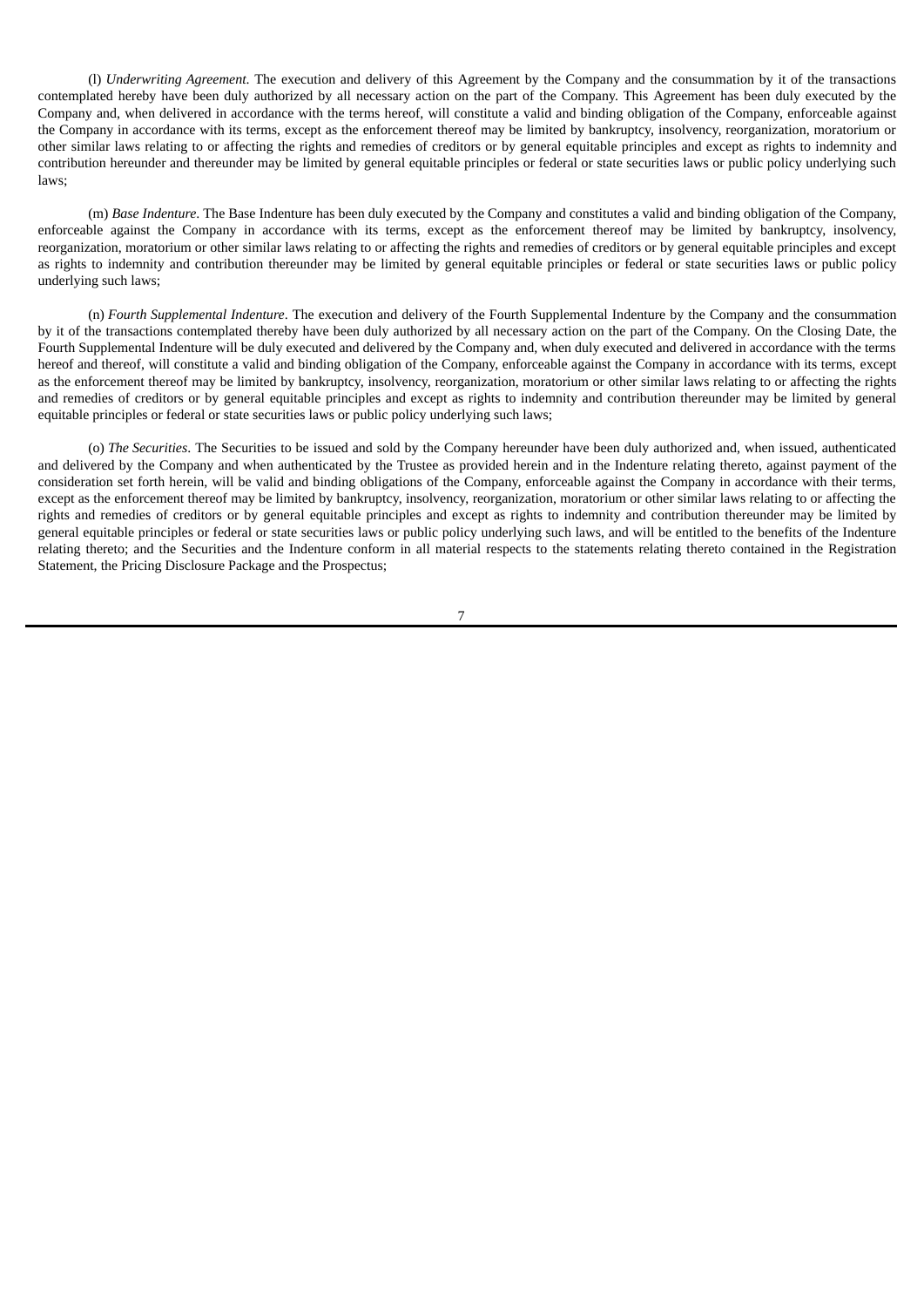(l) *Underwriting Agreement*. The execution and delivery of this Agreement by the Company and the consummation by it of the transactions contemplated hereby have been duly authorized by all necessary action on the part of the Company. This Agreement has been duly executed by the Company and, when delivered in accordance with the terms hereof, will constitute a valid and binding obligation of the Company, enforceable against the Company in accordance with its terms, except as the enforcement thereof may be limited by bankruptcy, insolvency, reorganization, moratorium or other similar laws relating to or affecting the rights and remedies of creditors or by general equitable principles and except as rights to indemnity and contribution hereunder and thereunder may be limited by general equitable principles or federal or state securities laws or public policy underlying such laws;

(m) *Base Indenture*. The Base Indenture has been duly executed by the Company and constitutes a valid and binding obligation of the Company, enforceable against the Company in accordance with its terms, except as the enforcement thereof may be limited by bankruptcy, insolvency, reorganization, moratorium or other similar laws relating to or affecting the rights and remedies of creditors or by general equitable principles and except as rights to indemnity and contribution thereunder may be limited by general equitable principles or federal or state securities laws or public policy underlying such laws;

(n) *Fourth Supplemental Indenture*. The execution and delivery of the Fourth Supplemental Indenture by the Company and the consummation by it of the transactions contemplated thereby have been duly authorized by all necessary action on the part of the Company. On the Closing Date, the Fourth Supplemental Indenture will be duly executed and delivered by the Company and, when duly executed and delivered in accordance with the terms hereof and thereof, will constitute a valid and binding obligation of the Company, enforceable against the Company in accordance with its terms, except as the enforcement thereof may be limited by bankruptcy, insolvency, reorganization, moratorium or other similar laws relating to or affecting the rights and remedies of creditors or by general equitable principles and except as rights to indemnity and contribution thereunder may be limited by general equitable principles or federal or state securities laws or public policy underlying such laws;

(o) *The Securities*. The Securities to be issued and sold by the Company hereunder have been duly authorized and, when issued, authenticated and delivered by the Company and when authenticated by the Trustee as provided herein and in the Indenture relating thereto, against payment of the consideration set forth herein, will be valid and binding obligations of the Company, enforceable against the Company in accordance with their terms, except as the enforcement thereof may be limited by bankruptcy, insolvency, reorganization, moratorium or other similar laws relating to or affecting the rights and remedies of creditors or by general equitable principles and except as rights to indemnity and contribution thereunder may be limited by general equitable principles or federal or state securities laws or public policy underlying such laws, and will be entitled to the benefits of the Indenture relating thereto; and the Securities and the Indenture conform in all material respects to the statements relating thereto contained in the Registration Statement, the Pricing Disclosure Package and the Prospectus;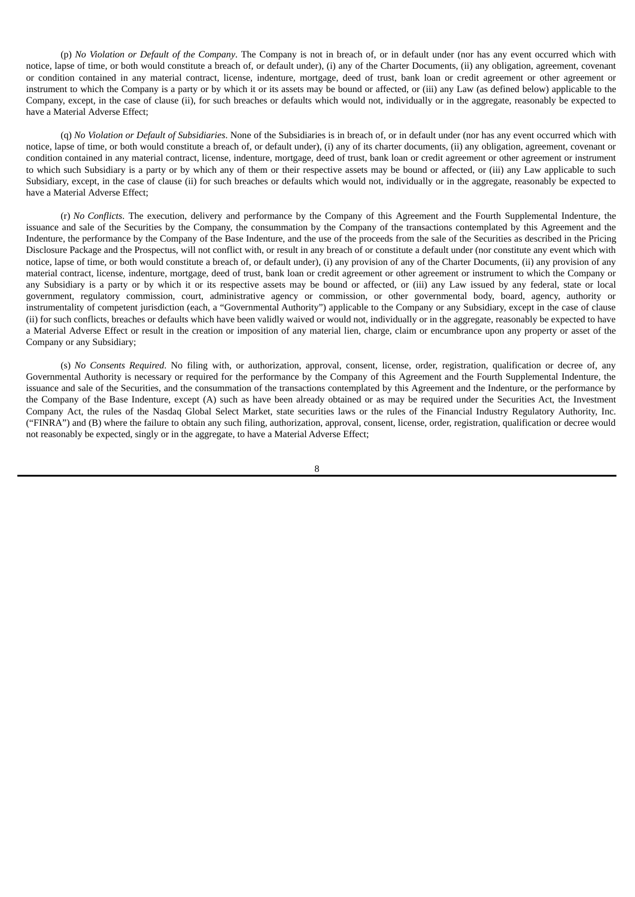(p) *No Violation or Default of the Company*. The Company is not in breach of, or in default under (nor has any event occurred which with notice, lapse of time, or both would constitute a breach of, or default under), (i) any of the Charter Documents, (ii) any obligation, agreement, covenant or condition contained in any material contract, license, indenture, mortgage, deed of trust, bank loan or credit agreement or other agreement or instrument to which the Company is a party or by which it or its assets may be bound or affected, or (iii) any Law (as defined below) applicable to the Company, except, in the case of clause (ii), for such breaches or defaults which would not, individually or in the aggregate, reasonably be expected to have a Material Adverse Effect;

(q) *No Violation or Default of Subsidiaries*. None of the Subsidiaries is in breach of, or in default under (nor has any event occurred which with notice, lapse of time, or both would constitute a breach of, or default under), (i) any of its charter documents, (ii) any obligation, agreement, covenant or condition contained in any material contract, license, indenture, mortgage, deed of trust, bank loan or credit agreement or other agreement or instrument to which such Subsidiary is a party or by which any of them or their respective assets may be bound or affected, or (iii) any Law applicable to such Subsidiary, except, in the case of clause (ii) for such breaches or defaults which would not, individually or in the aggregate, reasonably be expected to have a Material Adverse Effect;

(r) *No Conflicts*. The execution, delivery and performance by the Company of this Agreement and the Fourth Supplemental Indenture, the issuance and sale of the Securities by the Company, the consummation by the Company of the transactions contemplated by this Agreement and the Indenture, the performance by the Company of the Base Indenture, and the use of the proceeds from the sale of the Securities as described in the Pricing Disclosure Package and the Prospectus, will not conflict with, or result in any breach of or constitute a default under (nor constitute any event which with notice, lapse of time, or both would constitute a breach of, or default under), (i) any provision of any of the Charter Documents, (ii) any provision of any material contract, license, indenture, mortgage, deed of trust, bank loan or credit agreement or other agreement or instrument to which the Company or any Subsidiary is a party or by which it or its respective assets may be bound or affected, or (iii) any Law issued by any federal, state or local government, regulatory commission, court, administrative agency or commission, or other governmental body, board, agency, authority or instrumentality of competent jurisdiction (each, a "Governmental Authority") applicable to the Company or any Subsidiary, except in the case of clause (ii) for such conflicts, breaches or defaults which have been validly waived or would not, individually or in the aggregate, reasonably be expected to have a Material Adverse Effect or result in the creation or imposition of any material lien, charge, claim or encumbrance upon any property or asset of the Company or any Subsidiary;

(s) *No Consents Required*. No filing with, or authorization, approval, consent, license, order, registration, qualification or decree of, any Governmental Authority is necessary or required for the performance by the Company of this Agreement and the Fourth Supplemental Indenture, the issuance and sale of the Securities, and the consummation of the transactions contemplated by this Agreement and the Indenture, or the performance by the Company of the Base Indenture, except (A) such as have been already obtained or as may be required under the Securities Act, the Investment Company Act, the rules of the Nasdaq Global Select Market, state securities laws or the rules of the Financial Industry Regulatory Authority, Inc. ("FINRA") and (B) where the failure to obtain any such filing, authorization, approval, consent, license, order, registration, qualification or decree would not reasonably be expected, singly or in the aggregate, to have a Material Adverse Effect;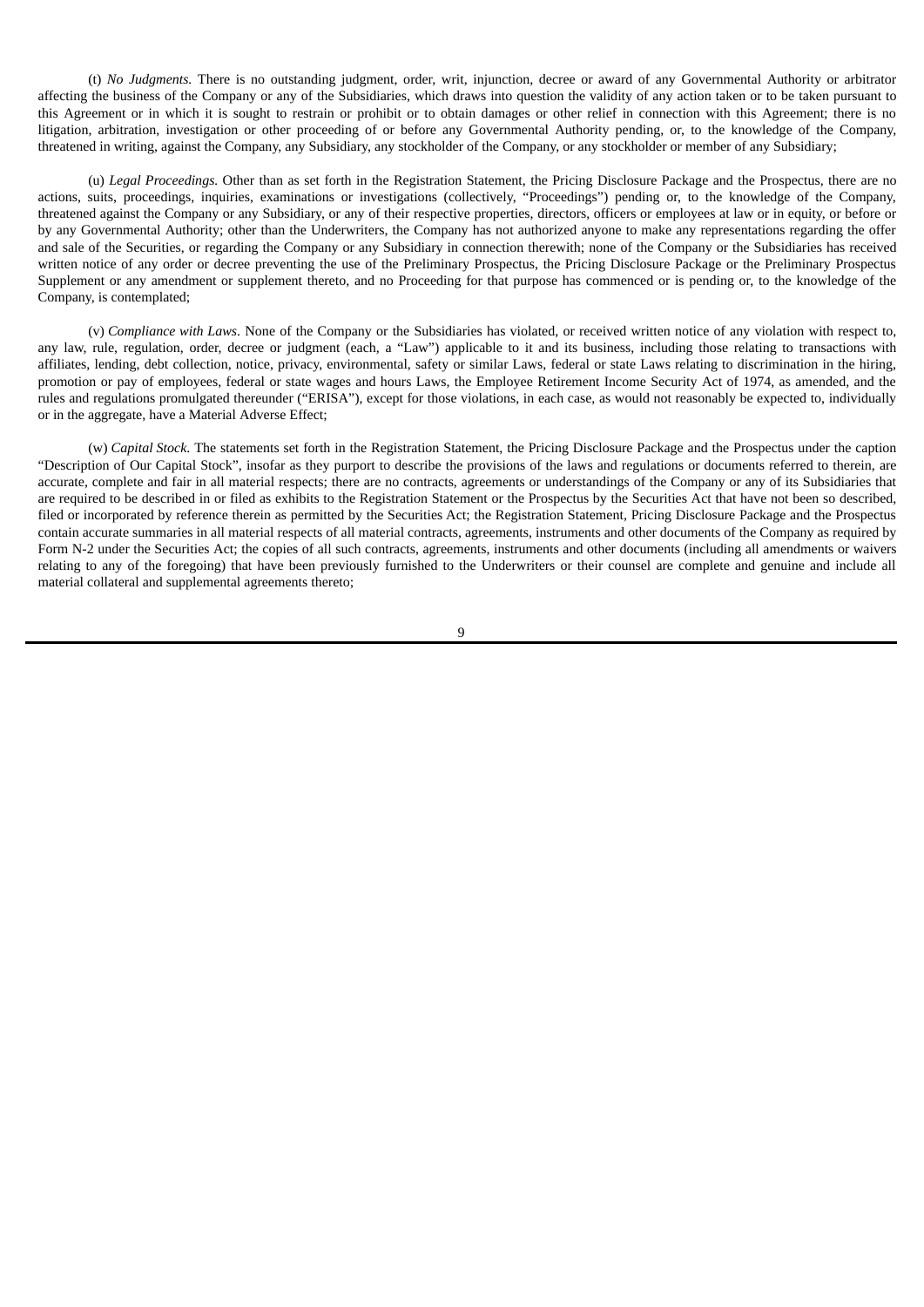(t) *No Judgments.* There is no outstanding judgment, order, writ, injunction, decree or award of any Governmental Authority or arbitrator affecting the business of the Company or any of the Subsidiaries, which draws into question the validity of any action taken or to be taken pursuant to this Agreement or in which it is sought to restrain or prohibit or to obtain damages or other relief in connection with this Agreement; there is no litigation, arbitration, investigation or other proceeding of or before any Governmental Authority pending, or, to the knowledge of the Company, threatened in writing, against the Company, any Subsidiary, any stockholder of the Company, or any stockholder or member of any Subsidiary;

(u) *Legal Proceedings.* Other than as set forth in the Registration Statement, the Pricing Disclosure Package and the Prospectus, there are no actions, suits, proceedings, inquiries, examinations or investigations (collectively, "Proceedings") pending or, to the knowledge of the Company, threatened against the Company or any Subsidiary, or any of their respective properties, directors, officers or employees at law or in equity, or before or by any Governmental Authority; other than the Underwriters, the Company has not authorized anyone to make any representations regarding the offer and sale of the Securities, or regarding the Company or any Subsidiary in connection therewith; none of the Company or the Subsidiaries has received written notice of any order or decree preventing the use of the Preliminary Prospectus, the Pricing Disclosure Package or the Preliminary Prospectus Supplement or any amendment or supplement thereto, and no Proceeding for that purpose has commenced or is pending or, to the knowledge of the Company, is contemplated;

(v) *Compliance with Laws*. None of the Company or the Subsidiaries has violated, or received written notice of any violation with respect to, any law, rule, regulation, order, decree or judgment (each, a "Law") applicable to it and its business, including those relating to transactions with affiliates, lending, debt collection, notice, privacy, environmental, safety or similar Laws, federal or state Laws relating to discrimination in the hiring, promotion or pay of employees, federal or state wages and hours Laws, the Employee Retirement Income Security Act of 1974, as amended, and the rules and regulations promulgated thereunder ("ERISA"), except for those violations, in each case, as would not reasonably be expected to, individually or in the aggregate, have a Material Adverse Effect;

(w) *Capital Stock*. The statements set forth in the Registration Statement, the Pricing Disclosure Package and the Prospectus under the caption "Description of Our Capital Stock", insofar as they purport to describe the provisions of the laws and regulations or documents referred to therein, are accurate, complete and fair in all material respects; there are no contracts, agreements or understandings of the Company or any of its Subsidiaries that are required to be described in or filed as exhibits to the Registration Statement or the Prospectus by the Securities Act that have not been so described, filed or incorporated by reference therein as permitted by the Securities Act; the Registration Statement, Pricing Disclosure Package and the Prospectus contain accurate summaries in all material respects of all material contracts, agreements, instruments and other documents of the Company as required by Form N-2 under the Securities Act; the copies of all such contracts, agreements, instruments and other documents (including all amendments or waivers relating to any of the foregoing) that have been previously furnished to the Underwriters or their counsel are complete and genuine and include all material collateral and supplemental agreements thereto;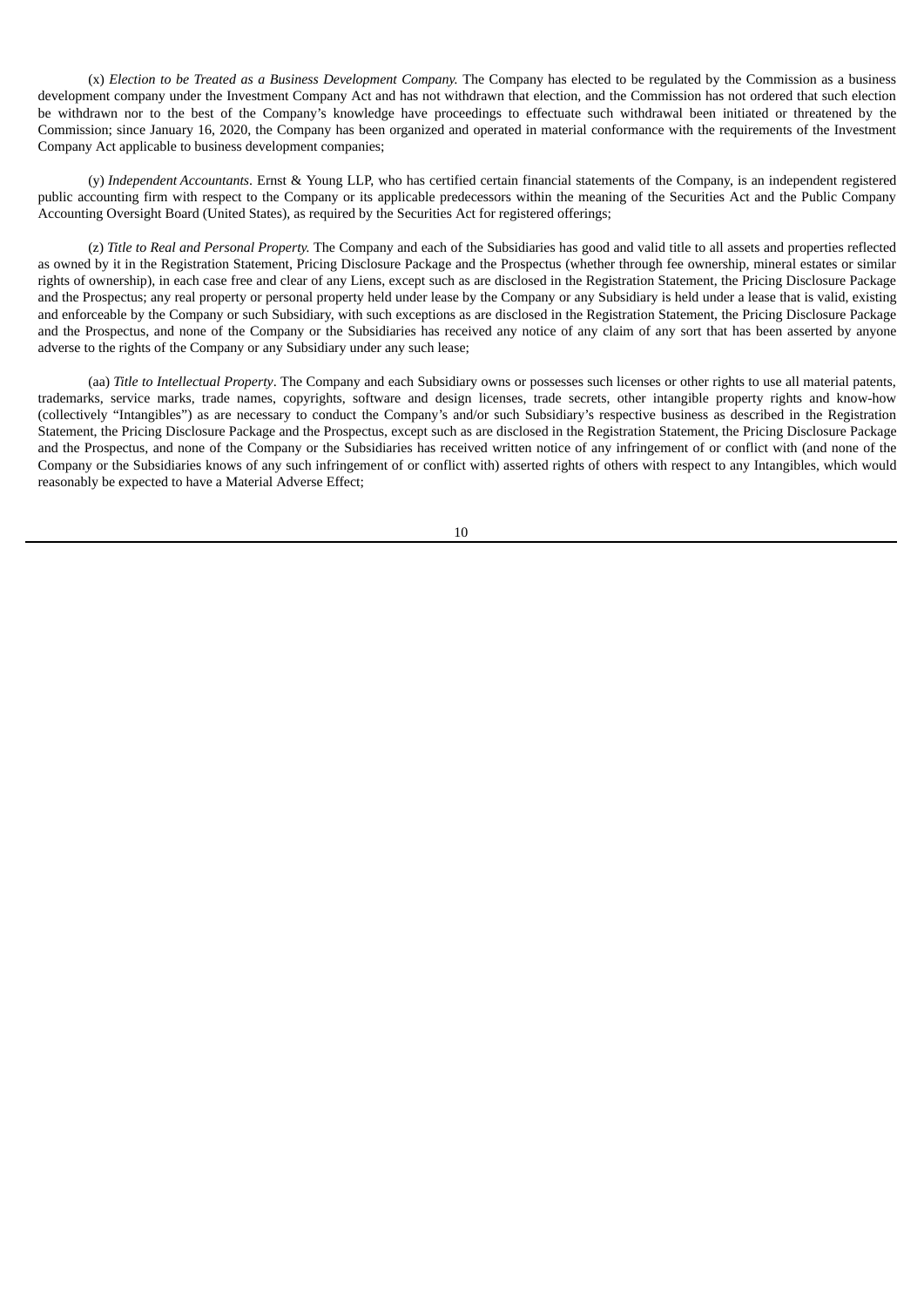(x) *Election to be Treated as a Business Development Company.* The Company has elected to be regulated by the Commission as a business development company under the Investment Company Act and has not withdrawn that election, and the Commission has not ordered that such election be withdrawn nor to the best of the Company's knowledge have proceedings to effectuate such withdrawal been initiated or threatened by the Commission; since January 16, 2020, the Company has been organized and operated in material conformance with the requirements of the Investment Company Act applicable to business development companies;

(y) *Independent Accountants*. Ernst & Young LLP, who has certified certain financial statements of the Company, is an independent registered public accounting firm with respect to the Company or its applicable predecessors within the meaning of the Securities Act and the Public Company Accounting Oversight Board (United States), as required by the Securities Act for registered offerings;

(z) *Title to Real and Personal Property.* The Company and each of the Subsidiaries has good and valid title to all assets and properties reflected as owned by it in the Registration Statement, Pricing Disclosure Package and the Prospectus (whether through fee ownership, mineral estates or similar rights of ownership), in each case free and clear of any Liens, except such as are disclosed in the Registration Statement, the Pricing Disclosure Package and the Prospectus; any real property or personal property held under lease by the Company or any Subsidiary is held under a lease that is valid, existing and enforceable by the Company or such Subsidiary, with such exceptions as are disclosed in the Registration Statement, the Pricing Disclosure Package and the Prospectus, and none of the Company or the Subsidiaries has received any notice of any claim of any sort that has been asserted by anyone adverse to the rights of the Company or any Subsidiary under any such lease;

(aa) *Title to Intellectual Property*. The Company and each Subsidiary owns or possesses such licenses or other rights to use all material patents, trademarks, service marks, trade names, copyrights, software and design licenses, trade secrets, other intangible property rights and know-how (collectively "Intangibles") as are necessary to conduct the Company's and/or such Subsidiary's respective business as described in the Registration Statement, the Pricing Disclosure Package and the Prospectus, except such as are disclosed in the Registration Statement, the Pricing Disclosure Package and the Prospectus, and none of the Company or the Subsidiaries has received written notice of any infringement of or conflict with (and none of the Company or the Subsidiaries knows of any such infringement of or conflict with) asserted rights of others with respect to any Intangibles, which would reasonably be expected to have a Material Adverse Effect;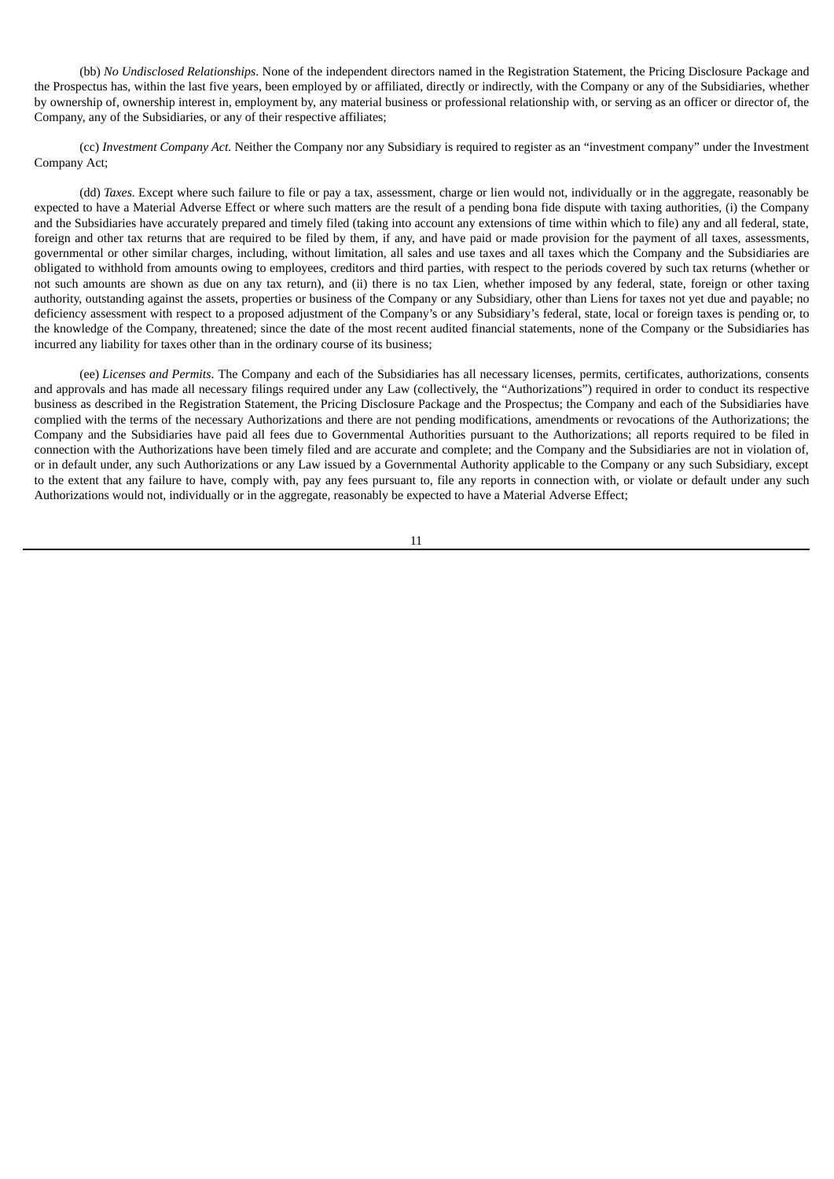(bb) *No Undisclosed Relationships*. None of the independent directors named in the Registration Statement, the Pricing Disclosure Package and the Prospectus has, within the last five years, been employed by or affiliated, directly or indirectly, with the Company or any of the Subsidiaries, whether by ownership of, ownership interest in, employment by, any material business or professional relationship with, or serving as an officer or director of, the Company, any of the Subsidiaries, or any of their respective affiliates;

(cc) *Investment Company Act*. Neither the Company nor any Subsidiary is required to register as an "investment company" under the Investment Company Act;

(dd) *Taxes*. Except where such failure to file or pay a tax, assessment, charge or lien would not, individually or in the aggregate, reasonably be expected to have a Material Adverse Effect or where such matters are the result of a pending bona fide dispute with taxing authorities, (i) the Company and the Subsidiaries have accurately prepared and timely filed (taking into account any extensions of time within which to file) any and all federal, state, foreign and other tax returns that are required to be filed by them, if any, and have paid or made provision for the payment of all taxes, assessments, governmental or other similar charges, including, without limitation, all sales and use taxes and all taxes which the Company and the Subsidiaries are obligated to withhold from amounts owing to employees, creditors and third parties, with respect to the periods covered by such tax returns (whether or not such amounts are shown as due on any tax return), and (ii) there is no tax Lien, whether imposed by any federal, state, foreign or other taxing authority, outstanding against the assets, properties or business of the Company or any Subsidiary, other than Liens for taxes not yet due and payable; no deficiency assessment with respect to a proposed adjustment of the Company's or any Subsidiary's federal, state, local or foreign taxes is pending or, to the knowledge of the Company, threatened; since the date of the most recent audited financial statements, none of the Company or the Subsidiaries has incurred any liability for taxes other than in the ordinary course of its business;

(ee) *Licenses and Permits*. The Company and each of the Subsidiaries has all necessary licenses, permits, certificates, authorizations, consents and approvals and has made all necessary filings required under any Law (collectively, the "Authorizations") required in order to conduct its respective business as described in the Registration Statement, the Pricing Disclosure Package and the Prospectus; the Company and each of the Subsidiaries have complied with the terms of the necessary Authorizations and there are not pending modifications, amendments or revocations of the Authorizations; the Company and the Subsidiaries have paid all fees due to Governmental Authorities pursuant to the Authorizations; all reports required to be filed in connection with the Authorizations have been timely filed and are accurate and complete; and the Company and the Subsidiaries are not in violation of, or in default under, any such Authorizations or any Law issued by a Governmental Authority applicable to the Company or any such Subsidiary, except to the extent that any failure to have, comply with, pay any fees pursuant to, file any reports in connection with, or violate or default under any such Authorizations would not, individually or in the aggregate, reasonably be expected to have a Material Adverse Effect;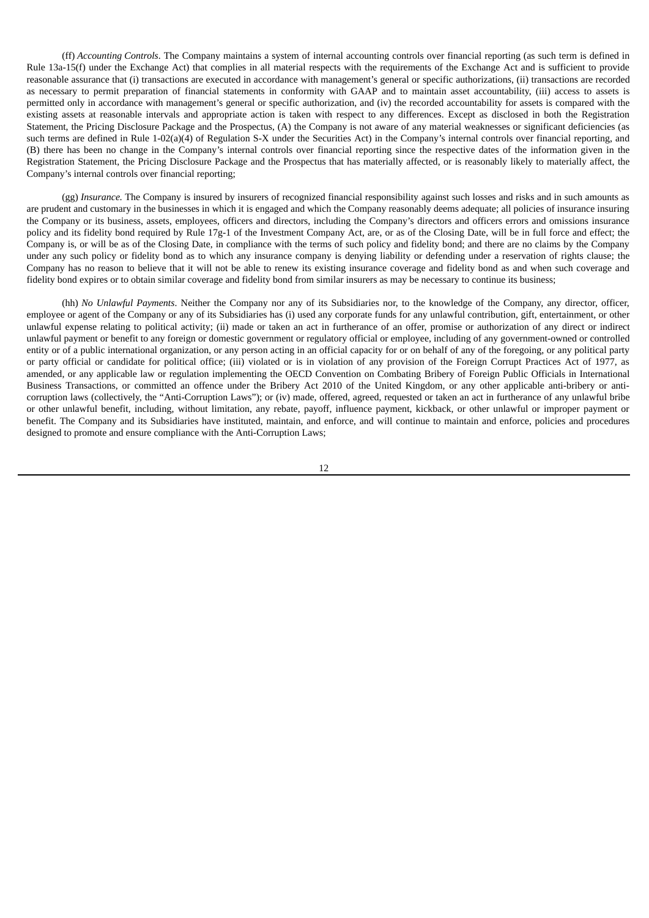(ff) *Accounting Controls*. The Company maintains a system of internal accounting controls over financial reporting (as such term is defined in Rule 13a-15(f) under the Exchange Act) that complies in all material respects with the requirements of the Exchange Act and is sufficient to provide reasonable assurance that (i) transactions are executed in accordance with management's general or specific authorizations, (ii) transactions are recorded as necessary to permit preparation of financial statements in conformity with GAAP and to maintain asset accountability, (iii) access to assets is permitted only in accordance with management's general or specific authorization, and (iv) the recorded accountability for assets is compared with the existing assets at reasonable intervals and appropriate action is taken with respect to any differences. Except as disclosed in both the Registration Statement, the Pricing Disclosure Package and the Prospectus, (A) the Company is not aware of any material weaknesses or significant deficiencies (as such terms are defined in Rule 1-02(a)(4) of Regulation S-X under the Securities Act) in the Company's internal controls over financial reporting, and (B) there has been no change in the Company's internal controls over financial reporting since the respective dates of the information given in the Registration Statement, the Pricing Disclosure Package and the Prospectus that has materially affected, or is reasonably likely to materially affect, the Company's internal controls over financial reporting;

(gg) *Insurance.* The Company is insured by insurers of recognized financial responsibility against such losses and risks and in such amounts as are prudent and customary in the businesses in which it is engaged and which the Company reasonably deems adequate; all policies of insurance insuring the Company or its business, assets, employees, officers and directors, including the Company's directors and officers errors and omissions insurance policy and its fidelity bond required by Rule 17g-1 of the Investment Company Act, are, or as of the Closing Date, will be in full force and effect; the Company is, or will be as of the Closing Date, in compliance with the terms of such policy and fidelity bond; and there are no claims by the Company under any such policy or fidelity bond as to which any insurance company is denying liability or defending under a reservation of rights clause; the Company has no reason to believe that it will not be able to renew its existing insurance coverage and fidelity bond as and when such coverage and fidelity bond expires or to obtain similar coverage and fidelity bond from similar insurers as may be necessary to continue its business;

(hh) *No Unlawful Payments*. Neither the Company nor any of its Subsidiaries nor, to the knowledge of the Company, any director, officer, employee or agent of the Company or any of its Subsidiaries has (i) used any corporate funds for any unlawful contribution, gift, entertainment, or other unlawful expense relating to political activity; (ii) made or taken an act in furtherance of an offer, promise or authorization of any direct or indirect unlawful payment or benefit to any foreign or domestic government or regulatory official or employee, including of any government-owned or controlled entity or of a public international organization, or any person acting in an official capacity for or on behalf of any of the foregoing, or any political party or party official or candidate for political office; (iii) violated or is in violation of any provision of the Foreign Corrupt Practices Act of 1977, as amended, or any applicable law or regulation implementing the OECD Convention on Combating Bribery of Foreign Public Officials in International Business Transactions, or committed an offence under the Bribery Act 2010 of the United Kingdom, or any other applicable anti-bribery or anti-corruption laws (collectively, the "Anti-Corruption Laws"); or (iv) made, offered, agreed, requested or taken an act in furtherance of any unlawful bribe or other unlawful benefit, including, without limitation, any rebate, payoff, influence payment, kickback, or other unlawful or improper payment or benefit. The Company and its Subsidiaries have instituted, maintain, and enforce, and will continue to maintain and enforce, policies and procedures designed to promote and ensure compliance with the Anti-Corruption Laws;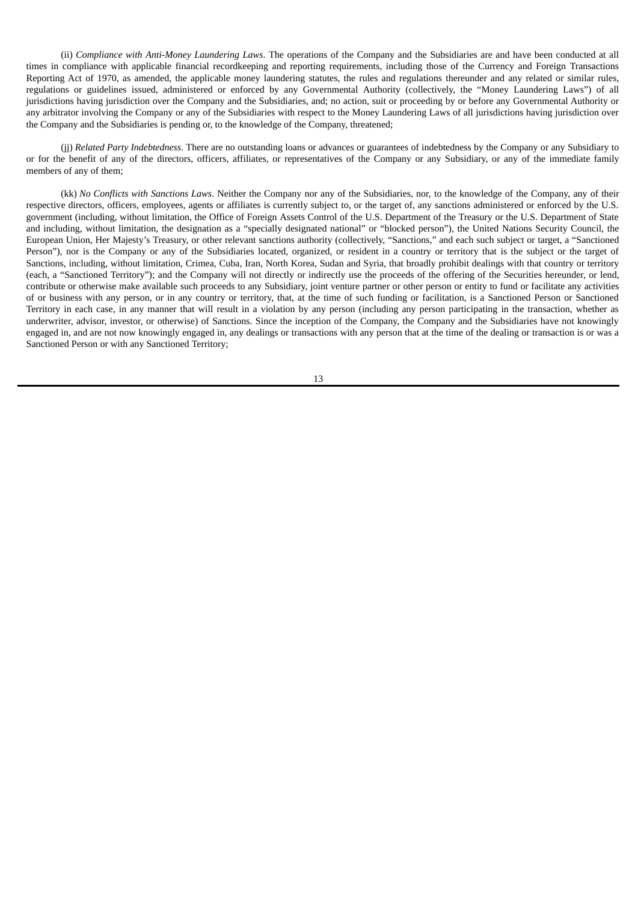(ii) *Compliance with Anti-Money Laundering Laws*. The operations of the Company and the Subsidiaries are and have been conducted at all times in compliance with applicable financial recordkeeping and reporting requirements, including those of the Currency and Foreign Transactions Reporting Act of 1970, as amended, the applicable money laundering statutes, the rules and regulations thereunder and any related or similar rules, regulations or guidelines issued, administered or enforced by any Governmental Authority (collectively, the "Money Laundering Laws") of all jurisdictions having jurisdiction over the Company and the Subsidiaries, and; no action, suit or proceeding by or before any Governmental Authority or any arbitrator involving the Company or any of the Subsidiaries with respect to the Money Laundering Laws of all jurisdictions having jurisdiction over the Company and the Subsidiaries is pending or, to the knowledge of the Company, threatened;

(jj) *Related Party Indebtedness*. There are no outstanding loans or advances or guarantees of indebtedness by the Company or any Subsidiary to or for the benefit of any of the directors, officers, affiliates, or representatives of the Company or any Subsidiary, or any of the immediate family members of any of them;

(kk) *No Conflicts with Sanctions Laws*. Neither the Company nor any of the Subsidiaries, nor, to the knowledge of the Company, any of their respective directors, officers, employees, agents or affiliates is currently subject to, or the target of, any sanctions administered or enforced by the U.S. government (including, without limitation, the Office of Foreign Assets Control of the U.S. Department of the Treasury or the U.S. Department of State and including, without limitation, the designation as a "specially designated national" or "blocked person"), the United Nations Security Council, the European Union, Her Majesty's Treasury, or other relevant sanctions authority (collectively, "Sanctions," and each such subject or target, a "Sanctioned Person"), nor is the Company or any of the Subsidiaries located, organized, or resident in a country or territory that is the subject or the target of Sanctions, including, without limitation, Crimea, Cuba, Iran, North Korea, Sudan and Syria, that broadly prohibit dealings with that country or territory (each, a "Sanctioned Territory"); and the Company will not directly or indirectly use the proceeds of the offering of the Securities hereunder, or lend, contribute or otherwise make available such proceeds to any Subsidiary, joint venture partner or other person or entity to fund or facilitate any activities of or business with any person, or in any country or territory, that, at the time of such funding or facilitation, is a Sanctioned Person or Sanctioned Territory in each case, in any manner that will result in a violation by any person (including any person participating in the transaction, whether as underwriter, advisor, investor, or otherwise) of Sanctions. Since the inception of the Company, the Company and the Subsidiaries have not knowingly engaged in, and are not now knowingly engaged in, any dealings or transactions with any person that at the time of the dealing or transaction is or was a Sanctioned Person or with any Sanctioned Territory;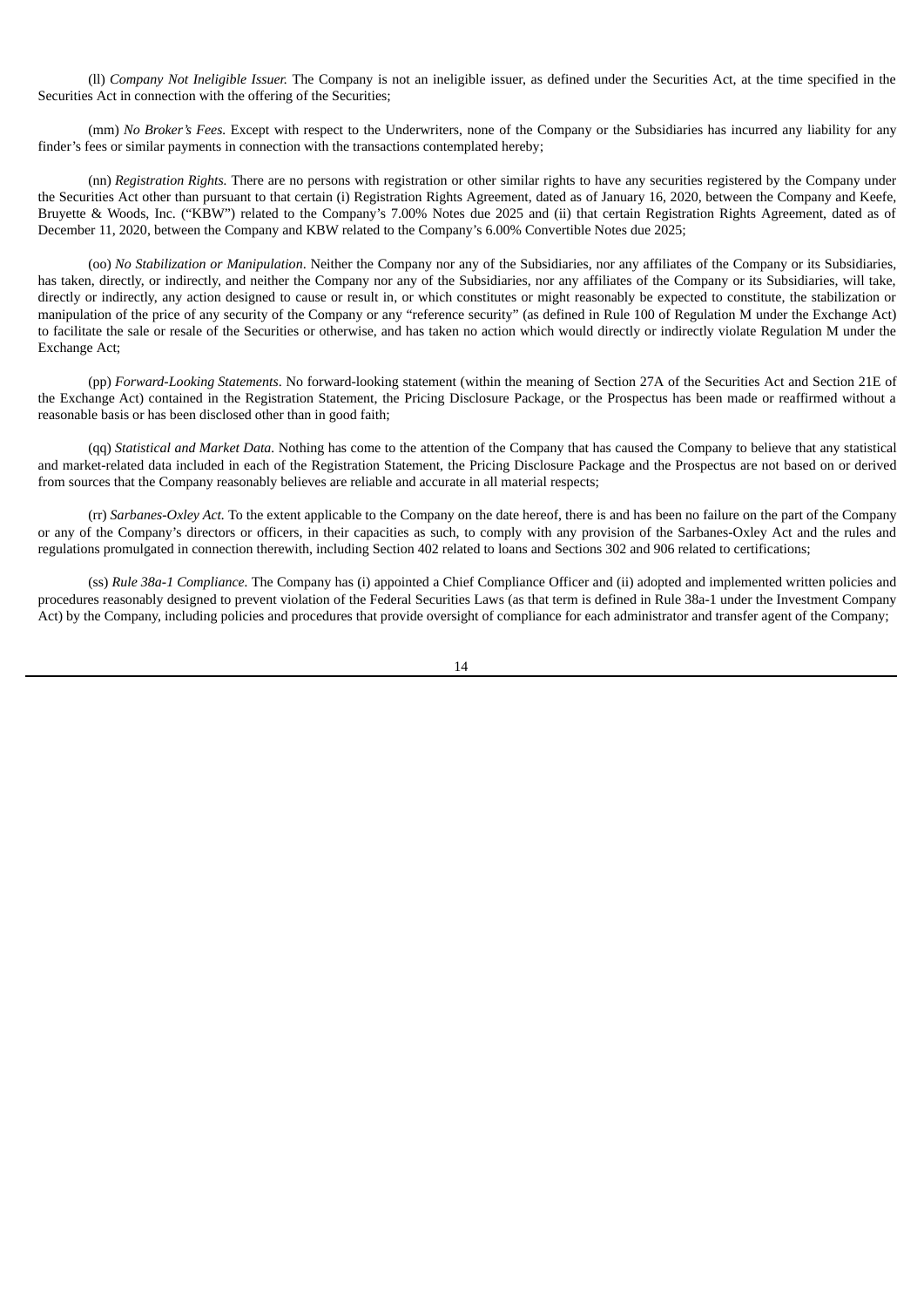(ll) *Company Not Ineligible Issuer.* The Company is not an ineligible issuer, as defined under the Securities Act, at the time specified in the Securities Act in connection with the offering of the Securities;

(mm) *No Broker's Fees.* Except with respect to the Underwriters, none of the Company or the Subsidiaries has incurred any liability for any finder's fees or similar payments in connection with the transactions contemplated hereby;

(nn) *Registration Rights.* There are no persons with registration or other similar rights to have any securities registered by the Company under the Securities Act other than pursuant to that certain (i) Registration Rights Agreement, dated as of January 16, 2020, between the Company and Keefe, Bruyette & Woods, Inc. ("KBW") related to the Company's 7.00% Notes due 2025 and (ii) that certain Registration Rights Agreement, dated as of December 11, 2020, between the Company and KBW related to the Company's 6.00% Convertible Notes due 2025;

(oo) *No Stabilization or Manipulation*. Neither the Company nor any of the Subsidiaries, nor any affiliates of the Company or its Subsidiaries, has taken, directly, or indirectly, and neither the Company nor any of the Subsidiaries, nor any affiliates of the Company or its Subsidiaries, will take, directly or indirectly, any action designed to cause or result in, or which constitutes or might reasonably be expected to constitute, the stabilization or manipulation of the price of any security of the Company or any "reference security" (as defined in Rule 100 of Regulation M under the Exchange Act) to facilitate the sale or resale of the Securities or otherwise, and has taken no action which would directly or indirectly violate Regulation M under the Exchange Act;

(pp) *Forward-Looking Statements*. No forward-looking statement (within the meaning of Section 27A of the Securities Act and Section 21E of the Exchange Act) contained in the Registration Statement, the Pricing Disclosure Package, or the Prospectus has been made or reaffirmed without a reasonable basis or has been disclosed other than in good faith;

(qq) *Statistical and Market Data.* Nothing has come to the attention of the Company that has caused the Company to believe that any statistical and market-related data included in each of the Registration Statement, the Pricing Disclosure Package and the Prospectus are not based on or derived from sources that the Company reasonably believes are reliable and accurate in all material respects;

(rr) *Sarbanes-Oxley Act.* To the extent applicable to the Company on the date hereof, there is and has been no failure on the part of the Company or any of the Company's directors or officers, in their capacities as such, to comply with any provision of the Sarbanes-Oxley Act and the rules and regulations promulgated in connection therewith, including Section 402 related to loans and Sections 302 and 906 related to certifications;

(ss) *Rule 38a-1 Compliance.* The Company has (i) appointed a Chief Compliance Officer and (ii) adopted and implemented written policies and procedures reasonably designed to prevent violation of the Federal Securities Laws (as that term is defined in Rule 38a-1 under the Investment Company Act) by the Company, including policies and procedures that provide oversight of compliance for each administrator and transfer agent of the Company;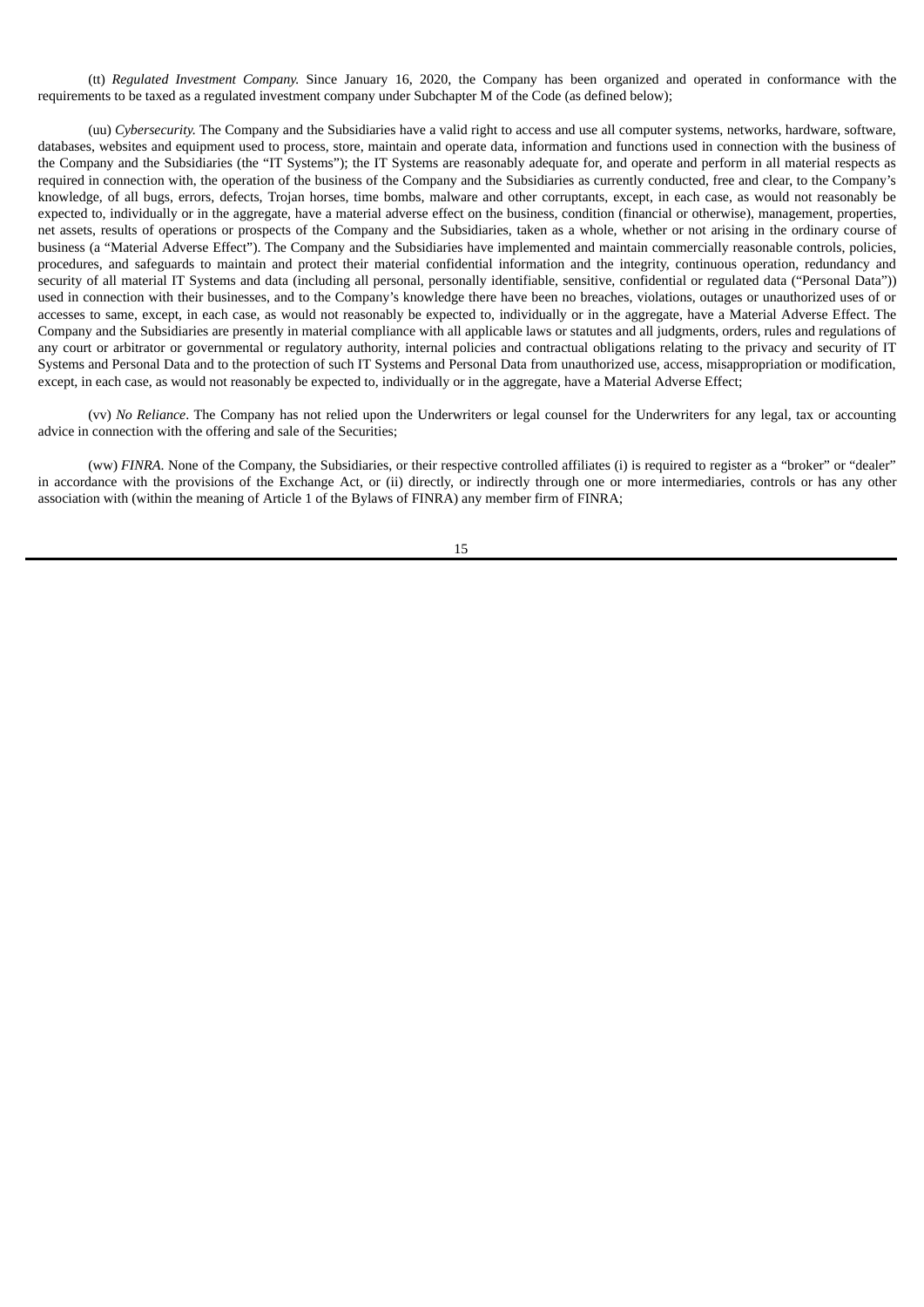(tt) *Regulated Investment Company.* Since January 16, 2020, the Company has been organized and operated in conformance with the requirements to be taxed as a regulated investment company under Subchapter M of the Code (as defined below);

(uu) *Cybersecurity.* The Company and the Subsidiaries have a valid right to access and use all computer systems, networks, hardware, software, databases, websites and equipment used to process, store, maintain and operate data, information and functions used in connection with the business of the Company and the Subsidiaries (the "IT Systems"); the IT Systems are reasonably adequate for, and operate and perform in all material respects as required in connection with, the operation of the business of the Company and the Subsidiaries as currently conducted, free and clear, to the Company's knowledge, of all bugs, errors, defects, Trojan horses, time bombs, malware and other corruptants, except, in each case, as would not reasonably be expected to, individually or in the aggregate, have a material adverse effect on the business, condition (financial or otherwise), management, properties, net assets, results of operations or prospects of the Company and the Subsidiaries, taken as a whole, whether or not arising in the ordinary course of business (a "Material Adverse Effect"). The Company and the Subsidiaries have implemented and maintain commercially reasonable controls, policies, procedures, and safeguards to maintain and protect their material confidential information and the integrity, continuous operation, redundancy and security of all material IT Systems and data (including all personal, personally identifiable, sensitive, confidential or regulated data ("Personal Data")) used in connection with their businesses, and to the Company's knowledge there have been no breaches, violations, outages or unauthorized uses of or accesses to same, except, in each case, as would not reasonably be expected to, individually or in the aggregate, have a Material Adverse Effect. The Company and the Subsidiaries are presently in material compliance with all applicable laws or statutes and all judgments, orders, rules and regulations of any court or arbitrator or governmental or regulatory authority, internal policies and contractual obligations relating to the privacy and security of IT Systems and Personal Data and to the protection of such IT Systems and Personal Data from unauthorized use, access, misappropriation or modification, except, in each case, as would not reasonably be expected to, individually or in the aggregate, have a Material Adverse Effect;

(vv) *No Reliance*. The Company has not relied upon the Underwriters or legal counsel for the Underwriters for any legal, tax or accounting advice in connection with the offering and sale of the Securities;

(ww) *FINRA*. None of the Company, the Subsidiaries, or their respective controlled affiliates (i) is required to register as a "broker" or "dealer" in accordance with the provisions of the Exchange Act, or (ii) directly, or indirectly through one or more intermediaries, controls or has any other association with (within the meaning of Article 1 of the Bylaws of FINRA) any member firm of FINRA;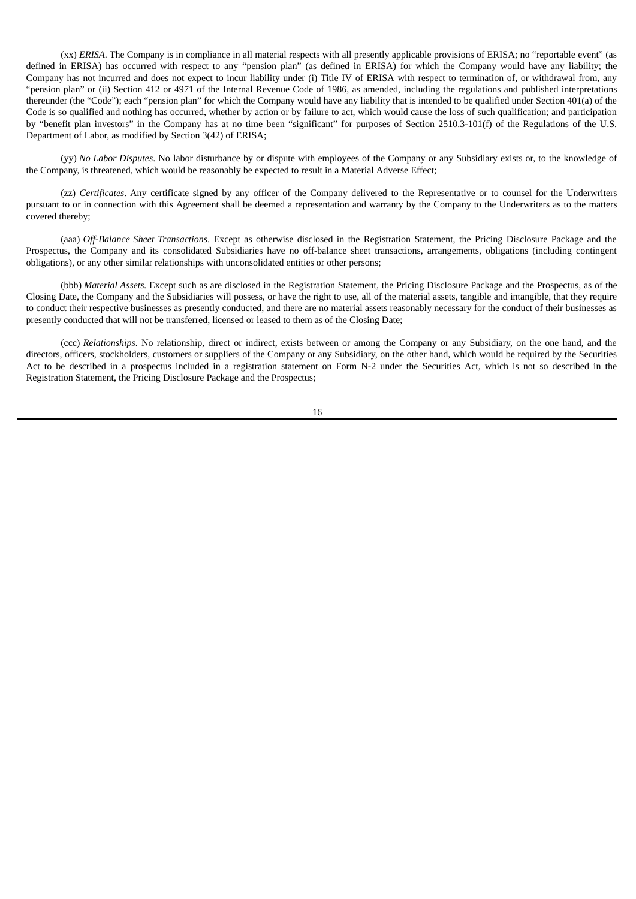(xx) *ERISA*. The Company is in compliance in all material respects with all presently applicable provisions of ERISA; no "reportable event" (as defined in ERISA) has occurred with respect to any "pension plan" (as defined in ERISA) for which the Company would have any liability; the Company has not incurred and does not expect to incur liability under (i) Title IV of ERISA with respect to termination of, or withdrawal from, any "pension plan" or (ii) Section 412 or 4971 of the Internal Revenue Code of 1986, as amended, including the regulations and published interpretations thereunder (the "Code"); each "pension plan" for which the Company would have any liability that is intended to be qualified under Section 401(a) of the Code is so qualified and nothing has occurred, whether by action or by failure to act, which would cause the loss of such qualification; and participation by "benefit plan investors" in the Company has at no time been "significant" for purposes of Section 2510.3-101(f) of the Regulations of the U.S. Department of Labor, as modified by Section 3(42) of ERISA;

(yy) *No Labor Disputes*. No labor disturbance by or dispute with employees of the Company or any Subsidiary exists or, to the knowledge of the Company, is threatened, which would be reasonably be expected to result in a Material Adverse Effect;

(zz) *Certificates*. Any certificate signed by any officer of the Company delivered to the Representative or to counsel for the Underwriters pursuant to or in connection with this Agreement shall be deemed a representation and warranty by the Company to the Underwriters as to the matters covered thereby;

(aaa) *Off-Balance Sheet Transactions*. Except as otherwise disclosed in the Registration Statement, the Pricing Disclosure Package and the Prospectus, the Company and its consolidated Subsidiaries have no off-balance sheet transactions, arrangements, obligations (including contingent obligations), or any other similar relationships with unconsolidated entities or other persons;

(bbb) *Material Assets.* Except such as are disclosed in the Registration Statement, the Pricing Disclosure Package and the Prospectus, as of the Closing Date, the Company and the Subsidiaries will possess, or have the right to use, all of the material assets, tangible and intangible, that they require to conduct their respective businesses as presently conducted, and there are no material assets reasonably necessary for the conduct of their businesses as presently conducted that will not be transferred, licensed or leased to them as of the Closing Date;

(ccc) *Relationships*. No relationship, direct or indirect, exists between or among the Company or any Subsidiary, on the one hand, and the directors, officers, stockholders, customers or suppliers of the Company or any Subsidiary, on the other hand, which would be required by the Securities Act to be described in a prospectus included in a registration statement on Form N-2 under the Securities Act, which is not so described in the Registration Statement, the Pricing Disclosure Package and the Prospectus;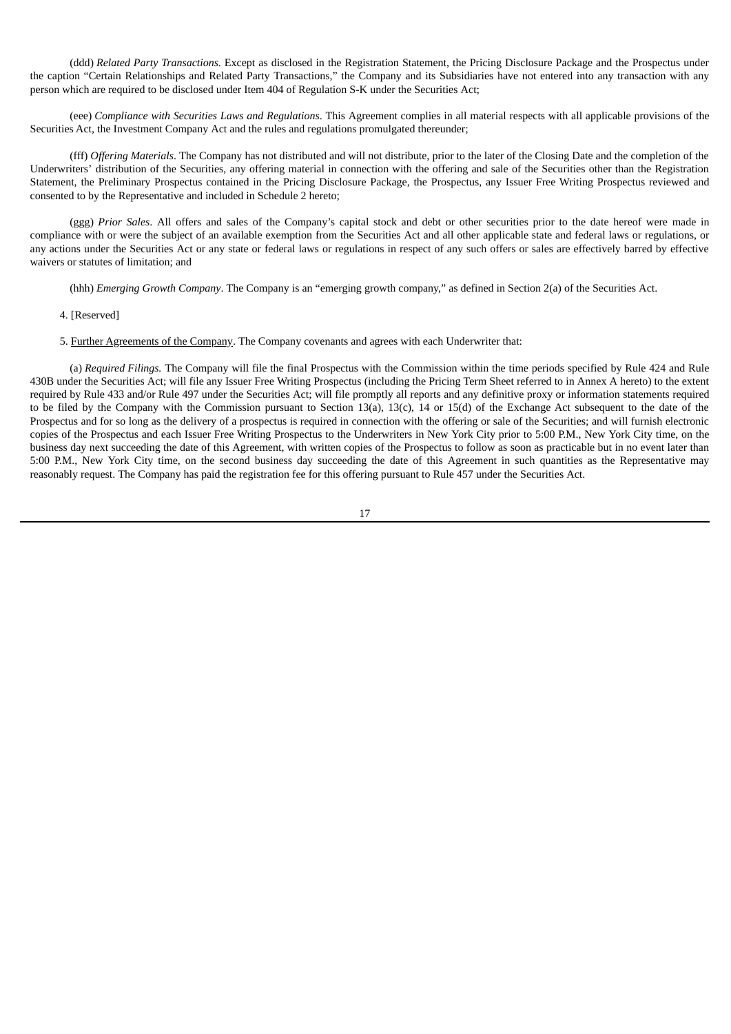(ddd) *Related Party Transactions.* Except as disclosed in the Registration Statement, the Pricing Disclosure Package and the Prospectus under the caption "Certain Relationships and Related Party Transactions," the Company and its Subsidiaries have not entered into any transaction with any person which are required to be disclosed under Item 404 of Regulation S-K under the Securities Act;

(eee) *Compliance with Securities Laws and Regulations*. This Agreement complies in all material respects with all applicable provisions of the Securities Act, the Investment Company Act and the rules and regulations promulgated thereunder;

(fff) *Offering Materials*. The Company has not distributed and will not distribute, prior to the later of the Closing Date and the completion of the Underwriters' distribution of the Securities, any offering material in connection with the offering and sale of the Securities other than the Registration Statement, the Preliminary Prospectus contained in the Pricing Disclosure Package, the Prospectus, any Issuer Free Writing Prospectus reviewed and consented to by the Representative and included in Schedule 2 hereto;

(ggg) *Prior Sales*. All offers and sales of the Company's capital stock and debt or other securities prior to the date hereof were made in compliance with or were the subject of an available exemption from the Securities Act and all other applicable state and federal laws or regulations, or any actions under the Securities Act or any state or federal laws or regulations in respect of any such offers or sales are effectively barred by effective waivers or statutes of limitation; and

(hhh) *Emerging Growth Company*. The Company is an "emerging growth company," as defined in Section 2(a) of the Securities Act.

4. [Reserved]

5. Further Agreements of the Company. The Company covenants and agrees with each Underwriter that:

(a) *Required Filings.* The Company will file the final Prospectus with the Commission within the time periods specified by Rule 424 and Rule 430B under the Securities Act; will file any Issuer Free Writing Prospectus (including the Pricing Term Sheet referred to in Annex A hereto) to the extent required by Rule 433 and/or Rule 497 under the Securities Act; will file promptly all reports and any definitive proxy or information statements required to be filed by the Company with the Commission pursuant to Section 13(a), 13(c), 14 or 15(d) of the Exchange Act subsequent to the date of the Prospectus and for so long as the delivery of a prospectus is required in connection with the offering or sale of the Securities; and will furnish electronic copies of the Prospectus and each Issuer Free Writing Prospectus to the Underwriters in New York City prior to 5:00 P.M., New York City time, on the business day next succeeding the date of this Agreement, with written copies of the Prospectus to follow as soon as practicable but in no event later than 5:00 P.M., New York City time, on the second business day succeeding the date of this Agreement in such quantities as the Representative may reasonably request. The Company has paid the registration fee for this offering pursuant to Rule 457 under the Securities Act.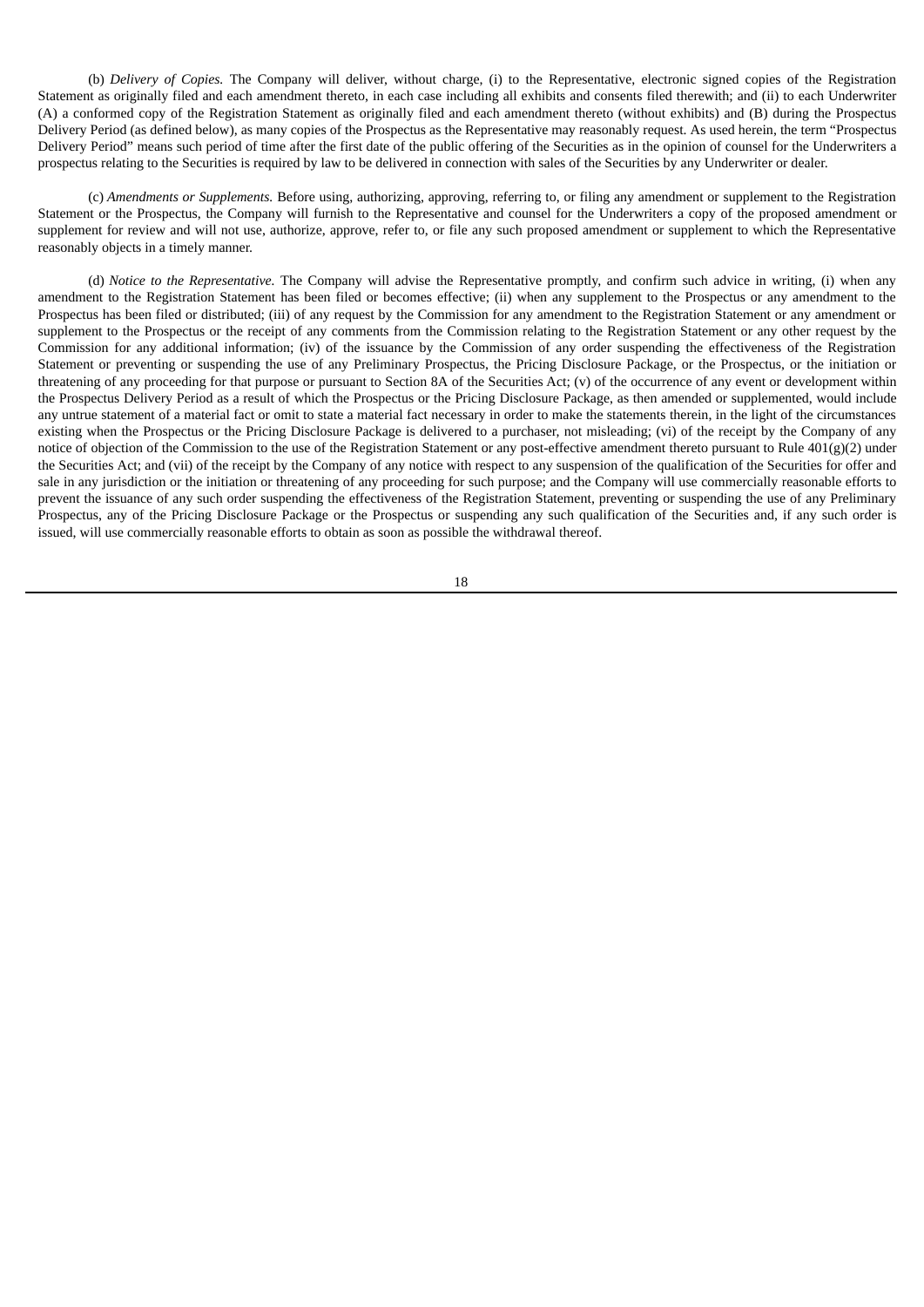(b) *Delivery of Copies.* The Company will deliver, without charge, (i) to the Representative, electronic signed copies of the Registration Statement as originally filed and each amendment thereto, in each case including all exhibits and consents filed therewith; and (ii) to each Underwriter (A) a conformed copy of the Registration Statement as originally filed and each amendment thereto (without exhibits) and (B) during the Prospectus Delivery Period (as defined below), as many copies of the Prospectus as the Representative may reasonably request. As used herein, the term "Prospectus Delivery Period" means such period of time after the first date of the public offering of the Securities as in the opinion of counsel for the Underwriters a prospectus relating to the Securities is required by law to be delivered in connection with sales of the Securities by any Underwriter or dealer.

(c) *Amendments or Supplements.* Before using, authorizing, approving, referring to, or filing any amendment or supplement to the Registration Statement or the Prospectus, the Company will furnish to the Representative and counsel for the Underwriters a copy of the proposed amendment or supplement for review and will not use, authorize, approve, refer to, or file any such proposed amendment or supplement to which the Representative reasonably objects in a timely manner.

(d) *Notice to the Representative.* The Company will advise the Representative promptly, and confirm such advice in writing, (i) when any amendment to the Registration Statement has been filed or becomes effective; (ii) when any supplement to the Prospectus or any amendment to the Prospectus has been filed or distributed; (iii) of any request by the Commission for any amendment to the Registration Statement or any amendment or supplement to the Prospectus or the receipt of any comments from the Commission relating to the Registration Statement or any other request by the Commission for any additional information; (iv) of the issuance by the Commission of any order suspending the effectiveness of the Registration Statement or preventing or suspending the use of any Preliminary Prospectus, the Pricing Disclosure Package, or the Prospectus, or the initiation or threatening of any proceeding for that purpose or pursuant to Section 8A of the Securities Act; (v) of the occurrence of any event or development within the Prospectus Delivery Period as a result of which the Prospectus or the Pricing Disclosure Package, as then amended or supplemented, would include any untrue statement of a material fact or omit to state a material fact necessary in order to make the statements therein, in the light of the circumstances existing when the Prospectus or the Pricing Disclosure Package is delivered to a purchaser, not misleading; (vi) of the receipt by the Company of any notice of objection of the Commission to the use of the Registration Statement or any post-effective amendment thereto pursuant to Rule 401(g)(2) under the Securities Act; and (vii) of the receipt by the Company of any notice with respect to any suspension of the qualification of the Securities for offer and sale in any jurisdiction or the initiation or threatening of any proceeding for such purpose; and the Company will use commercially reasonable efforts to prevent the issuance of any such order suspending the effectiveness of the Registration Statement, preventing or suspending the use of any Preliminary Prospectus, any of the Pricing Disclosure Package or the Prospectus or suspending any such qualification of the Securities and, if any such order is issued, will use commercially reasonable efforts to obtain as soon as possible the withdrawal thereof.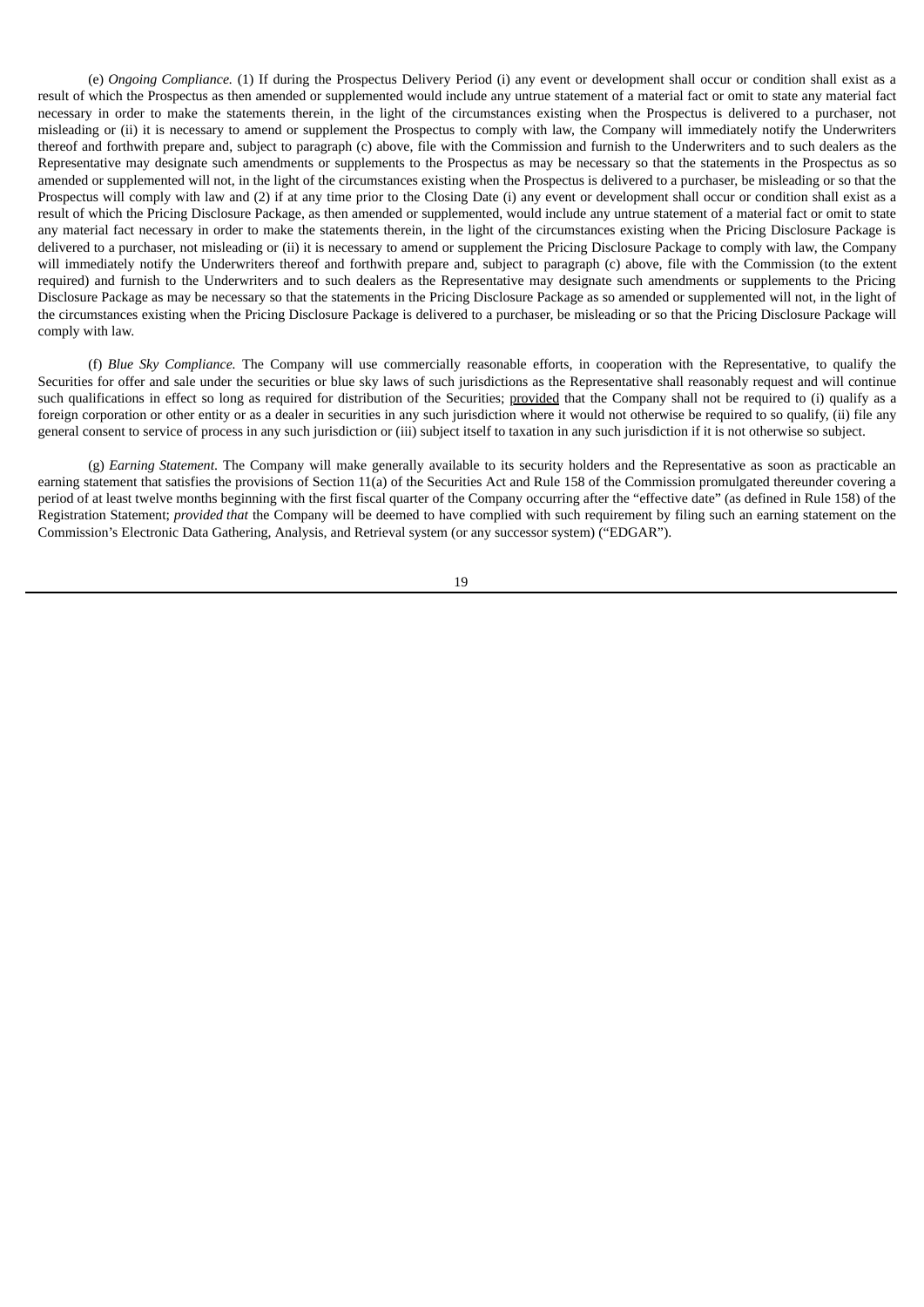(e) *Ongoing Compliance.* (1) If during the Prospectus Delivery Period (i) any event or development shall occur or condition shall exist as a result of which the Prospectus as then amended or supplemented would include any untrue statement of a material fact or omit to state any material fact necessary in order to make the statements therein, in the light of the circumstances existing when the Prospectus is delivered to a purchaser, not misleading or (ii) it is necessary to amend or supplement the Prospectus to comply with law, the Company will immediately notify the Underwriters thereof and forthwith prepare and, subject to paragraph (c) above, file with the Commission and furnish to the Underwriters and to such dealers as the Representative may designate such amendments or supplements to the Prospectus as may be necessary so that the statements in the Prospectus as so amended or supplemented will not, in the light of the circumstances existing when the Prospectus is delivered to a purchaser, be misleading or so that the Prospectus will comply with law and (2) if at any time prior to the Closing Date (i) any event or development shall occur or condition shall exist as a result of which the Pricing Disclosure Package, as then amended or supplemented, would include any untrue statement of a material fact or omit to state any material fact necessary in order to make the statements therein, in the light of the circumstances existing when the Pricing Disclosure Package is delivered to a purchaser, not misleading or (ii) it is necessary to amend or supplement the Pricing Disclosure Package to comply with law, the Company will immediately notify the Underwriters thereof and forthwith prepare and, subject to paragraph (c) above, file with the Commission (to the extent required) and furnish to the Underwriters and to such dealers as the Representative may designate such amendments or supplements to the Pricing Disclosure Package as may be necessary so that the statements in the Pricing Disclosure Package as so amended or supplemented will not, in the light of the circumstances existing when the Pricing Disclosure Package is delivered to a purchaser, be misleading or so that the Pricing Disclosure Package will comply with law.

(f) *Blue Sky Compliance.* The Company will use commercially reasonable efforts, in cooperation with the Representative, to qualify the Securities for offer and sale under the securities or blue sky laws of such jurisdictions as the Representative shall reasonably request and will continue such qualifications in effect so long as required for distribution of the Securities; provided that the Company shall not be required to (i) qualify as a foreign corporation or other entity or as a dealer in securities in any such jurisdiction where it would not otherwise be required to so qualify, (ii) file any general consent to service of process in any such jurisdiction or (iii) subject itself to taxation in any such jurisdiction if it is not otherwise so subject.

(g) *Earning Statement*. The Company will make generally available to its security holders and the Representative as soon as practicable an earning statement that satisfies the provisions of Section 11(a) of the Securities Act and Rule 158 of the Commission promulgated thereunder covering a period of at least twelve months beginning with the first fiscal quarter of the Company occurring after the "effective date" (as defined in Rule 158) of the Registration Statement; *provided that* the Company will be deemed to have complied with such requirement by filing such an earning statement on the Commission's Electronic Data Gathering, Analysis, and Retrieval system (or any successor system) ("EDGAR").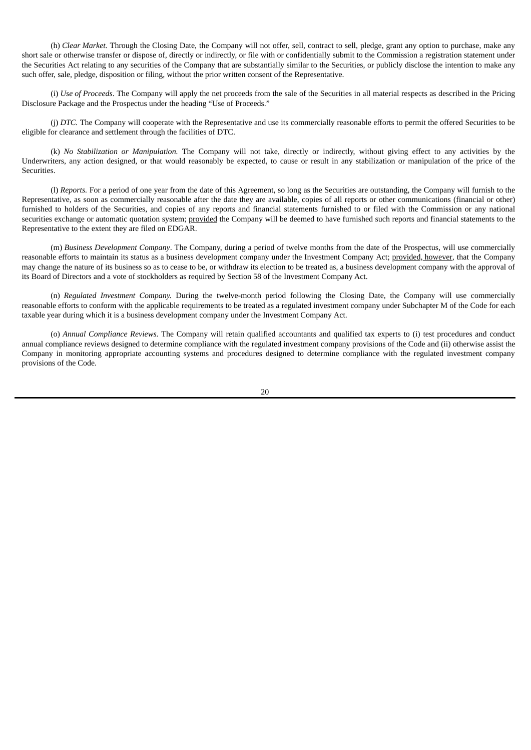(h) *Clear Market.* Through the Closing Date, the Company will not offer, sell, contract to sell, pledge, grant any option to purchase, make any short sale or otherwise transfer or dispose of, directly or indirectly, or file with or confidentially submit to the Commission a registration statement under the Securities Act relating to any securities of the Company that are substantially similar to the Securities, or publicly disclose the intention to make any such offer, sale, pledge, disposition or filing, without the prior written consent of the Representative.

(i) *Use of Proceeds*. The Company will apply the net proceeds from the sale of the Securities in all material respects as described in the Pricing Disclosure Package and the Prospectus under the heading "Use of Proceeds."

(j) *DTC.* The Company will cooperate with the Representative and use its commercially reasonable efforts to permit the offered Securities to be eligible for clearance and settlement through the facilities of DTC.

(k) *No Stabilization or Manipulation.* The Company will not take, directly or indirectly, without giving effect to any activities by the Underwriters, any action designed, or that would reasonably be expected, to cause or result in any stabilization or manipulation of the price of the Securities.

(l) *Reports.* For a period of one year from the date of this Agreement, so long as the Securities are outstanding, the Company will furnish to the Representative, as soon as commercially reasonable after the date they are available, copies of all reports or other communications (financial or other) furnished to holders of the Securities, and copies of any reports and financial statements furnished to or filed with the Commission or any national securities exchange or automatic quotation system; provided the Company will be deemed to have furnished such reports and financial statements to the Representative to the extent they are filed on EDGAR.

(m) *Business Development Company*. The Company, during a period of twelve months from the date of the Prospectus, will use commercially reasonable efforts to maintain its status as a business development company under the Investment Company Act; provided, however, that the Company may change the nature of its business so as to cease to be, or withdraw its election to be treated as, a business development company with the approval of its Board of Directors and a vote of stockholders as required by Section 58 of the Investment Company Act.

(n) *Regulated Investment Company.* During the twelve-month period following the Closing Date, the Company will use commercially reasonable efforts to conform with the applicable requirements to be treated as a regulated investment company under Subchapter M of the Code for each taxable year during which it is a business development company under the Investment Company Act.

(o) *Annual Compliance Reviews.* The Company will retain qualified accountants and qualified tax experts to (i) test procedures and conduct annual compliance reviews designed to determine compliance with the regulated investment company provisions of the Code and (ii) otherwise assist the Company in monitoring appropriate accounting systems and procedures designed to determine compliance with the regulated investment company provisions of the Code.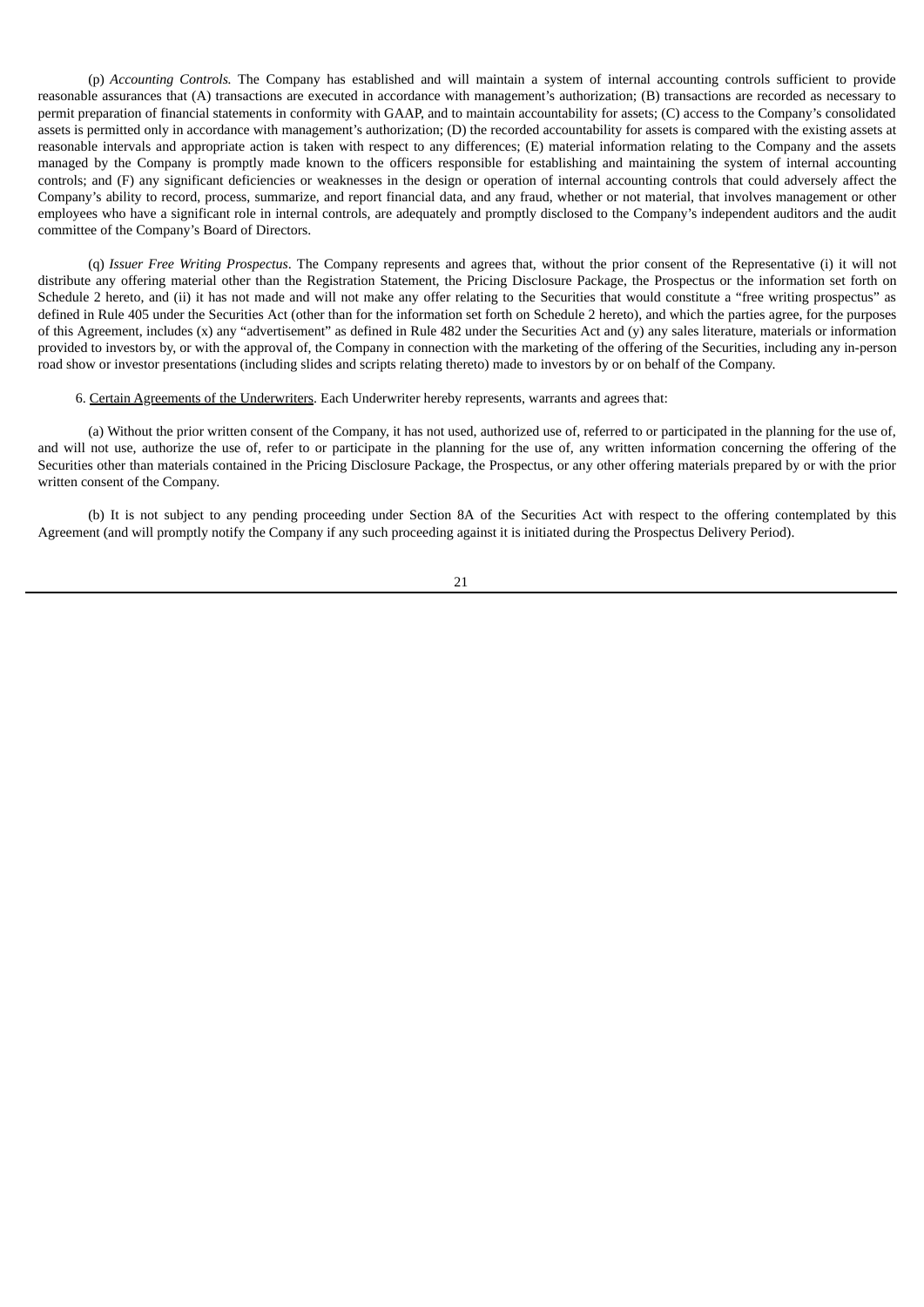(p) *Accounting Controls.* The Company has established and will maintain a system of internal accounting controls sufficient to provide reasonable assurances that (A) transactions are executed in accordance with management's authorization; (B) transactions are recorded as necessary to permit preparation of financial statements in conformity with GAAP, and to maintain accountability for assets; (C) access to the Company's consolidated assets is permitted only in accordance with management's authorization; (D) the recorded accountability for assets is compared with the existing assets at reasonable intervals and appropriate action is taken with respect to any differences; (E) material information relating to the Company and the assets managed by the Company is promptly made known to the officers responsible for establishing and maintaining the system of internal accounting controls; and (F) any significant deficiencies or weaknesses in the design or operation of internal accounting controls that could adversely affect the Company's ability to record, process, summarize, and report financial data, and any fraud, whether or not material, that involves management or other employees who have a significant role in internal controls, are adequately and promptly disclosed to the Company's independent auditors and the audit committee of the Company's Board of Directors.

(q) *Issuer Free Writing Prospectus*. The Company represents and agrees that, without the prior consent of the Representative (i) it will not distribute any offering material other than the Registration Statement, the Pricing Disclosure Package, the Prospectus or the information set forth on Schedule 2 hereto, and (ii) it has not made and will not make any offer relating to the Securities that would constitute a "free writing prospectus" as defined in Rule 405 under the Securities Act (other than for the information set forth on Schedule 2 hereto), and which the parties agree, for the purposes of this Agreement, includes (x) any "advertisement" as defined in Rule 482 under the Securities Act and (y) any sales literature, materials or information provided to investors by, or with the approval of, the Company in connection with the marketing of the offering of the Securities, including any in-person road show or investor presentations (including slides and scripts relating thereto) made to investors by or on behalf of the Company.

6. Certain Agreements of the Underwriters. Each Underwriter hereby represents, warrants and agrees that:

(a) Without the prior written consent of the Company, it has not used, authorized use of, referred to or participated in the planning for the use of, and will not use, authorize the use of, refer to or participate in the planning for the use of, any written information concerning the offering of the Securities other than materials contained in the Pricing Disclosure Package, the Prospectus, or any other offering materials prepared by or with the prior written consent of the Company.

(b) It is not subject to any pending proceeding under Section 8A of the Securities Act with respect to the offering contemplated by this Agreement (and will promptly notify the Company if any such proceeding against it is initiated during the Prospectus Delivery Period).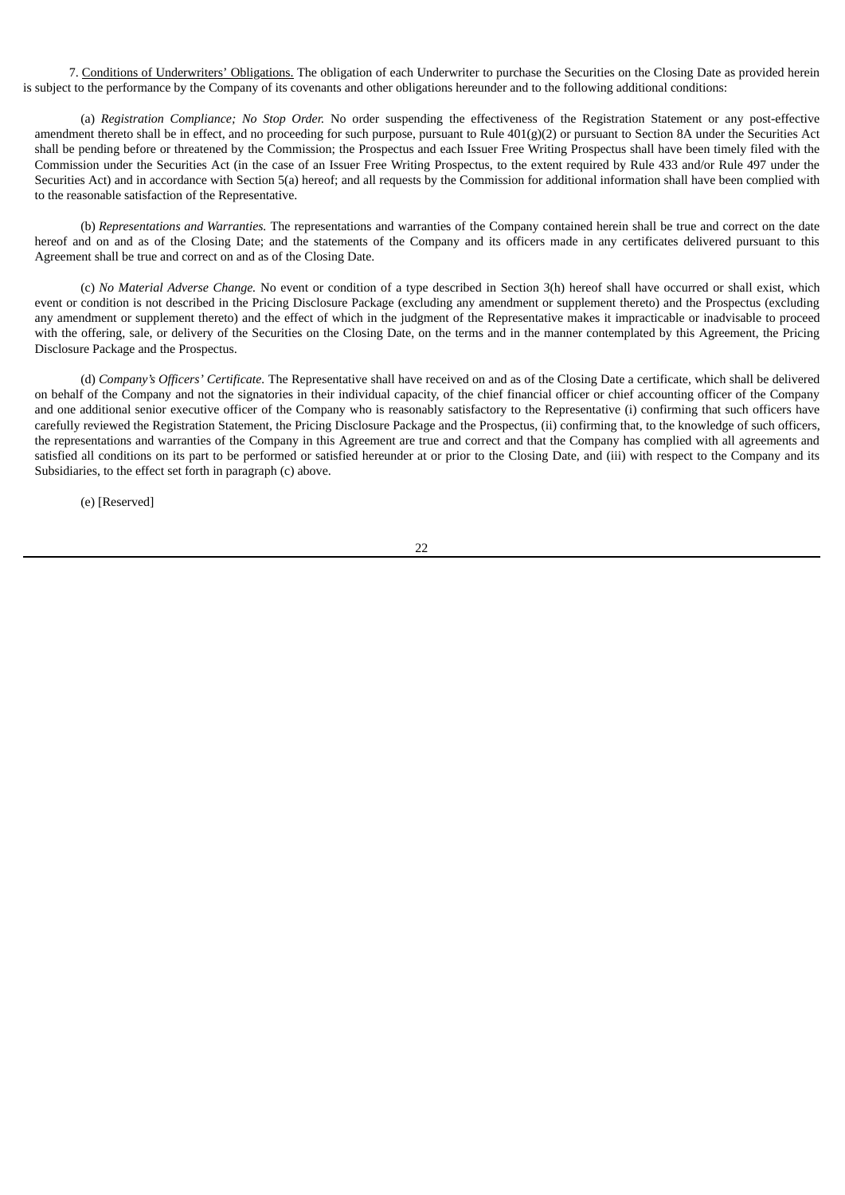7. Conditions of Underwriters' Obligations. The obligation of each Underwriter to purchase the Securities on the Closing Date as provided herein is subject to the performance by the Company of its covenants and other obligations hereunder and to the following additional conditions:

(a) *Registration Compliance; No Stop Order.* No order suspending the effectiveness of the Registration Statement or any post-effective amendment thereto shall be in effect, and no proceeding for such purpose, pursuant to Rule 401(g)(2) or pursuant to Section 8A under the Securities Act shall be pending before or threatened by the Commission; the Prospectus and each Issuer Free Writing Prospectus shall have been timely filed with the Commission under the Securities Act (in the case of an Issuer Free Writing Prospectus, to the extent required by Rule 433 and/or Rule 497 under the Securities Act) and in accordance with Section 5(a) hereof; and all requests by the Commission for additional information shall have been complied with to the reasonable satisfaction of the Representative.

(b) *Representations and Warranties.* The representations and warranties of the Company contained herein shall be true and correct on the date hereof and on and as of the Closing Date; and the statements of the Company and its officers made in any certificates delivered pursuant to this Agreement shall be true and correct on and as of the Closing Date.

(c) *No Material Adverse Change.* No event or condition of a type described in Section 3(h) hereof shall have occurred or shall exist, which event or condition is not described in the Pricing Disclosure Package (excluding any amendment or supplement thereto) and the Prospectus (excluding any amendment or supplement thereto) and the effect of which in the judgment of the Representative makes it impracticable or inadvisable to proceed with the offering, sale, or delivery of the Securities on the Closing Date, on the terms and in the manner contemplated by this Agreement, the Pricing Disclosure Package and the Prospectus.

(d) *Company's Officers' Certificate.* The Representative shall have received on and as of the Closing Date a certificate, which shall be delivered on behalf of the Company and not the signatories in their individual capacity, of the chief financial officer or chief accounting officer of the Company and one additional senior executive officer of the Company who is reasonably satisfactory to the Representative (i) confirming that such officers have carefully reviewed the Registration Statement, the Pricing Disclosure Package and the Prospectus, (ii) confirming that, to the knowledge of such officers, the representations and warranties of the Company in this Agreement are true and correct and that the Company has complied with all agreements and satisfied all conditions on its part to be performed or satisfied hereunder at or prior to the Closing Date, and (iii) with respect to the Company and its Subsidiaries, to the effect set forth in paragraph (c) above.

(e) [Reserved]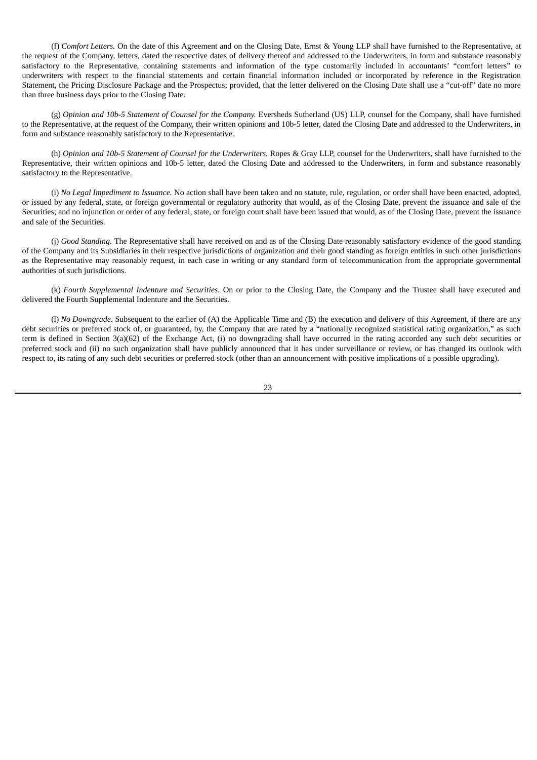(f) *Comfort Letters.* On the date of this Agreement and on the Closing Date, Ernst & Young LLP shall have furnished to the Representative, at the request of the Company, letters, dated the respective dates of delivery thereof and addressed to the Underwriters, in form and substance reasonably satisfactory to the Representative, containing statements and information of the type customarily included in accountants' "comfort letters" to underwriters with respect to the financial statements and certain financial information included or incorporated by reference in the Registration Statement, the Pricing Disclosure Package and the Prospectus; provided, that the letter delivered on the Closing Date shall use a "cut-off" date no more than three business days prior to the Closing Date.

(g) *Opinion and 10b-5 Statement of Counsel for the Company.* Eversheds Sutherland (US) LLP, counsel for the Company, shall have furnished to the Representative, at the request of the Company, their written opinions and 10b-5 letter, dated the Closing Date and addressed to the Underwriters, in form and substance reasonably satisfactory to the Representative.

(h) *Opinion and 10b-5 Statement of Counsel for the Underwriters.* Ropes & Gray LLP, counsel for the Underwriters, shall have furnished to the Representative, their written opinions and 10b-5 letter, dated the Closing Date and addressed to the Underwriters, in form and substance reasonably satisfactory to the Representative.

(i) *No Legal Impediment to Issuance.* No action shall have been taken and no statute, rule, regulation, or order shall have been enacted, adopted, or issued by any federal, state, or foreign governmental or regulatory authority that would, as of the Closing Date, prevent the issuance and sale of the Securities; and no injunction or order of any federal, state, or foreign court shall have been issued that would, as of the Closing Date, prevent the issuance and sale of the Securities.

(j) *Good Standing*. The Representative shall have received on and as of the Closing Date reasonably satisfactory evidence of the good standing of the Company and its Subsidiaries in their respective jurisdictions of organization and their good standing as foreign entities in such other jurisdictions as the Representative may reasonably request, in each case in writing or any standard form of telecommunication from the appropriate governmental authorities of such jurisdictions.

(k) *Fourth Supplemental Indenture and Securities*. On or prior to the Closing Date, the Company and the Trustee shall have executed and delivered the Fourth Supplemental Indenture and the Securities.

(l) *No Downgrade*. Subsequent to the earlier of (A) the Applicable Time and (B) the execution and delivery of this Agreement, if there are any debt securities or preferred stock of, or guaranteed, by, the Company that are rated by a "nationally recognized statistical rating organization," as such term is defined in Section 3(a)(62) of the Exchange Act, (i) no downgrading shall have occurred in the rating accorded any such debt securities or preferred stock and (ii) no such organization shall have publicly announced that it has under surveillance or review, or has changed its outlook with respect to, its rating of any such debt securities or preferred stock (other than an announcement with positive implications of a possible upgrading).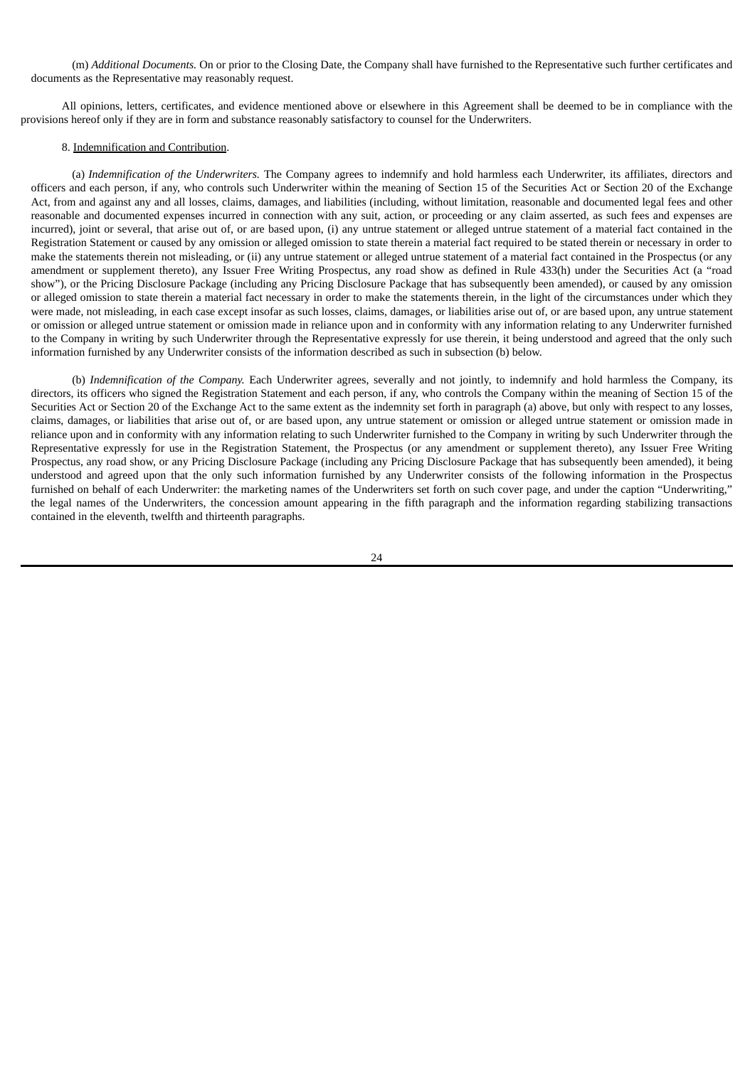(m) *Additional Documents.* On or prior to the Closing Date, the Company shall have furnished to the Representative such further certificates and documents as the Representative may reasonably request.

All opinions, letters, certificates, and evidence mentioned above or elsewhere in this Agreement shall be deemed to be in compliance with the provisions hereof only if they are in form and substance reasonably satisfactory to counsel for the Underwriters.

8. Indemnification and Contribution.

(a) *Indemnification of the Underwriters.* The Company agrees to indemnify and hold harmless each Underwriter, its affiliates, directors and officers and each person, if any, who controls such Underwriter within the meaning of Section 15 of the Securities Act or Section 20 of the Exchange Act, from and against any and all losses, claims, damages, and liabilities (including, without limitation, reasonable and documented legal fees and other reasonable and documented expenses incurred in connection with any suit, action, or proceeding or any claim asserted, as such fees and expenses are incurred), joint or several, that arise out of, or are based upon, (i) any untrue statement or alleged untrue statement of a material fact contained in the Registration Statement or caused by any omission or alleged omission to state therein a material fact required to be stated therein or necessary in order to make the statements therein not misleading, or (ii) any untrue statement or alleged untrue statement of a material fact contained in the Prospectus (or any amendment or supplement thereto), any Issuer Free Writing Prospectus, any road show as defined in Rule 433(h) under the Securities Act (a "road show"), or the Pricing Disclosure Package (including any Pricing Disclosure Package that has subsequently been amended), or caused by any omission or alleged omission to state therein a material fact necessary in order to make the statements therein, in the light of the circumstances under which they were made, not misleading, in each case except insofar as such losses, claims, damages, or liabilities arise out of, or are based upon, any untrue statement or omission or alleged untrue statement or omission made in reliance upon and in conformity with any information relating to any Underwriter furnished to the Company in writing by such Underwriter through the Representative expressly for use therein, it being understood and agreed that the only such information furnished by any Underwriter consists of the information described as such in subsection (b) below.

(b) *Indemnification of the Company.* Each Underwriter agrees, severally and not jointly, to indemnify and hold harmless the Company, its directors, its officers who signed the Registration Statement and each person, if any, who controls the Company within the meaning of Section 15 of the Securities Act or Section 20 of the Exchange Act to the same extent as the indemnity set forth in paragraph (a) above, but only with respect to any losses, claims, damages, or liabilities that arise out of, or are based upon, any untrue statement or omission or alleged untrue statement or omission made in reliance upon and in conformity with any information relating to such Underwriter furnished to the Company in writing by such Underwriter through the Representative expressly for use in the Registration Statement, the Prospectus (or any amendment or supplement thereto), any Issuer Free Writing Prospectus, any road show, or any Pricing Disclosure Package (including any Pricing Disclosure Package that has subsequently been amended), it being understood and agreed upon that the only such information furnished by any Underwriter consists of the following information in the Prospectus furnished on behalf of each Underwriter: the marketing names of the Underwriters set forth on such cover page, and under the caption "Underwriting," the legal names of the Underwriters, the concession amount appearing in the fifth paragraph and the information regarding stabilizing transactions contained in the eleventh, twelfth and thirteenth paragraphs.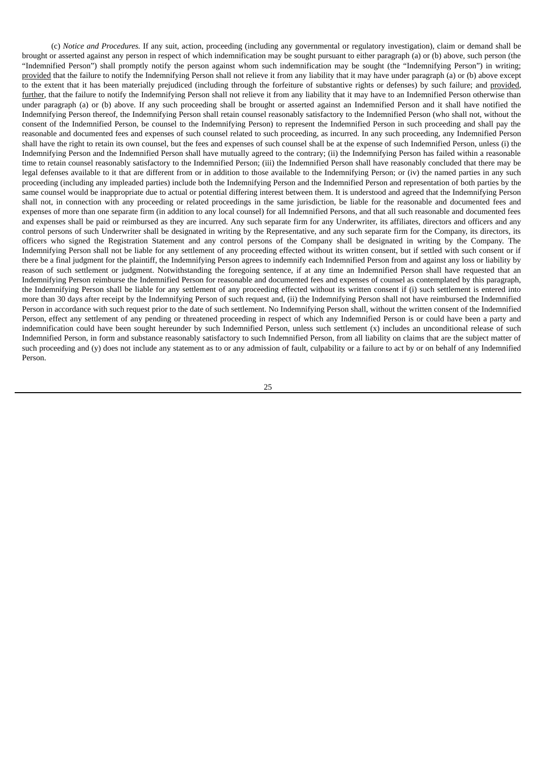(c) *Notice and Procedures.* If any suit, action, proceeding (including any governmental or regulatory investigation), claim or demand shall be brought or asserted against any person in respect of which indemnification may be sought pursuant to either paragraph (a) or (b) above, such person (the "Indemnified Person") shall promptly notify the person against whom such indemnification may be sought (the "Indemnifying Person") in writing; provided that the failure to notify the Indemnifying Person shall not relieve it from any liability that it may have under paragraph (a) or (b) above except to the extent that it has been materially prejudiced (including through the forfeiture of substantive rights or defenses) by such failure; and provided, further, that the failure to notify the Indemnifying Person shall not relieve it from any liability that it may have to an Indemnified Person otherwise than under paragraph (a) or (b) above. If any such proceeding shall be brought or asserted against an Indemnified Person and it shall have notified the Indemnifying Person thereof, the Indemnifying Person shall retain counsel reasonably satisfactory to the Indemnified Person (who shall not, without the consent of the Indemnified Person, be counsel to the Indemnifying Person) to represent the Indemnified Person in such proceeding and shall pay the reasonable and documented fees and expenses of such counsel related to such proceeding, as incurred. In any such proceeding, any Indemnified Person shall have the right to retain its own counsel, but the fees and expenses of such counsel shall be at the expense of such Indemnified Person, unless (i) the Indemnifying Person and the Indemnified Person shall have mutually agreed to the contrary; (ii) the Indemnifying Person has failed within a reasonable time to retain counsel reasonably satisfactory to the Indemnified Person; (iii) the Indemnified Person shall have reasonably concluded that there may be legal defenses available to it that are different from or in addition to those available to the Indemnifying Person; or (iv) the named parties in any such proceeding (including any impleaded parties) include both the Indemnifying Person and the Indemnified Person and representation of both parties by the same counsel would be inappropriate due to actual or potential differing interest between them. It is understood and agreed that the Indemnifying Person shall not, in connection with any proceeding or related proceedings in the same jurisdiction, be liable for the reasonable and documented fees and expenses of more than one separate firm (in addition to any local counsel) for all Indemnified Persons, and that all such reasonable and documented fees and expenses shall be paid or reimbursed as they are incurred. Any such separate firm for any Underwriter, its affiliates, directors and officers and any control persons of such Underwriter shall be designated in writing by the Representative, and any such separate firm for the Company, its directors, its officers who signed the Registration Statement and any control persons of the Company shall be designated in writing by the Company. The Indemnifying Person shall not be liable for any settlement of any proceeding effected without its written consent, but if settled with such consent or if there be a final judgment for the plaintiff, the Indemnifying Person agrees to indemnify each Indemnified Person from and against any loss or liability by reason of such settlement or judgment. Notwithstanding the foregoing sentence, if at any time an Indemnified Person shall have requested that an Indemnifying Person reimburse the Indemnified Person for reasonable and documented fees and expenses of counsel as contemplated by this paragraph, the Indemnifying Person shall be liable for any settlement of any proceeding effected without its written consent if (i) such settlement is entered into more than 30 days after receipt by the Indemnifying Person of such request and, (ii) the Indemnifying Person shall not have reimbursed the Indemnified Person in accordance with such request prior to the date of such settlement. No Indemnifying Person shall, without the written consent of the Indemnified Person, effect any settlement of any pending or threatened proceeding in respect of which any Indemnified Person is or could have been a party and indemnification could have been sought hereunder by such Indemnified Person, unless such settlement (x) includes an unconditional release of such Indemnified Person, in form and substance reasonably satisfactory to such Indemnified Person, from all liability on claims that are the subject matter of such proceeding and (y) does not include any statement as to or any admission of fault, culpability or a failure to act by or on behalf of any Indemnified Person.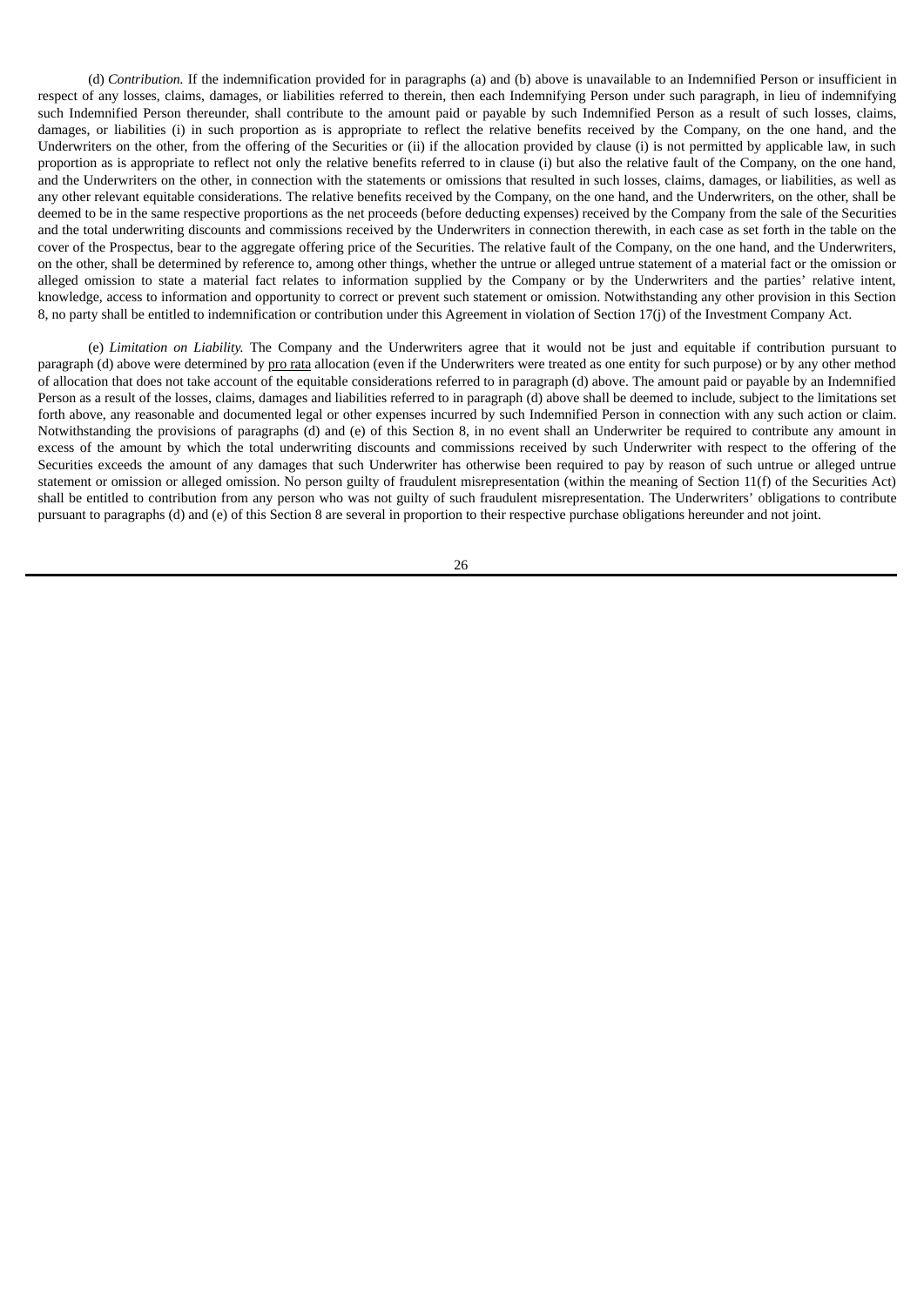(d) *Contribution.* If the indemnification provided for in paragraphs (a) and (b) above is unavailable to an Indemnified Person or insufficient in respect of any losses, claims, damages, or liabilities referred to therein, then each Indemnifying Person under such paragraph, in lieu of indemnifying such Indemnified Person thereunder, shall contribute to the amount paid or payable by such Indemnified Person as a result of such losses, claims, damages, or liabilities (i) in such proportion as is appropriate to reflect the relative benefits received by the Company, on the one hand, and the Underwriters on the other, from the offering of the Securities or (ii) if the allocation provided by clause (i) is not permitted by applicable law, in such proportion as is appropriate to reflect not only the relative benefits referred to in clause (i) but also the relative fault of the Company, on the one hand, and the Underwriters on the other, in connection with the statements or omissions that resulted in such losses, claims, damages, or liabilities, as well as any other relevant equitable considerations. The relative benefits received by the Company, on the one hand, and the Underwriters, on the other, shall be deemed to be in the same respective proportions as the net proceeds (before deducting expenses) received by the Company from the sale of the Securities and the total underwriting discounts and commissions received by the Underwriters in connection therewith, in each case as set forth in the table on the cover of the Prospectus, bear to the aggregate offering price of the Securities. The relative fault of the Company, on the one hand, and the Underwriters, on the other, shall be determined by reference to, among other things, whether the untrue or alleged untrue statement of a material fact or the omission or alleged omission to state a material fact relates to information supplied by the Company or by the Underwriters and the parties' relative intent, knowledge, access to information and opportunity to correct or prevent such statement or omission. Notwithstanding any other provision in this Section 8, no party shall be entitled to indemnification or contribution under this Agreement in violation of Section 17(j) of the Investment Company Act.

(e) *Limitation on Liability.* The Company and the Underwriters agree that it would not be just and equitable if contribution pursuant to paragraph (d) above were determined by pro rata allocation (even if the Underwriters were treated as one entity for such purpose) or by any other method of allocation that does not take account of the equitable considerations referred to in paragraph (d) above. The amount paid or payable by an Indemnified Person as a result of the losses, claims, damages and liabilities referred to in paragraph (d) above shall be deemed to include, subject to the limitations set forth above, any reasonable and documented legal or other expenses incurred by such Indemnified Person in connection with any such action or claim. Notwithstanding the provisions of paragraphs (d) and (e) of this Section 8, in no event shall an Underwriter be required to contribute any amount in excess of the amount by which the total underwriting discounts and commissions received by such Underwriter with respect to the offering of the Securities exceeds the amount of any damages that such Underwriter has otherwise been required to pay by reason of such untrue or alleged untrue statement or omission or alleged omission. No person guilty of fraudulent misrepresentation (within the meaning of Section 11(f) of the Securities Act) shall be entitled to contribution from any person who was not guilty of such fraudulent misrepresentation. The Underwriters' obligations to contribute pursuant to paragraphs (d) and (e) of this Section 8 are several in proportion to their respective purchase obligations hereunder and not joint.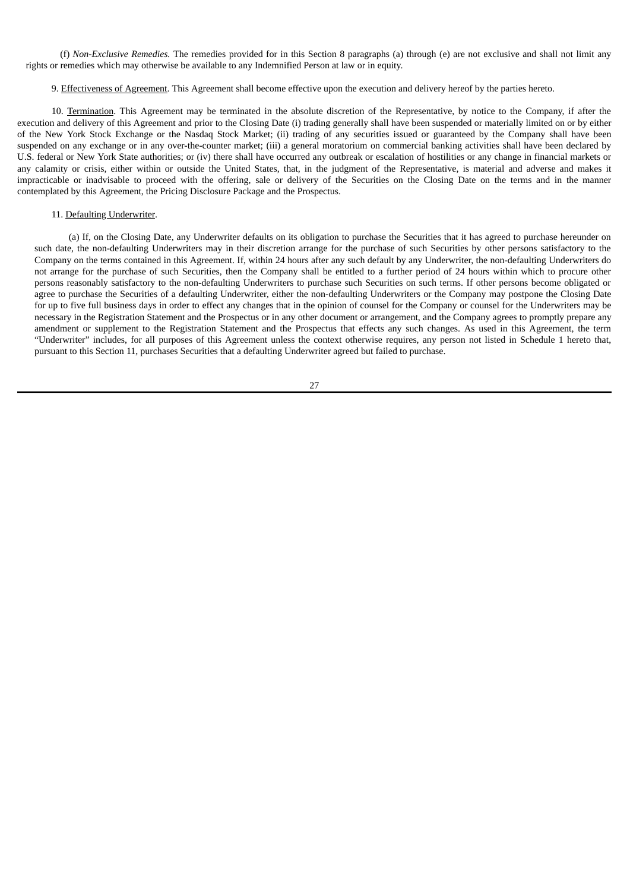(f) *Non-Exclusive Remedies.* The remedies provided for in this Section 8 paragraphs (a) through (e) are not exclusive and shall not limit any rights or remedies which may otherwise be available to any Indemnified Person at law or in equity.

9. Effectiveness of Agreement. This Agreement shall become effective upon the execution and delivery hereof by the parties hereto.

10. Termination. This Agreement may be terminated in the absolute discretion of the Representative, by notice to the Company, if after the execution and delivery of this Agreement and prior to the Closing Date (i) trading generally shall have been suspended or materially limited on or by either of the New York Stock Exchange or the Nasdaq Stock Market; (ii) trading of any securities issued or guaranteed by the Company shall have been suspended on any exchange or in any over-the-counter market; (iii) a general moratorium on commercial banking activities shall have been declared by U.S. federal or New York State authorities; or (iv) there shall have occurred any outbreak or escalation of hostilities or any change in financial markets or any calamity or crisis, either within or outside the United States, that, in the judgment of the Representative, is material and adverse and makes it impracticable or inadvisable to proceed with the offering, sale or delivery of the Securities on the Closing Date on the terms and in the manner contemplated by this Agreement, the Pricing Disclosure Package and the Prospectus.

11. Defaulting Underwriter.

(a) If, on the Closing Date, any Underwriter defaults on its obligation to purchase the Securities that it has agreed to purchase hereunder on such date, the non-defaulting Underwriters may in their discretion arrange for the purchase of such Securities by other persons satisfactory to the Company on the terms contained in this Agreement. If, within 24 hours after any such default by any Underwriter, the non-defaulting Underwriters do not arrange for the purchase of such Securities, then the Company shall be entitled to a further period of 24 hours within which to procure other persons reasonably satisfactory to the non-defaulting Underwriters to purchase such Securities on such terms. If other persons become obligated or agree to purchase the Securities of a defaulting Underwriter, either the non-defaulting Underwriters or the Company may postpone the Closing Date for up to five full business days in order to effect any changes that in the opinion of counsel for the Company or counsel for the Underwriters may be necessary in the Registration Statement and the Prospectus or in any other document or arrangement, and the Company agrees to promptly prepare any amendment or supplement to the Registration Statement and the Prospectus that effects any such changes. As used in this Agreement, the term "Underwriter" includes, for all purposes of this Agreement unless the context otherwise requires, any person not listed in Schedule 1 hereto that, pursuant to this Section 11, purchases Securities that a defaulting Underwriter agreed but failed to purchase.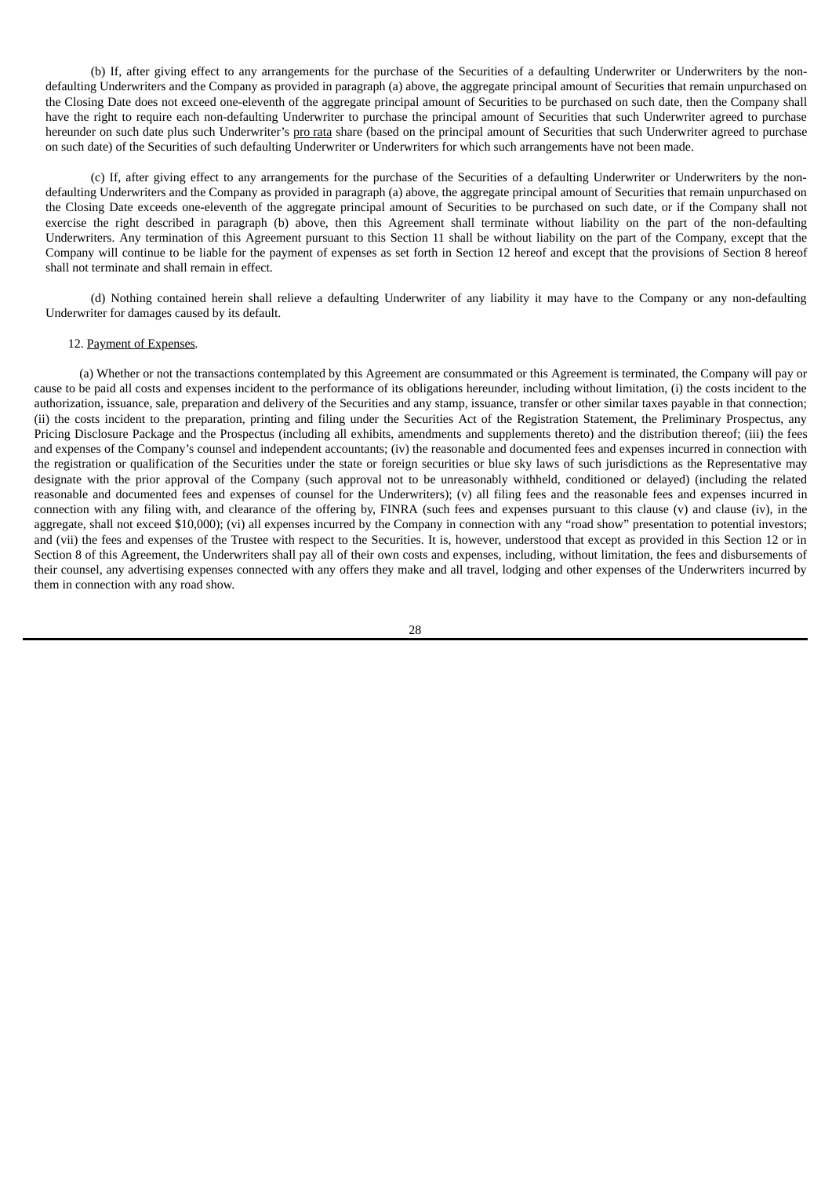(b) If, after giving effect to any arrangements for the purchase of the Securities of a defaulting Underwriter or Underwriters by the non-defaulting Underwriters and the Company as provided in paragraph (a) above, the aggregate principal amount of Securities that remain unpurchased on the Closing Date does not exceed one-eleventh of the aggregate principal amount of Securities to be purchased on such date, then the Company shall have the right to require each non-defaulting Underwriter to purchase the principal amount of Securities that such Underwriter agreed to purchase hereunder on such date plus such Underwriter's pro rata share (based on the principal amount of Securities that such Underwriter agreed to purchase on such date) of the Securities of such defaulting Underwriter or Underwriters for which such arrangements have not been made.

(c) If, after giving effect to any arrangements for the purchase of the Securities of a defaulting Underwriter or Underwriters by the non-defaulting Underwriters and the Company as provided in paragraph (a) above, the aggregate principal amount of Securities that remain unpurchased on the Closing Date exceeds one-eleventh of the aggregate principal amount of Securities to be purchased on such date, or if the Company shall not exercise the right described in paragraph (b) above, then this Agreement shall terminate without liability on the part of the non-defaulting Underwriters. Any termination of this Agreement pursuant to this Section 11 shall be without liability on the part of the Company, except that the Company will continue to be liable for the payment of expenses as set forth in Section 12 hereof and except that the provisions of Section 8 hereof shall not terminate and shall remain in effect.

(d) Nothing contained herein shall relieve a defaulting Underwriter of any liability it may have to the Company or any non-defaulting Underwriter for damages caused by its default.

12. Payment of Expenses.

(a) Whether or not the transactions contemplated by this Agreement are consummated or this Agreement is terminated, the Company will pay or cause to be paid all costs and expenses incident to the performance of its obligations hereunder, including without limitation, (i) the costs incident to the authorization, issuance, sale, preparation and delivery of the Securities and any stamp, issuance, transfer or other similar taxes payable in that connection; (ii) the costs incident to the preparation, printing and filing under the Securities Act of the Registration Statement, the Preliminary Prospectus, any Pricing Disclosure Package and the Prospectus (including all exhibits, amendments and supplements thereto) and the distribution thereof; (iii) the fees and expenses of the Company's counsel and independent accountants; (iv) the reasonable and documented fees and expenses incurred in connection with the registration or qualification of the Securities under the state or foreign securities or blue sky laws of such jurisdictions as the Representative may designate with the prior approval of the Company (such approval not to be unreasonably withheld, conditioned or delayed) (including the related reasonable and documented fees and expenses of counsel for the Underwriters); (v) all filing fees and the reasonable fees and expenses incurred in connection with any filing with, and clearance of the offering by, FINRA (such fees and expenses pursuant to this clause (v) and clause (iv), in the aggregate, shall not exceed $10,000); (vi) all expenses incurred by the Company in connection with any "road show" presentation to potential investors; and (vii) the fees and expenses of the Trustee with respect to the Securities. It is, however, understood that except as provided in this Section 12 or in Section 8 of this Agreement, the Underwriters shall pay all of their own costs and expenses, including, without limitation, the fees and disbursements of their counsel, any advertising expenses connected with any offers they make and all travel, lodging and other expenses of the Underwriters incurred by them in connection with any road show.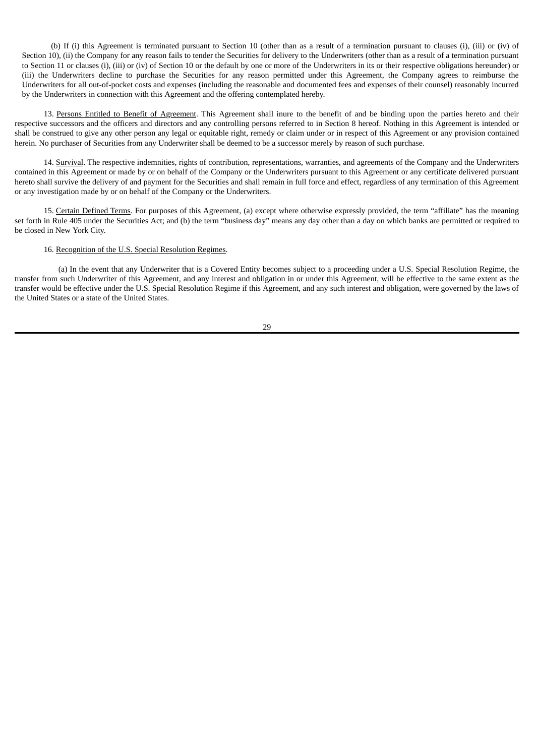(b) If (i) this Agreement is terminated pursuant to Section 10 (other than as a result of a termination pursuant to clauses (i), (iii) or (iv) of Section 10), (ii) the Company for any reason fails to tender the Securities for delivery to the Underwriters (other than as a result of a termination pursuant to Section 11 or clauses (i), (iii) or (iv) of Section 10 or the default by one or more of the Underwriters in its or their respective obligations hereunder) or (iii) the Underwriters decline to purchase the Securities for any reason permitted under this Agreement, the Company agrees to reimburse the Underwriters for all out-of-pocket costs and expenses (including the reasonable and documented fees and expenses of their counsel) reasonably incurred by the Underwriters in connection with this Agreement and the offering contemplated hereby.

13. Persons Entitled to Benefit of Agreement. This Agreement shall inure to the benefit of and be binding upon the parties hereto and their respective successors and the officers and directors and any controlling persons referred to in Section 8 hereof. Nothing in this Agreement is intended or shall be construed to give any other person any legal or equitable right, remedy or claim under or in respect of this Agreement or any provision contained herein. No purchaser of Securities from any Underwriter shall be deemed to be a successor merely by reason of such purchase.

14. Survival. The respective indemnities, rights of contribution, representations, warranties, and agreements of the Company and the Underwriters contained in this Agreement or made by or on behalf of the Company or the Underwriters pursuant to this Agreement or any certificate delivered pursuant hereto shall survive the delivery of and payment for the Securities and shall remain in full force and effect, regardless of any termination of this Agreement or any investigation made by or on behalf of the Company or the Underwriters.

15. Certain Defined Terms. For purposes of this Agreement, (a) except where otherwise expressly provided, the term "affiliate" has the meaning set forth in Rule 405 under the Securities Act; and (b) the term "business day" means any day other than a day on which banks are permitted or required to be closed in New York City.

16. Recognition of the U.S. Special Resolution Regimes.

(a) In the event that any Underwriter that is a Covered Entity becomes subject to a proceeding under a U.S. Special Resolution Regime, the transfer from such Underwriter of this Agreement, and any interest and obligation in or under this Agreement, will be effective to the same extent as the transfer would be effective under the U.S. Special Resolution Regime if this Agreement, and any such interest and obligation, were governed by the laws of the United States or a state of the United States.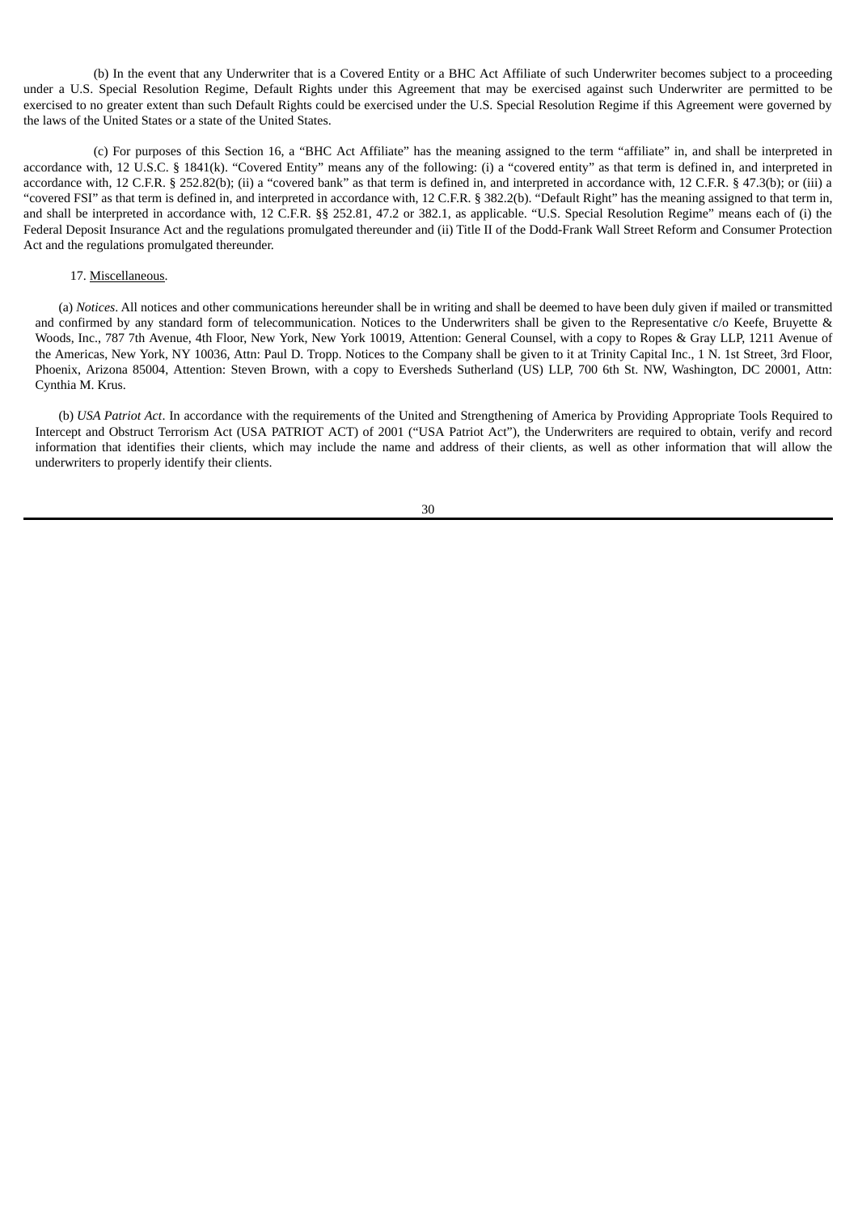(b) In the event that any Underwriter that is a Covered Entity or a BHC Act Affiliate of such Underwriter becomes subject to a proceeding under a U.S. Special Resolution Regime, Default Rights under this Agreement that may be exercised against such Underwriter are permitted to be exercised to no greater extent than such Default Rights could be exercised under the U.S. Special Resolution Regime if this Agreement were governed by the laws of the United States or a state of the United States.

(c) For purposes of this Section 16, a "BHC Act Affiliate" has the meaning assigned to the term "affiliate" in, and shall be interpreted in accordance with, 12 U.S.C. § 1841(k). "Covered Entity" means any of the following: (i) a "covered entity" as that term is defined in, and interpreted in accordance with, 12 C.F.R. § 252.82(b); (ii) a "covered bank" as that term is defined in, and interpreted in accordance with, 12 C.F.R. § 47.3(b); or (iii) a "covered FSI" as that term is defined in, and interpreted in accordance with, 12 C.F.R. § 382.2(b). "Default Right" has the meaning assigned to that term in, and shall be interpreted in accordance with, 12 C.F.R. §§ 252.81, 47.2 or 382.1, as applicable. "U.S. Special Resolution Regime" means each of (i) the Federal Deposit Insurance Act and the regulations promulgated thereunder and (ii) Title II of the Dodd-Frank Wall Street Reform and Consumer Protection Act and the regulations promulgated thereunder.

17. Miscellaneous.

(a) *Notices*. All notices and other communications hereunder shall be in writing and shall be deemed to have been duly given if mailed or transmitted and confirmed by any standard form of telecommunication. Notices to the Underwriters shall be given to the Representative c/o Keefe, Bruyette & Woods, Inc., 787 7th Avenue, 4th Floor, New York, New York 10019, Attention: General Counsel, with a copy to Ropes & Gray LLP, 1211 Avenue of the Americas, New York, NY 10036, Attn: Paul D. Tropp. Notices to the Company shall be given to it at Trinity Capital Inc., 1 N. 1st Street, 3rd Floor, Phoenix, Arizona 85004, Attention: Steven Brown, with a copy to Eversheds Sutherland (US) LLP, 700 6th St. NW, Washington, DC 20001, Attn: Cynthia M. Krus.

(b) *USA Patriot Act*. In accordance with the requirements of the United and Strengthening of America by Providing Appropriate Tools Required to Intercept and Obstruct Terrorism Act (USA PATRIOT ACT) of 2001 ("USA Patriot Act"), the Underwriters are required to obtain, verify and record information that identifies their clients, which may include the name and address of their clients, as well as other information that will allow the underwriters to properly identify their clients.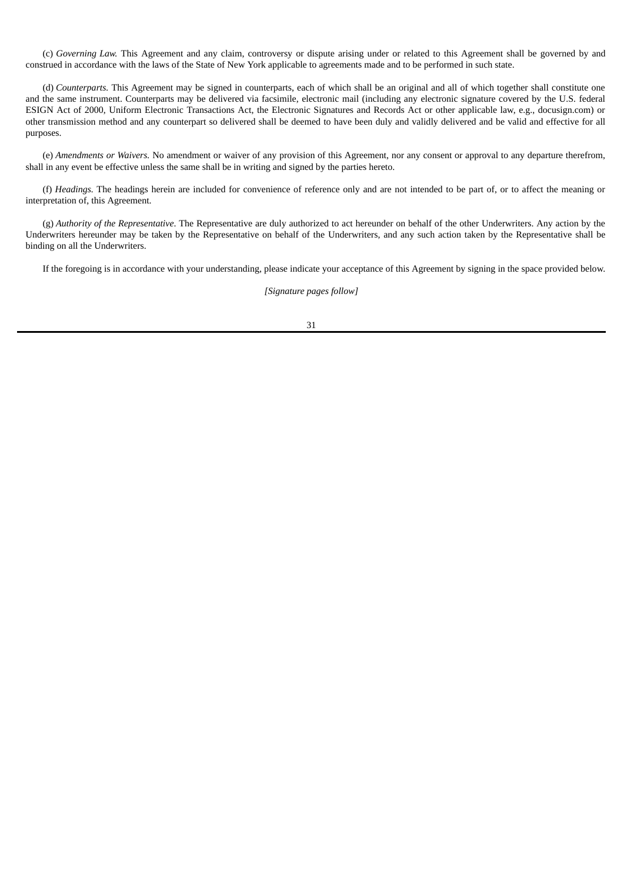(c) *Governing Law.* This Agreement and any claim, controversy or dispute arising under or related to this Agreement shall be governed by and construed in accordance with the laws of the State of New York applicable to agreements made and to be performed in such state.

(d) *Counterparts.* This Agreement may be signed in counterparts, each of which shall be an original and all of which together shall constitute one and the same instrument. Counterparts may be delivered via facsimile, electronic mail (including any electronic signature covered by the U.S. federal ESIGN Act of 2000, Uniform Electronic Transactions Act, the Electronic Signatures and Records Act or other applicable law, e.g., docusign.com) or other transmission method and any counterpart so delivered shall be deemed to have been duly and validly delivered and be valid and effective for all purposes.

(e) *Amendments or Waivers.* No amendment or waiver of any provision of this Agreement, nor any consent or approval to any departure therefrom, shall in any event be effective unless the same shall be in writing and signed by the parties hereto.

(f) *Headings.* The headings herein are included for convenience of reference only and are not intended to be part of, or to affect the meaning or interpretation of, this Agreement.

(g) *Authority of the Representative*. The Representative are duly authorized to act hereunder on behalf of the other Underwriters. Any action by the Underwriters hereunder may be taken by the Representative on behalf of the Underwriters, and any such action taken by the Representative shall be binding on all the Underwriters.

If the foregoing is in accordance with your understanding, please indicate your acceptance of this Agreement by signing in the space provided below.

*[Signature pages follow]*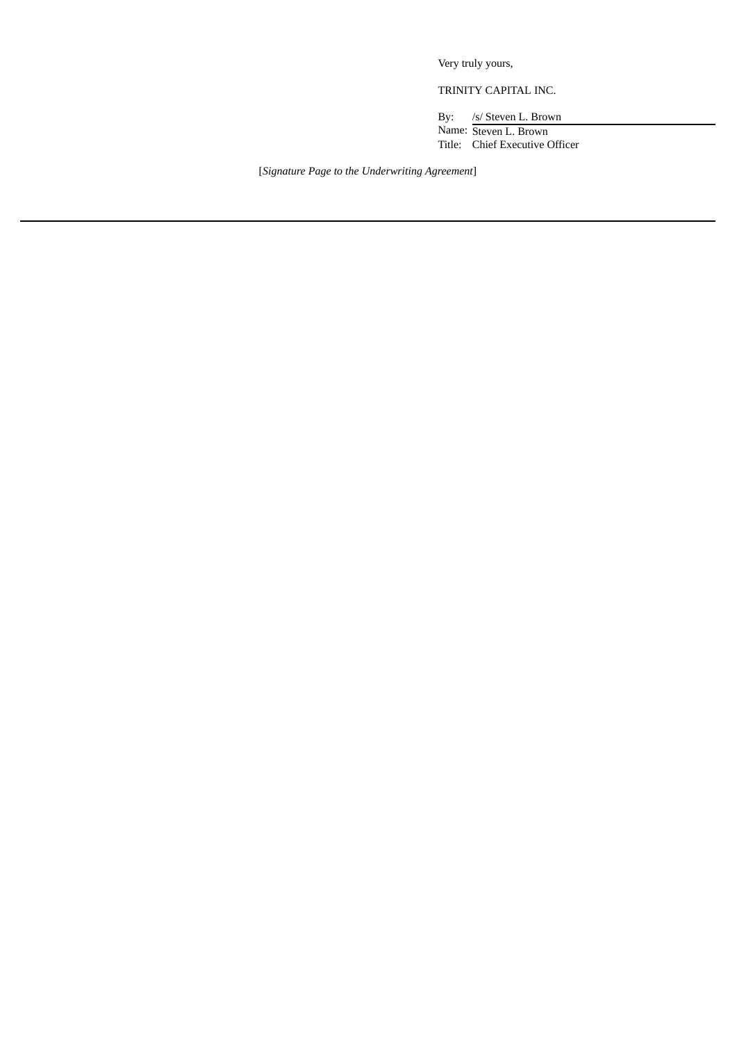Very truly yours,

TRINITY CAPITAL INC.

By: /s/ Steven L. Brown
Name: Steven L. Brown
Title: Chief Executive Officer

[*Signature Page to the Underwriting Agreement*]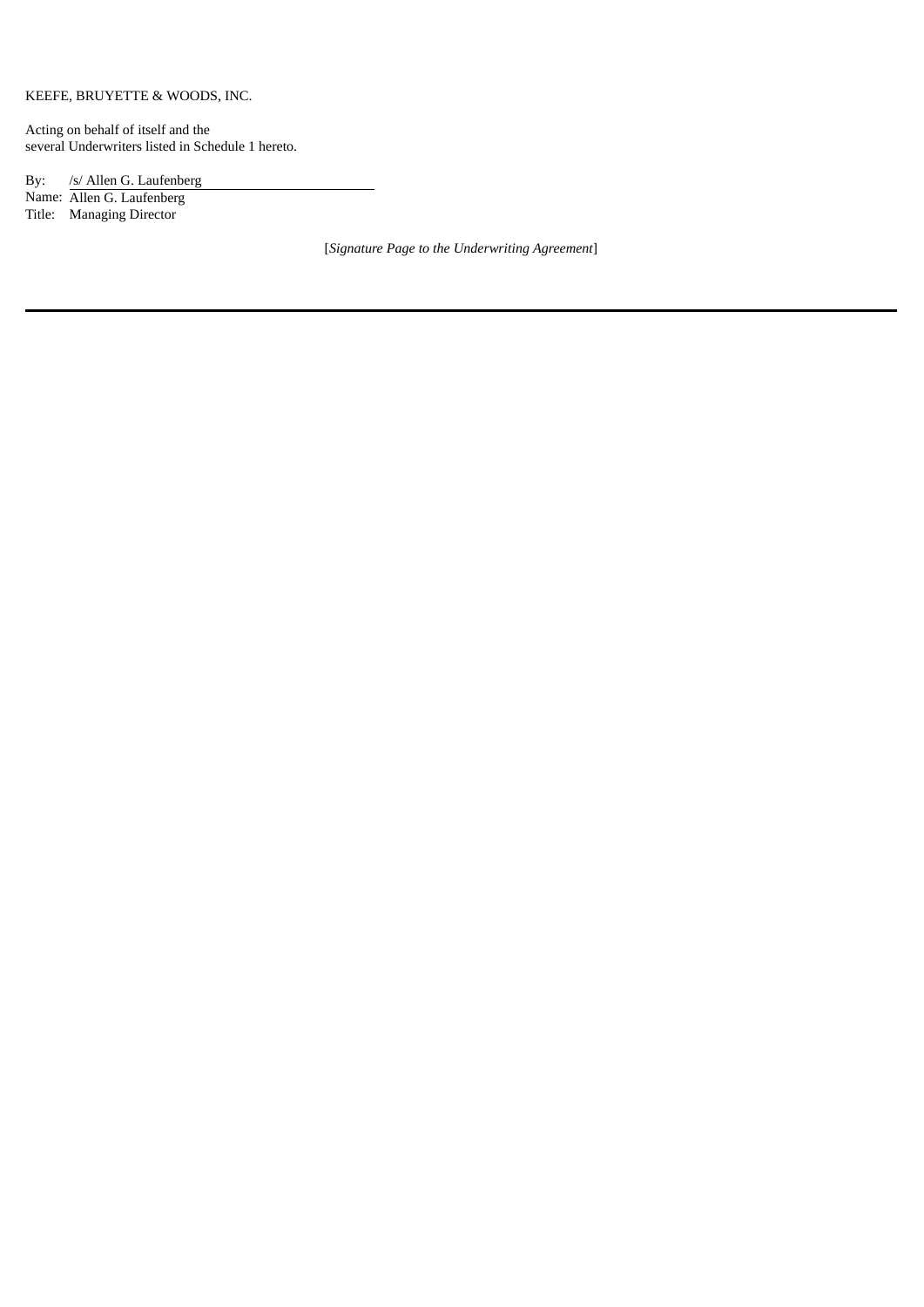KEEFE, BRUYETTE & WOODS, INC.

Acting on behalf of itself and the
several Underwriters listed in Schedule 1 hereto.

By: /s/ Allen G. Laufenberg
Name: Allen G. Laufenberg
Title: Managing Director

[*Signature Page to the Underwriting Agreement*]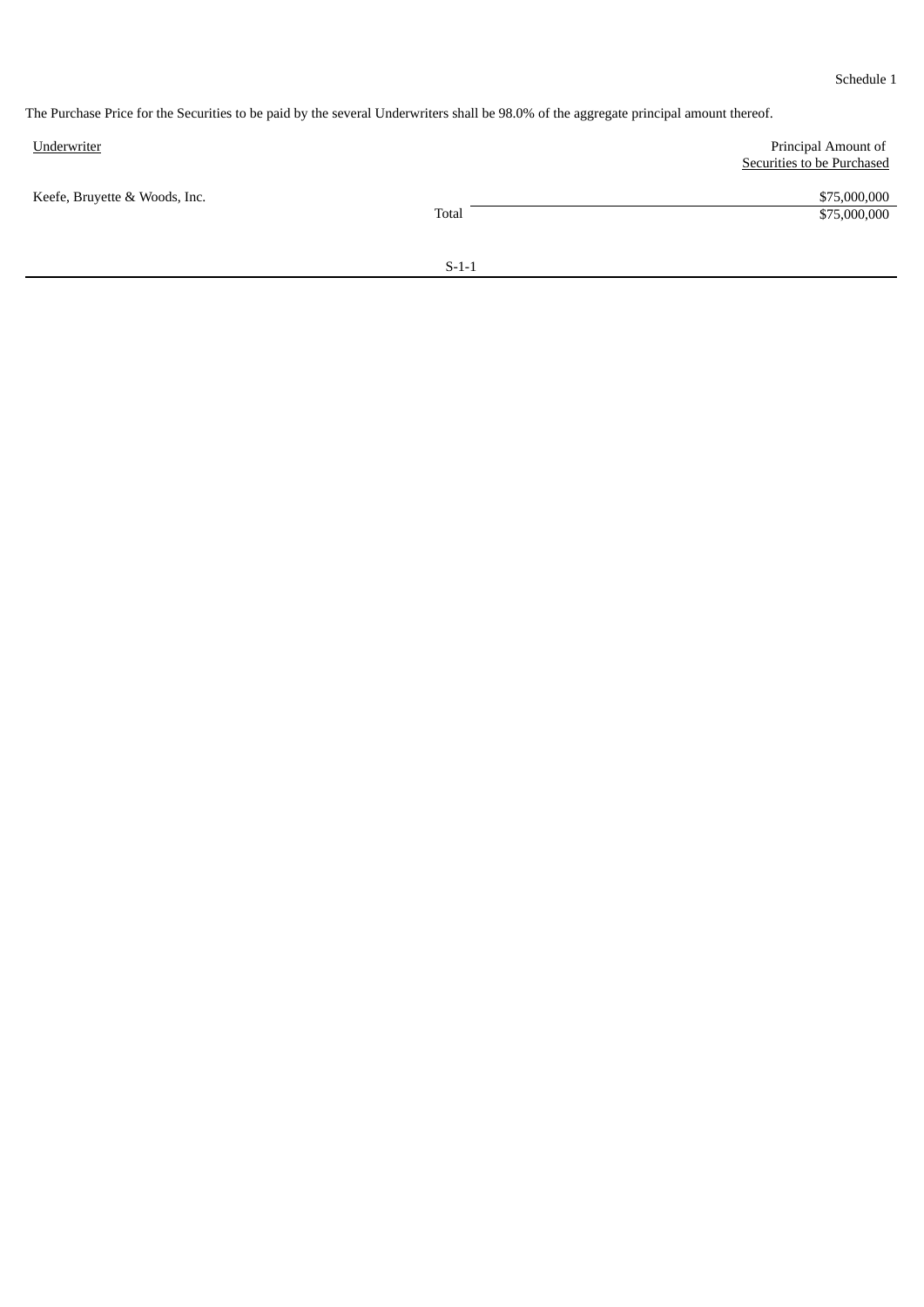Schedule 1

The Purchase Price for the Securities to be paid by the several Underwriters shall be 98.0% of the aggregate principal amount thereof.

| Underwriter | Principal Amount of Securities to be Purchased |
| --- | --- |
| Keefe, Bruyette & Woods, Inc. | $75,000,000 |
| Total | $75,000,000 |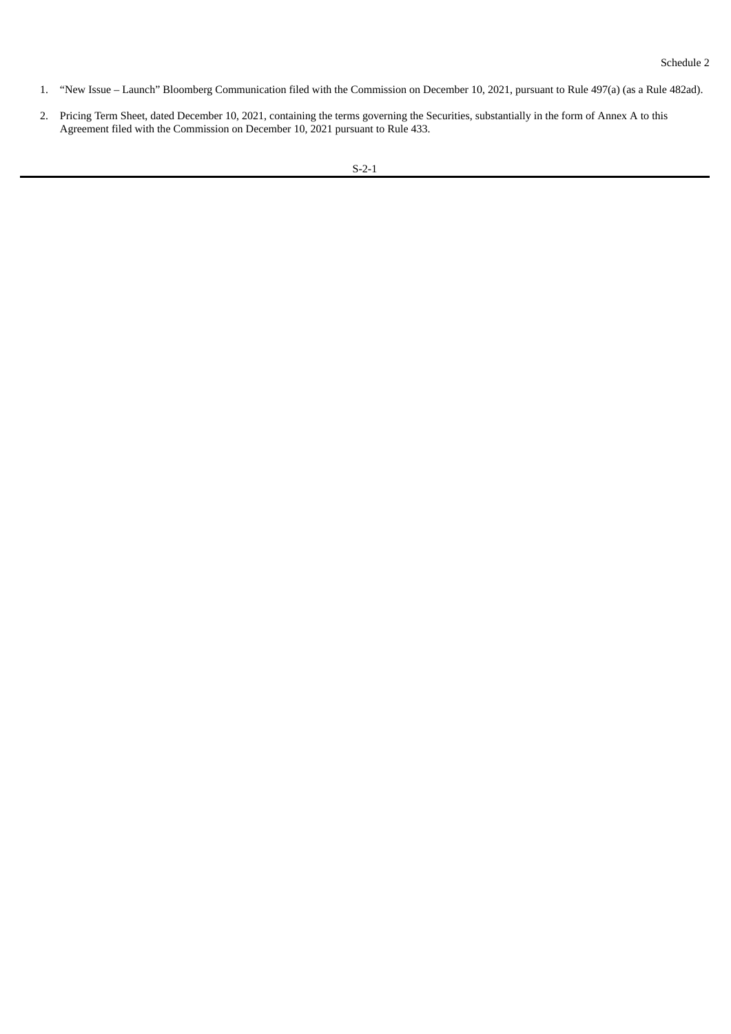Schedule 2

1. "New Issue – Launch" Bloomberg Communication filed with the Commission on December 10, 2021, pursuant to Rule 497(a) (as a Rule 482ad).

2. Pricing Term Sheet, dated December 10, 2021, containing the terms governing the Securities, substantially in the form of Annex A to this Agreement filed with the Commission on December 10, 2021 pursuant to Rule 433.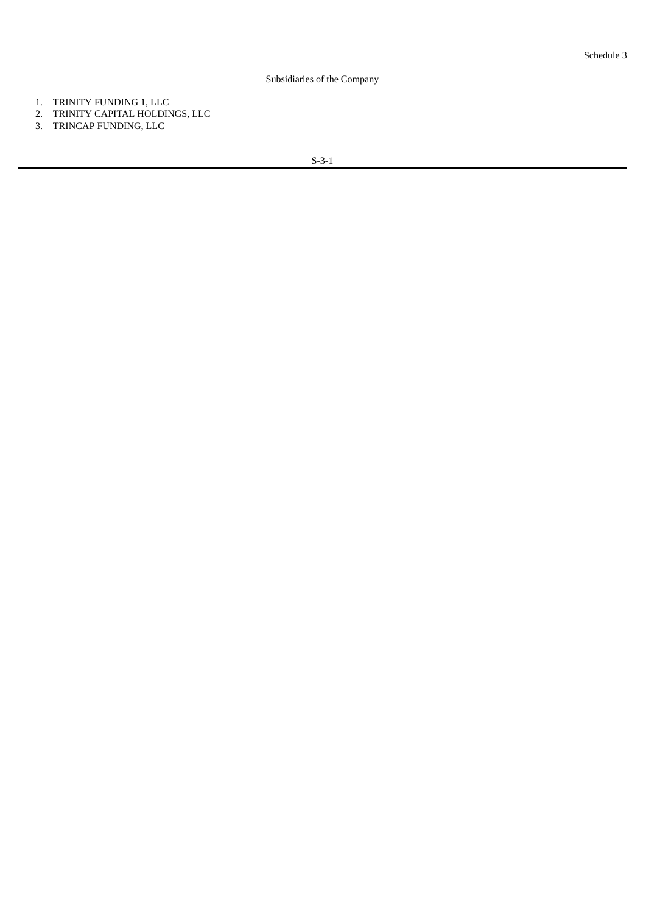Schedule 3

Subsidiaries of the Company

1. TRINITY FUNDING 1, LLC
2. TRINITY CAPITAL HOLDINGS, LLC
3. TRINCAP FUNDING, LLC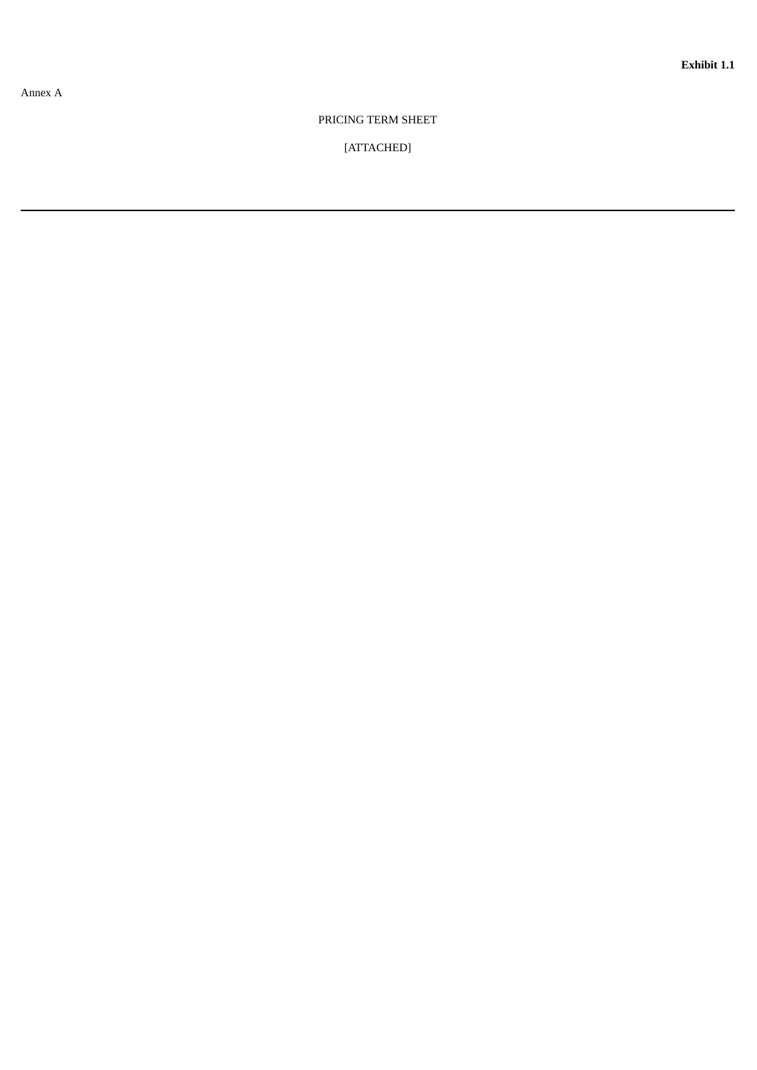**Exhibit 1.1**

Annex A

PRICING TERM SHEET

[ATTACHED]

---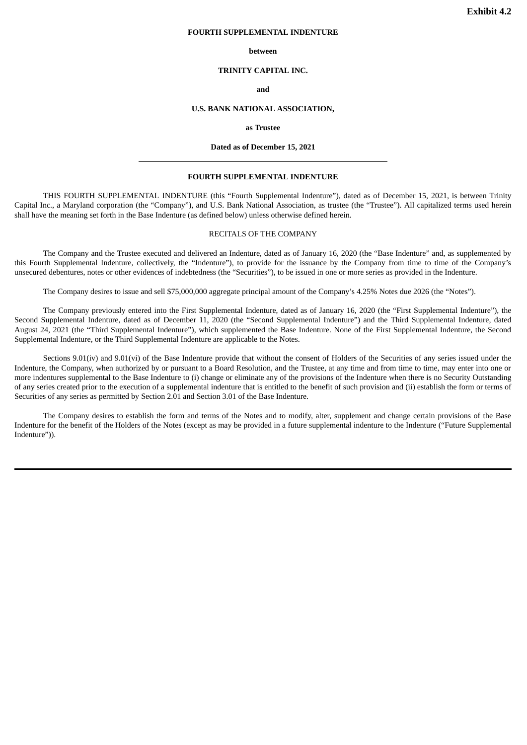**Exhibit 4.2**

**FOURTH SUPPLEMENTAL INDENTURE**

**between**

**TRINITY CAPITAL INC.**

**and**

**U.S. BANK NATIONAL ASSOCIATION,**

**as Trustee**

**Dated as of December 15, 2021**

---

**FOURTH SUPPLEMENTAL INDENTURE**

THIS FOURTH SUPPLEMENTAL INDENTURE (this "Fourth Supplemental Indenture"), dated as of December 15, 2021, is between Trinity Capital Inc., a Maryland corporation (the "Company"), and U.S. Bank National Association, as trustee (the "Trustee"). All capitalized terms used herein shall have the meaning set forth in the Base Indenture (as defined below) unless otherwise defined herein.

RECITALS OF THE COMPANY

The Company and the Trustee executed and delivered an Indenture, dated as of January 16, 2020 (the "Base Indenture" and, as supplemented by this Fourth Supplemental Indenture, collectively, the "Indenture"), to provide for the issuance by the Company from time to time of the Company's unsecured debentures, notes or other evidences of indebtedness (the "Securities"), to be issued in one or more series as provided in the Indenture.

The Company desires to issue and sell $75,000,000 aggregate principal amount of the Company's 4.25% Notes due 2026 (the "Notes").

The Company previously entered into the First Supplemental Indenture, dated as of January 16, 2020 (the "First Supplemental Indenture"), the Second Supplemental Indenture, dated as of December 11, 2020 (the "Second Supplemental Indenture") and the Third Supplemental Indenture, dated August 24, 2021 (the "Third Supplemental Indenture"), which supplemented the Base Indenture. None of the First Supplemental Indenture, the Second Supplemental Indenture, or the Third Supplemental Indenture are applicable to the Notes.

Sections 9.01(iv) and 9.01(vi) of the Base Indenture provide that without the consent of Holders of the Securities of any series issued under the Indenture, the Company, when authorized by or pursuant to a Board Resolution, and the Trustee, at any time and from time to time, may enter into one or more indentures supplemental to the Base Indenture to (i) change or eliminate any of the provisions of the Indenture when there is no Security Outstanding of any series created prior to the execution of a supplemental indenture that is entitled to the benefit of such provision and (ii) establish the form or terms of Securities of any series as permitted by Section 2.01 and Section 3.01 of the Base Indenture.

The Company desires to establish the form and terms of the Notes and to modify, alter, supplement and change certain provisions of the Base Indenture for the benefit of the Holders of the Notes (except as may be provided in a future supplemental indenture to the Indenture ("Future Supplemental Indenture")).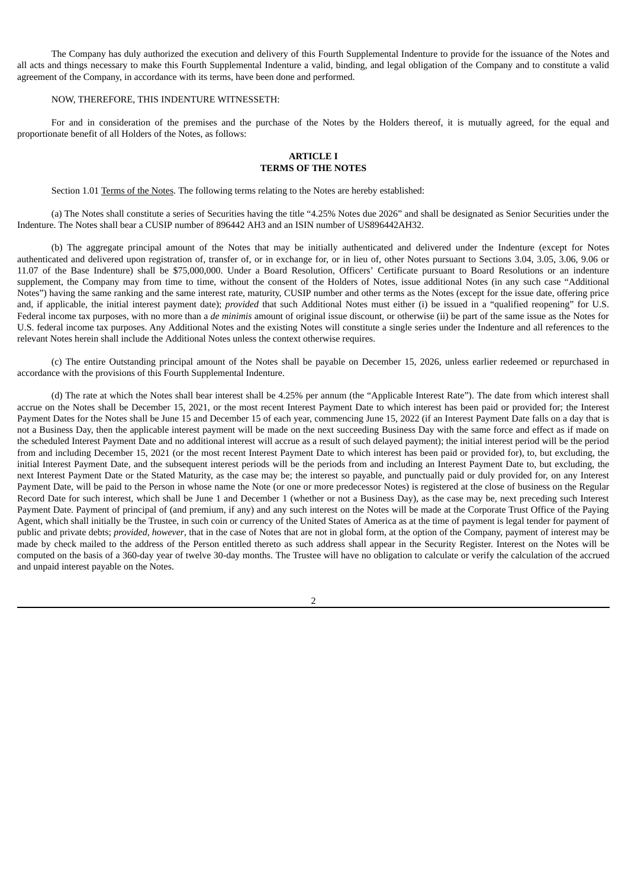The Company has duly authorized the execution and delivery of this Fourth Supplemental Indenture to provide for the issuance of the Notes and all acts and things necessary to make this Fourth Supplemental Indenture a valid, binding, and legal obligation of the Company and to constitute a valid agreement of the Company, in accordance with its terms, have been done and performed.

NOW, THEREFORE, THIS INDENTURE WITNESSETH:

For and in consideration of the premises and the purchase of the Notes by the Holders thereof, it is mutually agreed, for the equal and proportionate benefit of all Holders of the Notes, as follows:

## ARTICLE I
## TERMS OF THE NOTES

Section 1.01 Terms of the Notes. The following terms relating to the Notes are hereby established:

(a) The Notes shall constitute a series of Securities having the title "4.25% Notes due 2026" and shall be designated as Senior Securities under the Indenture. The Notes shall bear a CUSIP number of 896442 AH3 and an ISIN number of US896442AH32.

(b) The aggregate principal amount of the Notes that may be initially authenticated and delivered under the Indenture (except for Notes authenticated and delivered upon registration of, transfer of, or in exchange for, or in lieu of, other Notes pursuant to Sections 3.04, 3.05, 3.06, 9.06 or 11.07 of the Base Indenture) shall be $75,000,000. Under a Board Resolution, Officers' Certificate pursuant to Board Resolutions or an indenture supplement, the Company may from time to time, without the consent of the Holders of Notes, issue additional Notes (in any such case "Additional Notes") having the same ranking and the same interest rate, maturity, CUSIP number and other terms as the Notes (except for the issue date, offering price and, if applicable, the initial interest payment date); *provided* that such Additional Notes must either (i) be issued in a "qualified reopening" for U.S. Federal income tax purposes, with no more than a *de minimis* amount of original issue discount, or otherwise (ii) be part of the same issue as the Notes for U.S. federal income tax purposes. Any Additional Notes and the existing Notes will constitute a single series under the Indenture and all references to the relevant Notes herein shall include the Additional Notes unless the context otherwise requires.

(c) The entire Outstanding principal amount of the Notes shall be payable on December 15, 2026, unless earlier redeemed or repurchased in accordance with the provisions of this Fourth Supplemental Indenture.

(d) The rate at which the Notes shall bear interest shall be 4.25% per annum (the "Applicable Interest Rate"). The date from which interest shall accrue on the Notes shall be December 15, 2021, or the most recent Interest Payment Date to which interest has been paid or provided for; the Interest Payment Dates for the Notes shall be June 15 and December 15 of each year, commencing June 15, 2022 (if an Interest Payment Date falls on a day that is not a Business Day, then the applicable interest payment will be made on the next succeeding Business Day with the same force and effect as if made on the scheduled Interest Payment Date and no additional interest will accrue as a result of such delayed payment); the initial interest period will be the period from and including December 15, 2021 (or the most recent Interest Payment Date to which interest has been paid or provided for), to, but excluding, the initial Interest Payment Date, and the subsequent interest periods will be the periods from and including an Interest Payment Date to, but excluding, the next Interest Payment Date or the Stated Maturity, as the case may be; the interest so payable, and punctually paid or duly provided for, on any Interest Payment Date, will be paid to the Person in whose name the Note (or one or more predecessor Notes) is registered at the close of business on the Regular Record Date for such interest, which shall be June 1 and December 1 (whether or not a Business Day), as the case may be, next preceding such Interest Payment Date. Payment of principal of (and premium, if any) and any such interest on the Notes will be made at the Corporate Trust Office of the Paying Agent, which shall initially be the Trustee, in such coin or currency of the United States of America as at the time of payment is legal tender for payment of public and private debts; *provided*, *however*, that in the case of Notes that are not in global form, at the option of the Company, payment of interest may be made by check mailed to the address of the Person entitled thereto as such address shall appear in the Security Register. Interest on the Notes will be computed on the basis of a 360-day year of twelve 30-day months. The Trustee will have no obligation to calculate or verify the calculation of the accrued and unpaid interest payable on the Notes.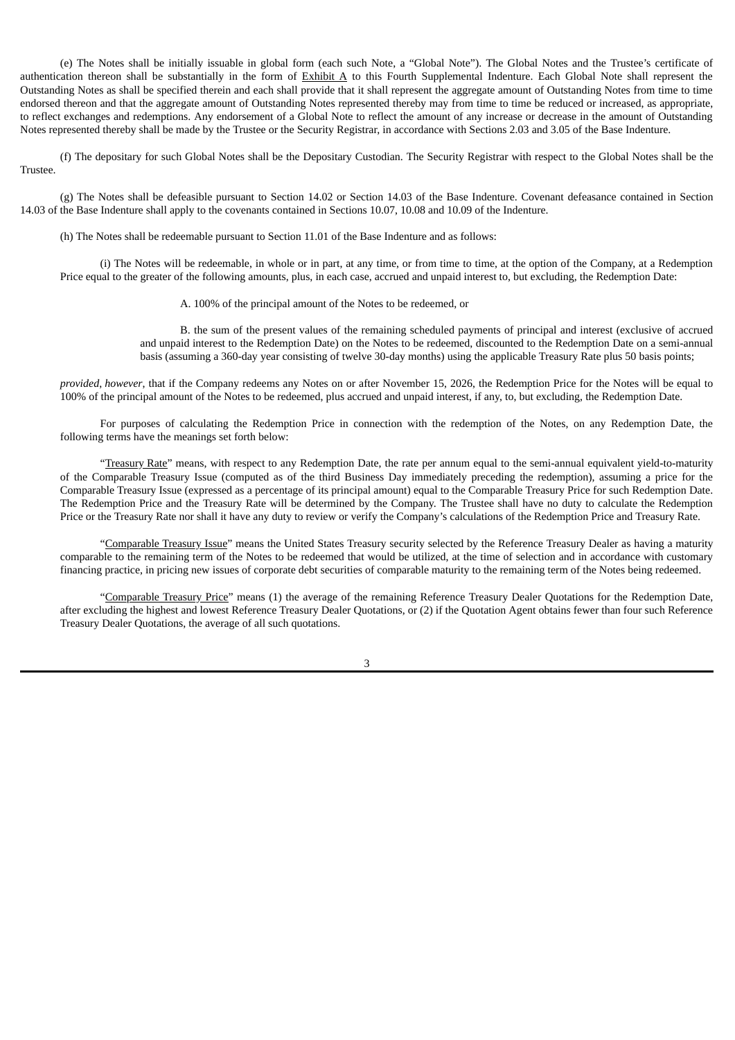(e) The Notes shall be initially issuable in global form (each such Note, a "Global Note"). The Global Notes and the Trustee's certificate of authentication thereon shall be substantially in the form of Exhibit A to this Fourth Supplemental Indenture. Each Global Note shall represent the Outstanding Notes as shall be specified therein and each shall provide that it shall represent the aggregate amount of Outstanding Notes from time to time endorsed thereon and that the aggregate amount of Outstanding Notes represented thereby may from time to time be reduced or increased, as appropriate, to reflect exchanges and redemptions. Any endorsement of a Global Note to reflect the amount of any increase or decrease in the amount of Outstanding Notes represented thereby shall be made by the Trustee or the Security Registrar, in accordance with Sections 2.03 and 3.05 of the Base Indenture.

(f) The depositary for such Global Notes shall be the Depositary Custodian. The Security Registrar with respect to the Global Notes shall be the Trustee.

(g) The Notes shall be defeasible pursuant to Section 14.02 or Section 14.03 of the Base Indenture. Covenant defeasance contained in Section 14.03 of the Base Indenture shall apply to the covenants contained in Sections 10.07, 10.08 and 10.09 of the Indenture.

(h) The Notes shall be redeemable pursuant to Section 11.01 of the Base Indenture and as follows:

(i) The Notes will be redeemable, in whole or in part, at any time, or from time to time, at the option of the Company, at a Redemption Price equal to the greater of the following amounts, plus, in each case, accrued and unpaid interest to, but excluding, the Redemption Date:

A. 100% of the principal amount of the Notes to be redeemed, or

B. the sum of the present values of the remaining scheduled payments of principal and interest (exclusive of accrued and unpaid interest to the Redemption Date) on the Notes to be redeemed, discounted to the Redemption Date on a semi-annual basis (assuming a 360-day year consisting of twelve 30-day months) using the applicable Treasury Rate plus 50 basis points;

*provided*, *however*, that if the Company redeems any Notes on or after November 15, 2026, the Redemption Price for the Notes will be equal to 100% of the principal amount of the Notes to be redeemed, plus accrued and unpaid interest, if any, to, but excluding, the Redemption Date.

For purposes of calculating the Redemption Price in connection with the redemption of the Notes, on any Redemption Date, the following terms have the meanings set forth below:

"Treasury Rate" means, with respect to any Redemption Date, the rate per annum equal to the semi-annual equivalent yield-to-maturity of the Comparable Treasury Issue (computed as of the third Business Day immediately preceding the redemption), assuming a price for the Comparable Treasury Issue (expressed as a percentage of its principal amount) equal to the Comparable Treasury Price for such Redemption Date. The Redemption Price and the Treasury Rate will be determined by the Company. The Trustee shall have no duty to calculate the Redemption Price or the Treasury Rate nor shall it have any duty to review or verify the Company's calculations of the Redemption Price and Treasury Rate.

"Comparable Treasury Issue" means the United States Treasury security selected by the Reference Treasury Dealer as having a maturity comparable to the remaining term of the Notes to be redeemed that would be utilized, at the time of selection and in accordance with customary financing practice, in pricing new issues of corporate debt securities of comparable maturity to the remaining term of the Notes being redeemed.

"Comparable Treasury Price" means (1) the average of the remaining Reference Treasury Dealer Quotations for the Redemption Date, after excluding the highest and lowest Reference Treasury Dealer Quotations, or (2) if the Quotation Agent obtains fewer than four such Reference Treasury Dealer Quotations, the average of all such quotations.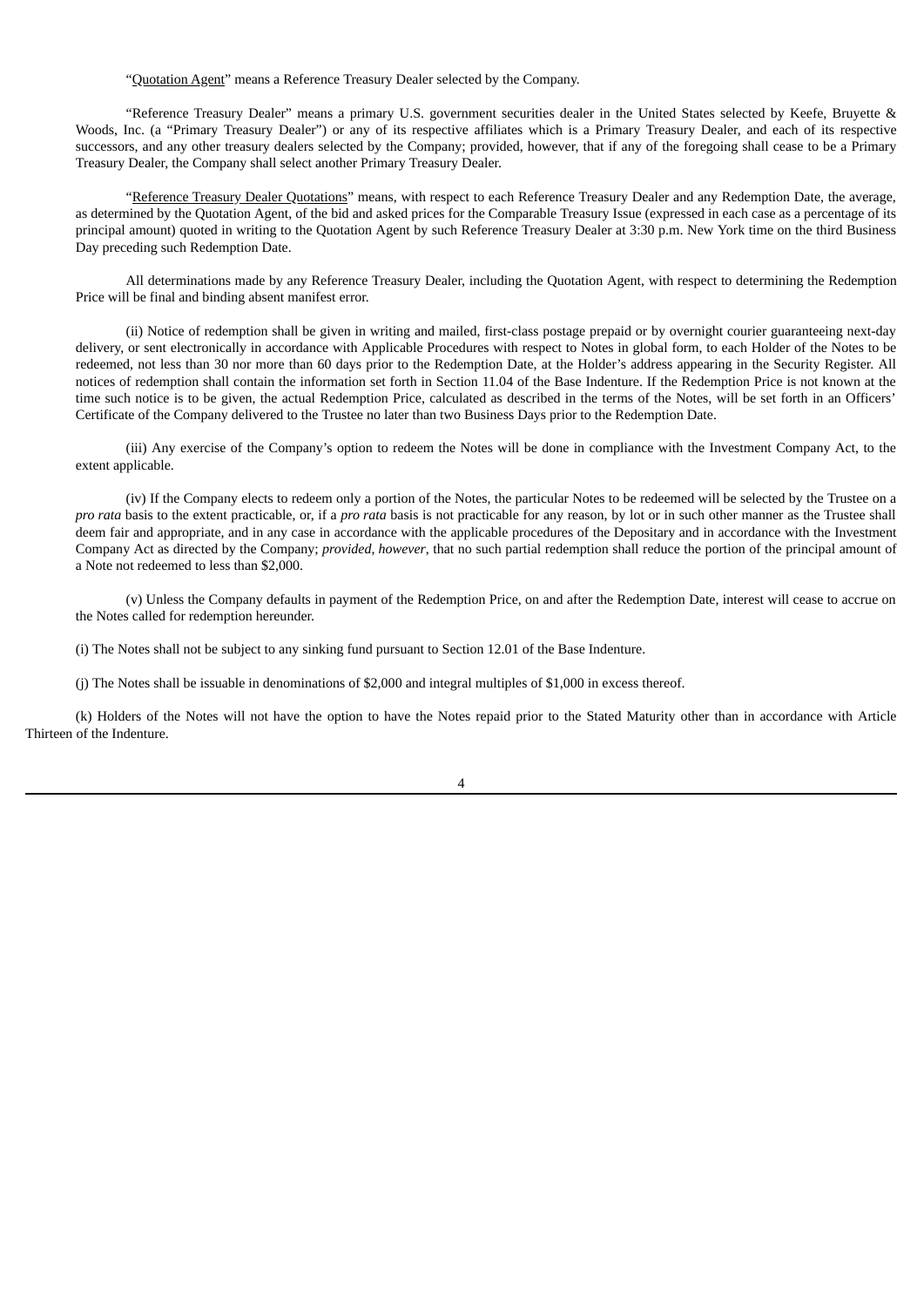"Quotation Agent" means a Reference Treasury Dealer selected by the Company.

"Reference Treasury Dealer" means a primary U.S. government securities dealer in the United States selected by Keefe, Bruyette & Woods, Inc. (a "Primary Treasury Dealer") or any of its respective affiliates which is a Primary Treasury Dealer, and each of its respective successors, and any other treasury dealers selected by the Company; provided, however, that if any of the foregoing shall cease to be a Primary Treasury Dealer, the Company shall select another Primary Treasury Dealer.

"Reference Treasury Dealer Quotations" means, with respect to each Reference Treasury Dealer and any Redemption Date, the average, as determined by the Quotation Agent, of the bid and asked prices for the Comparable Treasury Issue (expressed in each case as a percentage of its principal amount) quoted in writing to the Quotation Agent by such Reference Treasury Dealer at 3:30 p.m. New York time on the third Business Day preceding such Redemption Date.

All determinations made by any Reference Treasury Dealer, including the Quotation Agent, with respect to determining the Redemption Price will be final and binding absent manifest error.

(ii) Notice of redemption shall be given in writing and mailed, first-class postage prepaid or by overnight courier guaranteeing next-day delivery, or sent electronically in accordance with Applicable Procedures with respect to Notes in global form, to each Holder of the Notes to be redeemed, not less than 30 nor more than 60 days prior to the Redemption Date, at the Holder's address appearing in the Security Register. All notices of redemption shall contain the information set forth in Section 11.04 of the Base Indenture. If the Redemption Price is not known at the time such notice is to be given, the actual Redemption Price, calculated as described in the terms of the Notes, will be set forth in an Officers' Certificate of the Company delivered to the Trustee no later than two Business Days prior to the Redemption Date.

(iii) Any exercise of the Company's option to redeem the Notes will be done in compliance with the Investment Company Act, to the extent applicable.

(iv) If the Company elects to redeem only a portion of the Notes, the particular Notes to be redeemed will be selected by the Trustee on a *pro rata* basis to the extent practicable, or, if a *pro rata* basis is not practicable for any reason, by lot or in such other manner as the Trustee shall deem fair and appropriate, and in any case in accordance with the applicable procedures of the Depositary and in accordance with the Investment Company Act as directed by the Company; *provided, however,* that no such partial redemption shall reduce the portion of the principal amount of a Note not redeemed to less than $2,000.

(v) Unless the Company defaults in payment of the Redemption Price, on and after the Redemption Date, interest will cease to accrue on the Notes called for redemption hereunder.

(i) The Notes shall not be subject to any sinking fund pursuant to Section 12.01 of the Base Indenture.

(j) The Notes shall be issuable in denominations of $2,000 and integral multiples of $1,000 in excess thereof.

(k) Holders of the Notes will not have the option to have the Notes repaid prior to the Stated Maturity other than in accordance with Article Thirteen of the Indenture.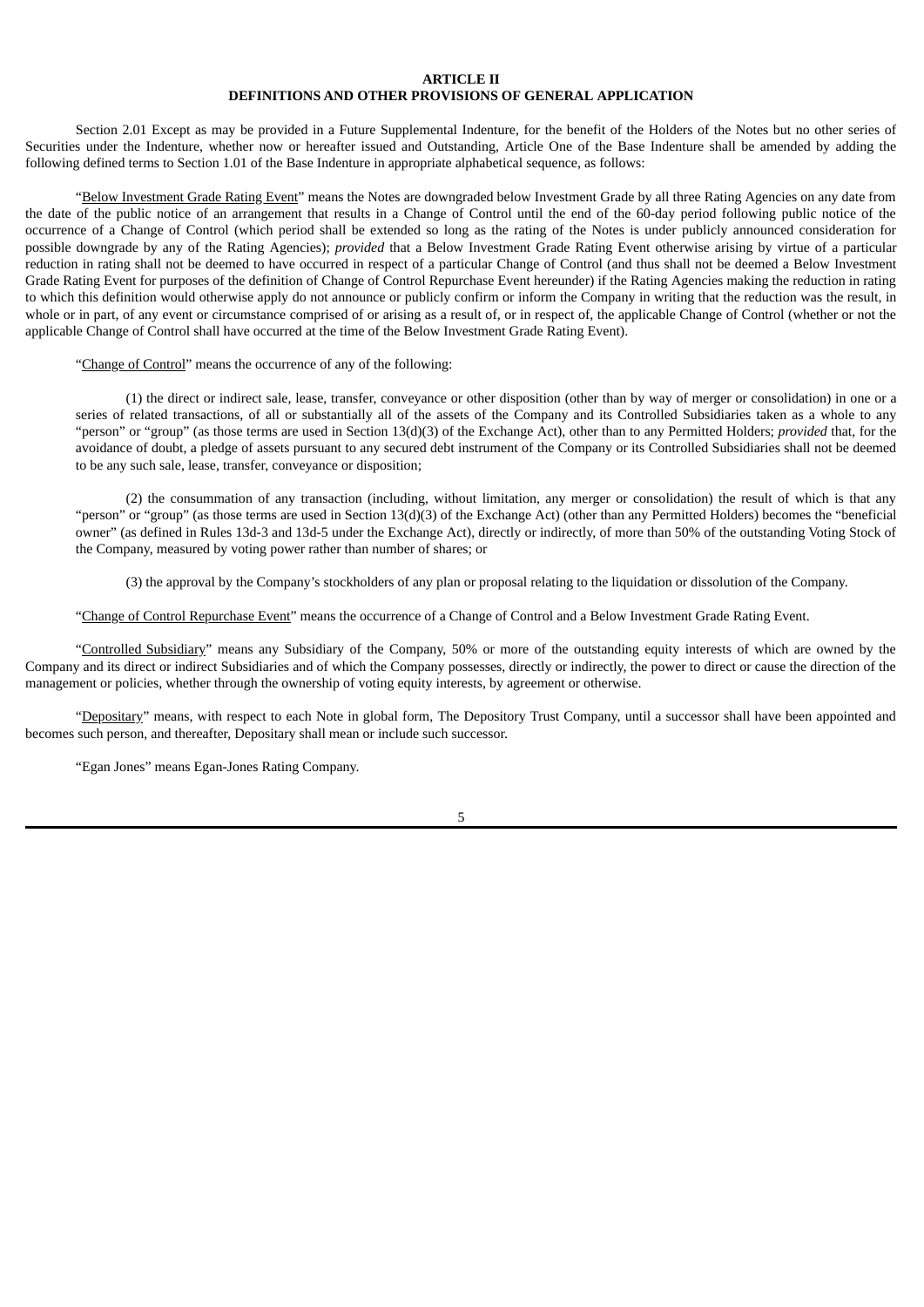## ARTICLE II
## DEFINITIONS AND OTHER PROVISIONS OF GENERAL APPLICATION

Section 2.01 Except as may be provided in a Future Supplemental Indenture, for the benefit of the Holders of the Notes but no other series of Securities under the Indenture, whether now or hereafter issued and Outstanding, Article One of the Base Indenture shall be amended by adding the following defined terms to Section 1.01 of the Base Indenture in appropriate alphabetical sequence, as follows:

"Below Investment Grade Rating Event" means the Notes are downgraded below Investment Grade by all three Rating Agencies on any date from the date of the public notice of an arrangement that results in a Change of Control until the end of the 60-day period following public notice of the occurrence of a Change of Control (which period shall be extended so long as the rating of the Notes is under publicly announced consideration for possible downgrade by any of the Rating Agencies); *provided* that a Below Investment Grade Rating Event otherwise arising by virtue of a particular reduction in rating shall not be deemed to have occurred in respect of a particular Change of Control (and thus shall not be deemed a Below Investment Grade Rating Event for purposes of the definition of Change of Control Repurchase Event hereunder) if the Rating Agencies making the reduction in rating to which this definition would otherwise apply do not announce or publicly confirm or inform the Company in writing that the reduction was the result, in whole or in part, of any event or circumstance comprised of or arising as a result of, or in respect of, the applicable Change of Control (whether or not the applicable Change of Control shall have occurred at the time of the Below Investment Grade Rating Event).

"Change of Control" means the occurrence of any of the following:

(1) the direct or indirect sale, lease, transfer, conveyance or other disposition (other than by way of merger or consolidation) in one or a series of related transactions, of all or substantially all of the assets of the Company and its Controlled Subsidiaries taken as a whole to any "person" or "group" (as those terms are used in Section 13(d)(3) of the Exchange Act), other than to any Permitted Holders; *provided* that, for the avoidance of doubt, a pledge of assets pursuant to any secured debt instrument of the Company or its Controlled Subsidiaries shall not be deemed to be any such sale, lease, transfer, conveyance or disposition;

(2) the consummation of any transaction (including, without limitation, any merger or consolidation) the result of which is that any "person" or "group" (as those terms are used in Section 13(d)(3) of the Exchange Act) (other than any Permitted Holders) becomes the "beneficial owner" (as defined in Rules 13d-3 and 13d-5 under the Exchange Act), directly or indirectly, of more than 50% of the outstanding Voting Stock of the Company, measured by voting power rather than number of shares; or

(3) the approval by the Company's stockholders of any plan or proposal relating to the liquidation or dissolution of the Company.

"Change of Control Repurchase Event" means the occurrence of a Change of Control and a Below Investment Grade Rating Event.

"Controlled Subsidiary" means any Subsidiary of the Company, 50% or more of the outstanding equity interests of which are owned by the Company and its direct or indirect Subsidiaries and of which the Company possesses, directly or indirectly, the power to direct or cause the direction of the management or policies, whether through the ownership of voting equity interests, by agreement or otherwise.

"Depositary" means, with respect to each Note in global form, The Depository Trust Company, until a successor shall have been appointed and becomes such person, and thereafter, Depositary shall mean or include such successor.

"Egan Jones" means Egan-Jones Rating Company.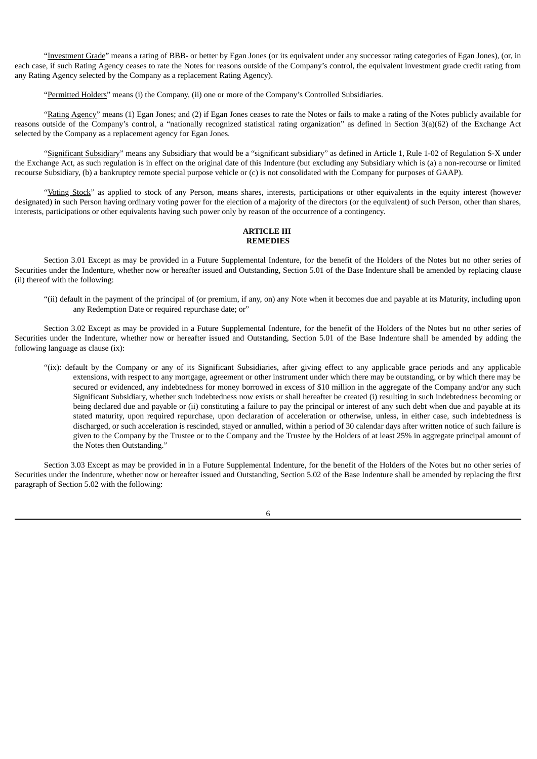"Investment Grade" means a rating of BBB- or better by Egan Jones (or its equivalent under any successor rating categories of Egan Jones), (or, in each case, if such Rating Agency ceases to rate the Notes for reasons outside of the Company's control, the equivalent investment grade credit rating from any Rating Agency selected by the Company as a replacement Rating Agency).

"Permitted Holders" means (i) the Company, (ii) one or more of the Company's Controlled Subsidiaries.

"Rating Agency" means (1) Egan Jones; and (2) if Egan Jones ceases to rate the Notes or fails to make a rating of the Notes publicly available for reasons outside of the Company's control, a "nationally recognized statistical rating organization" as defined in Section 3(a)(62) of the Exchange Act selected by the Company as a replacement agency for Egan Jones.

"Significant Subsidiary" means any Subsidiary that would be a "significant subsidiary" as defined in Article 1, Rule 1-02 of Regulation S-X under the Exchange Act, as such regulation is in effect on the original date of this Indenture (but excluding any Subsidiary which is (a) a non-recourse or limited recourse Subsidiary, (b) a bankruptcy remote special purpose vehicle or (c) is not consolidated with the Company for purposes of GAAP).

"Voting Stock" as applied to stock of any Person, means shares, interests, participations or other equivalents in the equity interest (however designated) in such Person having ordinary voting power for the election of a majority of the directors (or the equivalent) of such Person, other than shares, interests, participations or other equivalents having such power only by reason of the occurrence of a contingency.

## ARTICLE III
## REMEDIES

Section 3.01 Except as may be provided in a Future Supplemental Indenture, for the benefit of the Holders of the Notes but no other series of Securities under the Indenture, whether now or hereafter issued and Outstanding, Section 5.01 of the Base Indenture shall be amended by replacing clause (ii) thereof with the following:

> "(ii) default in the payment of the principal of (or premium, if any, on) any Note when it becomes due and payable at its Maturity, including upon any Redemption Date or required repurchase date; or"

Section 3.02 Except as may be provided in a Future Supplemental Indenture, for the benefit of the Holders of the Notes but no other series of Securities under the Indenture, whether now or hereafter issued and Outstanding, Section 5.01 of the Base Indenture shall be amended by adding the following language as clause (ix):

> "(ix): default by the Company or any of its Significant Subsidiaries, after giving effect to any applicable grace periods and any applicable extensions, with respect to any mortgage, agreement or other instrument under which there may be outstanding, or by which there may be secured or evidenced, any indebtedness for money borrowed in excess of $10 million in the aggregate of the Company and/or any such Significant Subsidiary, whether such indebtedness now exists or shall hereafter be created (i) resulting in such indebtedness becoming or being declared due and payable or (ii) constituting a failure to pay the principal or interest of any such debt when due and payable at its stated maturity, upon required repurchase, upon declaration of acceleration or otherwise, unless, in either case, such indebtedness is discharged, or such acceleration is rescinded, stayed or annulled, within a period of 30 calendar days after written notice of such failure is given to the Company by the Trustee or to the Company and the Trustee by the Holders of at least 25% in aggregate principal amount of the Notes then Outstanding."

Section 3.03 Except as may be provided in in a Future Supplemental Indenture, for the benefit of the Holders of the Notes but no other series of Securities under the Indenture, whether now or hereafter issued and Outstanding, Section 5.02 of the Base Indenture shall be amended by replacing the first paragraph of Section 5.02 with the following: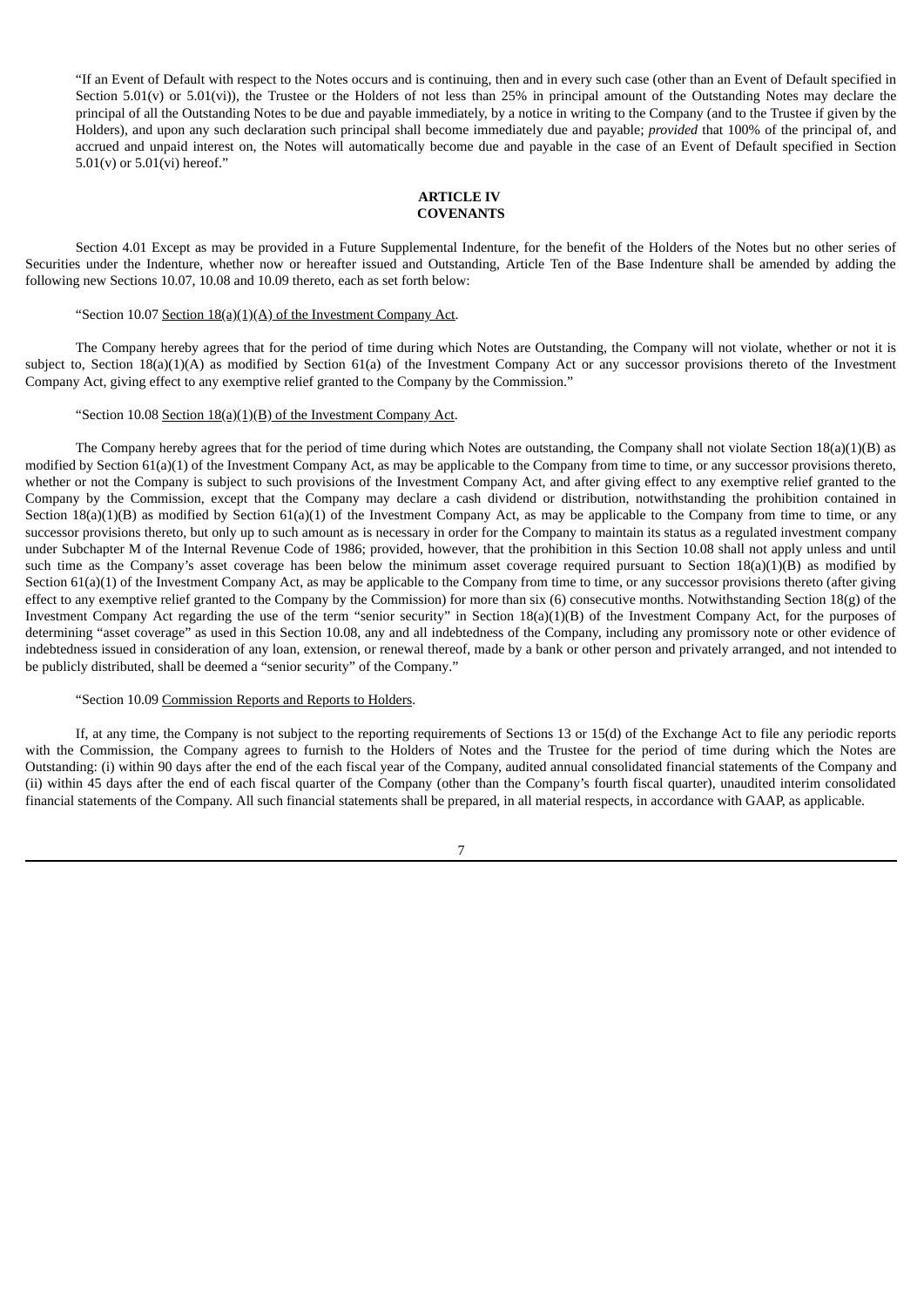"If an Event of Default with respect to the Notes occurs and is continuing, then and in every such case (other than an Event of Default specified in Section 5.01(v) or 5.01(vi)), the Trustee or the Holders of not less than 25% in principal amount of the Outstanding Notes may declare the principal of all the Outstanding Notes to be due and payable immediately, by a notice in writing to the Company (and to the Trustee if given by the Holders), and upon any such declaration such principal shall become immediately due and payable; *provided* that 100% of the principal of, and accrued and unpaid interest on, the Notes will automatically become due and payable in the case of an Event of Default specified in Section 5.01(v) or 5.01(vi) hereof."

## ARTICLE IV
## COVENANTS

Section 4.01 Except as may be provided in a Future Supplemental Indenture, for the benefit of the Holders of the Notes but no other series of Securities under the Indenture, whether now or hereafter issued and Outstanding, Article Ten of the Base Indenture shall be amended by adding the following new Sections 10.07, 10.08 and 10.09 thereto, each as set forth below:

"Section 10.07 Section 18(a)(1)(A) of the Investment Company Act.

The Company hereby agrees that for the period of time during which Notes are Outstanding, the Company will not violate, whether or not it is subject to, Section 18(a)(1)(A) as modified by Section 61(a) of the Investment Company Act or any successor provisions thereto of the Investment Company Act, giving effect to any exemptive relief granted to the Company by the Commission."

"Section 10.08 Section 18(a)(1)(B) of the Investment Company Act.

The Company hereby agrees that for the period of time during which Notes are outstanding, the Company shall not violate Section 18(a)(1)(B) as modified by Section 61(a)(1) of the Investment Company Act, as may be applicable to the Company from time to time, or any successor provisions thereto, whether or not the Company is subject to such provisions of the Investment Company Act, and after giving effect to any exemptive relief granted to the Company by the Commission, except that the Company may declare a cash dividend or distribution, notwithstanding the prohibition contained in Section 18(a)(1)(B) as modified by Section 61(a)(1) of the Investment Company Act, as may be applicable to the Company from time to time, or any successor provisions thereto, but only up to such amount as is necessary in order for the Company to maintain its status as a regulated investment company under Subchapter M of the Internal Revenue Code of 1986; provided, however, that the prohibition in this Section 10.08 shall not apply unless and until such time as the Company's asset coverage has been below the minimum asset coverage required pursuant to Section 18(a)(1)(B) as modified by Section 61(a)(1) of the Investment Company Act, as may be applicable to the Company from time to time, or any successor provisions thereto (after giving effect to any exemptive relief granted to the Company by the Commission) for more than six (6) consecutive months. Notwithstanding Section 18(g) of the Investment Company Act regarding the use of the term "senior security" in Section 18(a)(1)(B) of the Investment Company Act, for the purposes of determining "asset coverage" as used in this Section 10.08, any and all indebtedness of the Company, including any promissory note or other evidence of indebtedness issued in consideration of any loan, extension, or renewal thereof, made by a bank or other person and privately arranged, and not intended to be publicly distributed, shall be deemed a "senior security" of the Company."

"Section 10.09 Commission Reports and Reports to Holders.

If, at any time, the Company is not subject to the reporting requirements of Sections 13 or 15(d) of the Exchange Act to file any periodic reports with the Commission, the Company agrees to furnish to the Holders of Notes and the Trustee for the period of time during which the Notes are Outstanding: (i) within 90 days after the end of the each fiscal year of the Company, audited annual consolidated financial statements of the Company and (ii) within 45 days after the end of each fiscal quarter of the Company (other than the Company's fourth fiscal quarter), unaudited interim consolidated financial statements of the Company. All such financial statements shall be prepared, in all material respects, in accordance with GAAP, as applicable.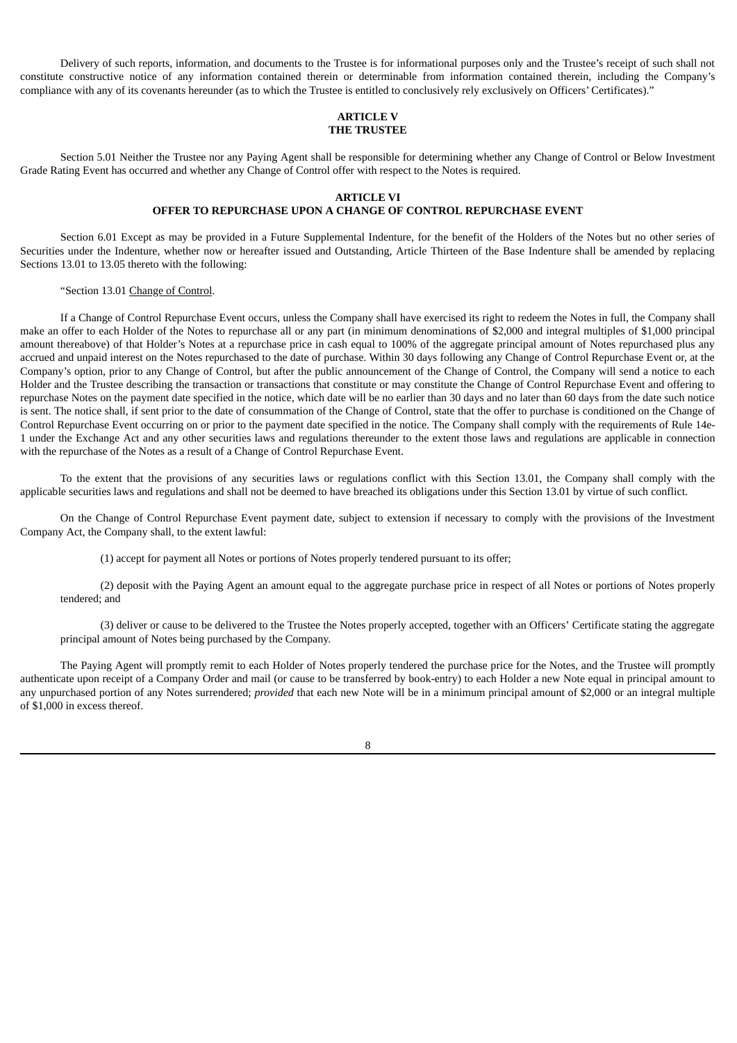Delivery of such reports, information, and documents to the Trustee is for informational purposes only and the Trustee's receipt of such shall not constitute constructive notice of any information contained therein or determinable from information contained therein, including the Company's compliance with any of its covenants hereunder (as to which the Trustee is entitled to conclusively rely exclusively on Officers' Certificates)."

**ARTICLE V**
**THE TRUSTEE**

Section 5.01 Neither the Trustee nor any Paying Agent shall be responsible for determining whether any Change of Control or Below Investment Grade Rating Event has occurred and whether any Change of Control offer with respect to the Notes is required.

**ARTICLE VI**
**OFFER TO REPURCHASE UPON A CHANGE OF CONTROL REPURCHASE EVENT**

Section 6.01 Except as may be provided in a Future Supplemental Indenture, for the benefit of the Holders of the Notes but no other series of Securities under the Indenture, whether now or hereafter issued and Outstanding, Article Thirteen of the Base Indenture shall be amended by replacing Sections 13.01 to 13.05 thereto with the following:

"Section 13.01 Change of Control.

If a Change of Control Repurchase Event occurs, unless the Company shall have exercised its right to redeem the Notes in full, the Company shall make an offer to each Holder of the Notes to repurchase all or any part (in minimum denominations of $2,000 and integral multiples of $1,000 principal amount thereabove) of that Holder's Notes at a repurchase price in cash equal to 100% of the aggregate principal amount of Notes repurchased plus any accrued and unpaid interest on the Notes repurchased to the date of purchase. Within 30 days following any Change of Control Repurchase Event or, at the Company's option, prior to any Change of Control, but after the public announcement of the Change of Control, the Company will send a notice to each Holder and the Trustee describing the transaction or transactions that constitute or may constitute the Change of Control Repurchase Event and offering to repurchase Notes on the payment date specified in the notice, which date will be no earlier than 30 days and no later than 60 days from the date such notice is sent. The notice shall, if sent prior to the date of consummation of the Change of Control, state that the offer to purchase is conditioned on the Change of Control Repurchase Event occurring on or prior to the payment date specified in the notice. The Company shall comply with the requirements of Rule 14e-1 under the Exchange Act and any other securities laws and regulations thereunder to the extent those laws and regulations are applicable in connection with the repurchase of the Notes as a result of a Change of Control Repurchase Event.

To the extent that the provisions of any securities laws or regulations conflict with this Section 13.01, the Company shall comply with the applicable securities laws and regulations and shall not be deemed to have breached its obligations under this Section 13.01 by virtue of such conflict.

On the Change of Control Repurchase Event payment date, subject to extension if necessary to comply with the provisions of the Investment Company Act, the Company shall, to the extent lawful:

(1) accept for payment all Notes or portions of Notes properly tendered pursuant to its offer;

(2) deposit with the Paying Agent an amount equal to the aggregate purchase price in respect of all Notes or portions of Notes properly tendered; and

(3) deliver or cause to be delivered to the Trustee the Notes properly accepted, together with an Officers' Certificate stating the aggregate principal amount of Notes being purchased by the Company.

The Paying Agent will promptly remit to each Holder of Notes properly tendered the purchase price for the Notes, and the Trustee will promptly authenticate upon receipt of a Company Order and mail (or cause to be transferred by book-entry) to each Holder a new Note equal in principal amount to any unpurchased portion of any Notes surrendered; *provided* that each new Note will be in a minimum principal amount of $2,000 or an integral multiple of $1,000 in excess thereof.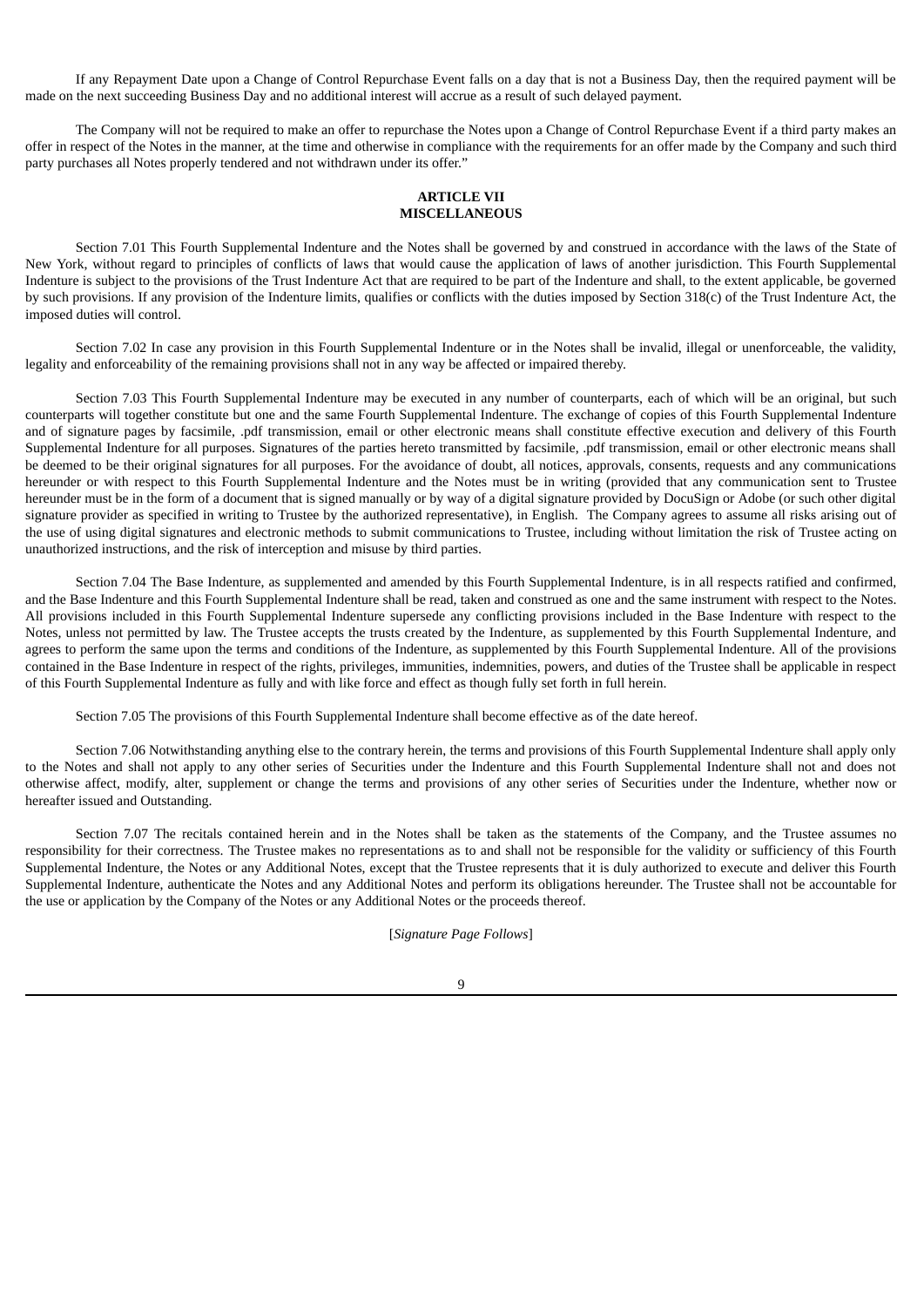If any Repayment Date upon a Change of Control Repurchase Event falls on a day that is not a Business Day, then the required payment will be made on the next succeeding Business Day and no additional interest will accrue as a result of such delayed payment.

The Company will not be required to make an offer to repurchase the Notes upon a Change of Control Repurchase Event if a third party makes an offer in respect of the Notes in the manner, at the time and otherwise in compliance with the requirements for an offer made by the Company and such third party purchases all Notes properly tendered and not withdrawn under its offer."

## ARTICLE VII
## MISCELLANEOUS

Section 7.01 This Fourth Supplemental Indenture and the Notes shall be governed by and construed in accordance with the laws of the State of New York, without regard to principles of conflicts of laws that would cause the application of laws of another jurisdiction. This Fourth Supplemental Indenture is subject to the provisions of the Trust Indenture Act that are required to be part of the Indenture and shall, to the extent applicable, be governed by such provisions. If any provision of the Indenture limits, qualifies or conflicts with the duties imposed by Section 318(c) of the Trust Indenture Act, the imposed duties will control.

Section 7.02 In case any provision in this Fourth Supplemental Indenture or in the Notes shall be invalid, illegal or unenforceable, the validity, legality and enforceability of the remaining provisions shall not in any way be affected or impaired thereby.

Section 7.03 This Fourth Supplemental Indenture may be executed in any number of counterparts, each of which will be an original, but such counterparts will together constitute but one and the same Fourth Supplemental Indenture. The exchange of copies of this Fourth Supplemental Indenture and of signature pages by facsimile, .pdf transmission, email or other electronic means shall constitute effective execution and delivery of this Fourth Supplemental Indenture for all purposes. Signatures of the parties hereto transmitted by facsimile, .pdf transmission, email or other electronic means shall be deemed to be their original signatures for all purposes. For the avoidance of doubt, all notices, approvals, consents, requests and any communications hereunder or with respect to this Fourth Supplemental Indenture and the Notes must be in writing (provided that any communication sent to Trustee hereunder must be in the form of a document that is signed manually or by way of a digital signature provided by DocuSign or Adobe (or such other digital signature provider as specified in writing to Trustee by the authorized representative), in English. The Company agrees to assume all risks arising out of the use of using digital signatures and electronic methods to submit communications to Trustee, including without limitation the risk of Trustee acting on unauthorized instructions, and the risk of interception and misuse by third parties.

Section 7.04 The Base Indenture, as supplemented and amended by this Fourth Supplemental Indenture, is in all respects ratified and confirmed, and the Base Indenture and this Fourth Supplemental Indenture shall be read, taken and construed as one and the same instrument with respect to the Notes. All provisions included in this Fourth Supplemental Indenture supersede any conflicting provisions included in the Base Indenture with respect to the Notes, unless not permitted by law. The Trustee accepts the trusts created by the Indenture, as supplemented by this Fourth Supplemental Indenture, and agrees to perform the same upon the terms and conditions of the Indenture, as supplemented by this Fourth Supplemental Indenture. All of the provisions contained in the Base Indenture in respect of the rights, privileges, immunities, indemnities, powers, and duties of the Trustee shall be applicable in respect of this Fourth Supplemental Indenture as fully and with like force and effect as though fully set forth in full herein.

Section 7.05 The provisions of this Fourth Supplemental Indenture shall become effective as of the date hereof.

Section 7.06 Notwithstanding anything else to the contrary herein, the terms and provisions of this Fourth Supplemental Indenture shall apply only to the Notes and shall not apply to any other series of Securities under the Indenture and this Fourth Supplemental Indenture shall not and does not otherwise affect, modify, alter, supplement or change the terms and provisions of any other series of Securities under the Indenture, whether now or hereafter issued and Outstanding.

Section 7.07 The recitals contained herein and in the Notes shall be taken as the statements of the Company, and the Trustee assumes no responsibility for their correctness. The Trustee makes no representations as to and shall not be responsible for the validity or sufficiency of this Fourth Supplemental Indenture, the Notes or any Additional Notes, except that the Trustee represents that it is duly authorized to execute and deliver this Fourth Supplemental Indenture, authenticate the Notes and any Additional Notes and perform its obligations hereunder. The Trustee shall not be accountable for the use or application by the Company of the Notes or any Additional Notes or the proceeds thereof.

[*Signature Page Follows*]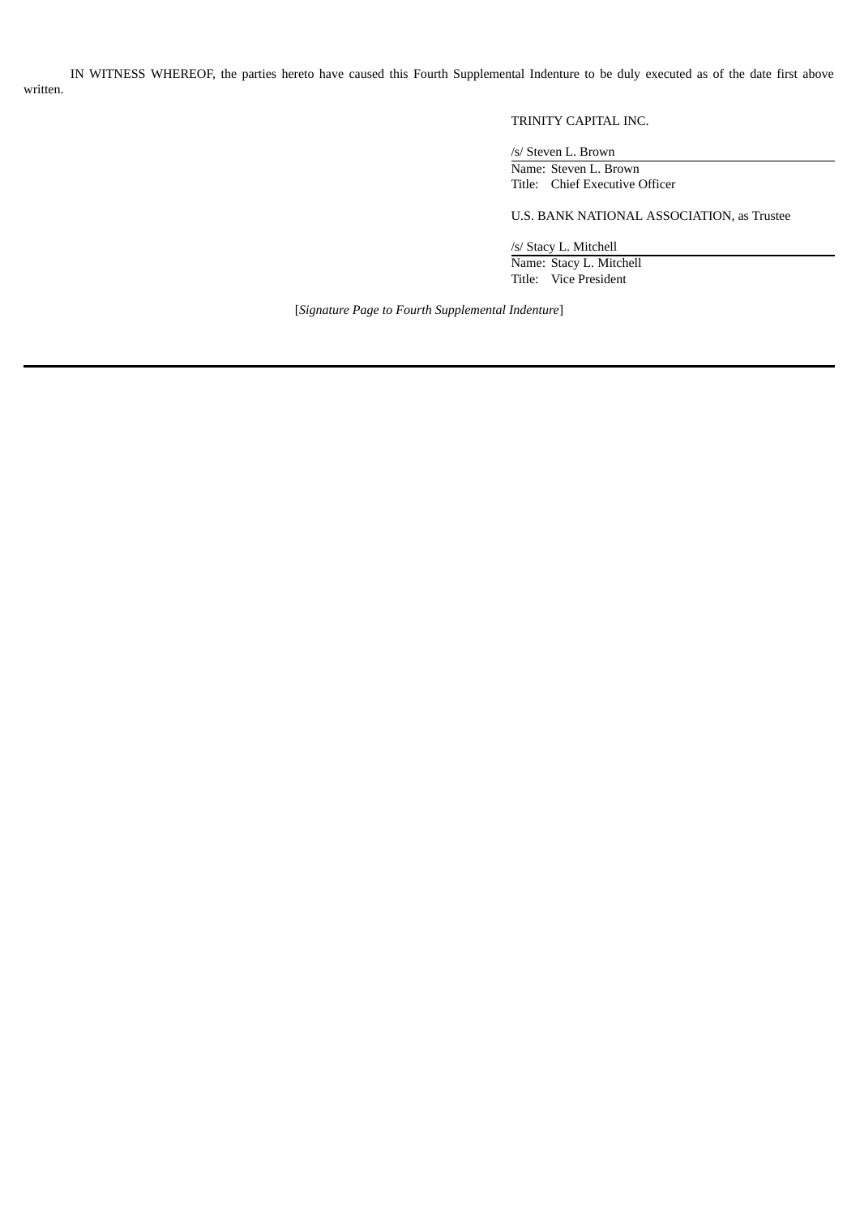IN WITNESS WHEREOF, the parties hereto have caused this Fourth Supplemental Indenture to be duly executed as of the date first above written.

TRINITY CAPITAL INC.

/s/ Steven L. Brown
Name: Steven L. Brown
Title: Chief Executive Officer

U.S. BANK NATIONAL ASSOCIATION, as Trustee

/s/ Stacy L. Mitchell
Name: Stacy L. Mitchell
Title: Vice President

[*Signature Page to Fourth Supplemental Indenture*]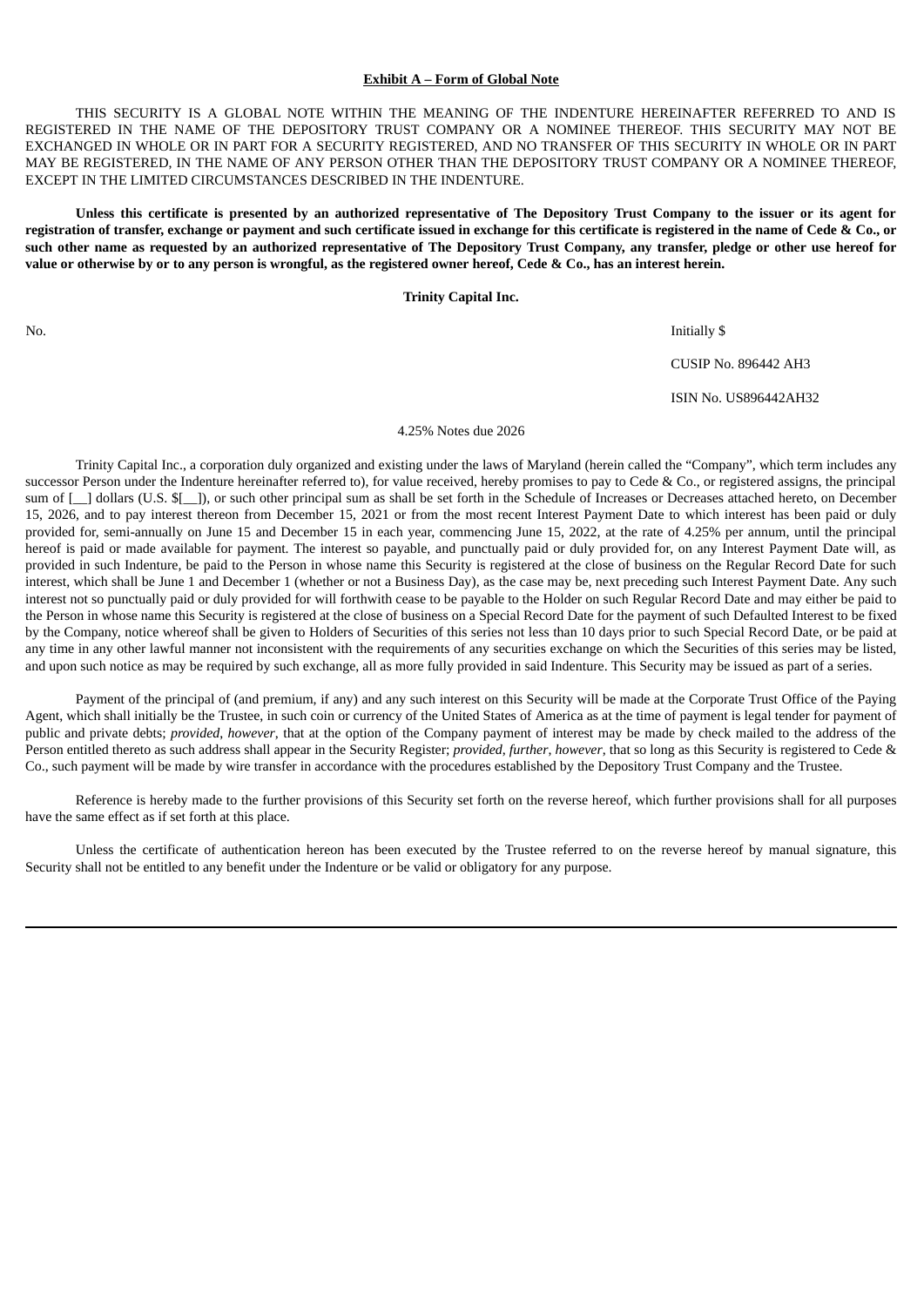**Exhibit A – Form of Global Note**

THIS SECURITY IS A GLOBAL NOTE WITHIN THE MEANING OF THE INDENTURE HEREINAFTER REFERRED TO AND IS REGISTERED IN THE NAME OF THE DEPOSITORY TRUST COMPANY OR A NOMINEE THEREOF. THIS SECURITY MAY NOT BE EXCHANGED IN WHOLE OR IN PART FOR A SECURITY REGISTERED, AND NO TRANSFER OF THIS SECURITY IN WHOLE OR IN PART MAY BE REGISTERED, IN THE NAME OF ANY PERSON OTHER THAN THE DEPOSITORY TRUST COMPANY OR A NOMINEE THEREOF, EXCEPT IN THE LIMITED CIRCUMSTANCES DESCRIBED IN THE INDENTURE.

**Unless this certificate is presented by an authorized representative of The Depository Trust Company to the issuer or its agent for registration of transfer, exchange or payment and such certificate issued in exchange for this certificate is registered in the name of Cede & Co., or such other name as requested by an authorized representative of The Depository Trust Company, any transfer, pledge or other use hereof for value or otherwise by or to any person is wrongful, as the registered owner hereof, Cede & Co., has an interest herein.**

**Trinity Capital Inc.**

No. Initially $

CUSIP No. 896442 AH3

ISIN No. US896442AH32

4.25% Notes due 2026

Trinity Capital Inc., a corporation duly organized and existing under the laws of Maryland (herein called the "Company", which term includes any successor Person under the Indenture hereinafter referred to), for value received, hereby promises to pay to Cede & Co., or registered assigns, the principal sum of [__] dollars (U.S. $[__]), or such other principal sum as shall be set forth in the Schedule of Increases or Decreases attached hereto, on December 15, 2026, and to pay interest thereon from December 15, 2021 or from the most recent Interest Payment Date to which interest has been paid or duly provided for, semi-annually on June 15 and December 15 in each year, commencing June 15, 2022, at the rate of 4.25% per annum, until the principal hereof is paid or made available for payment. The interest so payable, and punctually paid or duly provided for, on any Interest Payment Date will, as provided in such Indenture, be paid to the Person in whose name this Security is registered at the close of business on the Regular Record Date for such interest, which shall be June 1 and December 1 (whether or not a Business Day), as the case may be, next preceding such Interest Payment Date. Any such interest not so punctually paid or duly provided for will forthwith cease to be payable to the Holder on such Regular Record Date and may either be paid to the Person in whose name this Security is registered at the close of business on a Special Record Date for the payment of such Defaulted Interest to be fixed by the Company, notice whereof shall be given to Holders of Securities of this series not less than 10 days prior to such Special Record Date, or be paid at any time in any other lawful manner not inconsistent with the requirements of any securities exchange on which the Securities of this series may be listed, and upon such notice as may be required by such exchange, all as more fully provided in said Indenture. This Security may be issued as part of a series.

Payment of the principal of (and premium, if any) and any such interest on this Security will be made at the Corporate Trust Office of the Paying Agent, which shall initially be the Trustee, in such coin or currency of the United States of America as at the time of payment is legal tender for payment of public and private debts; *provided*, *however*, that at the option of the Company payment of interest may be made by check mailed to the address of the Person entitled thereto as such address shall appear in the Security Register; *provided*, *further*, *however*, that so long as this Security is registered to Cede & Co., such payment will be made by wire transfer in accordance with the procedures established by the Depository Trust Company and the Trustee.

Reference is hereby made to the further provisions of this Security set forth on the reverse hereof, which further provisions shall for all purposes have the same effect as if set forth at this place.

Unless the certificate of authentication hereon has been executed by the Trustee referred to on the reverse hereof by manual signature, this Security shall not be entitled to any benefit under the Indenture or be valid or obligatory for any purpose.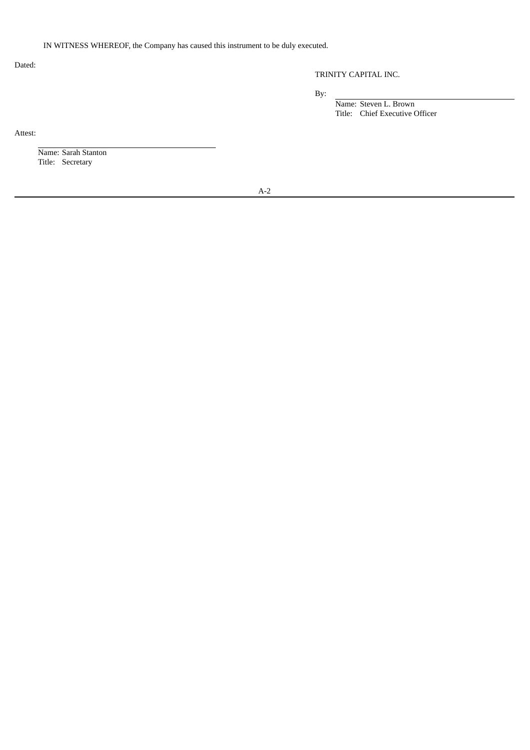IN WITNESS WHEREOF, the Company has caused this instrument to be duly executed.

Dated:

TRINITY CAPITAL INC.

By: \_\_\_\_\_\_\_\_\_\_\_\_\_\_\_\_\_\_\_\_\_\_\_\_\_\_\_\_\_\_\_\_\_\_\_\_\_\_\_\_

Name: Steven L. Brown
Title: Chief Executive Officer

Attest:

\_\_\_\_\_\_\_\_\_\_\_\_\_\_\_\_\_\_\_\_\_\_\_\_\_\_\_\_\_\_\_\_\_\_\_\_\_\_\_\_

Name: Sarah Stanton
Title: Secretary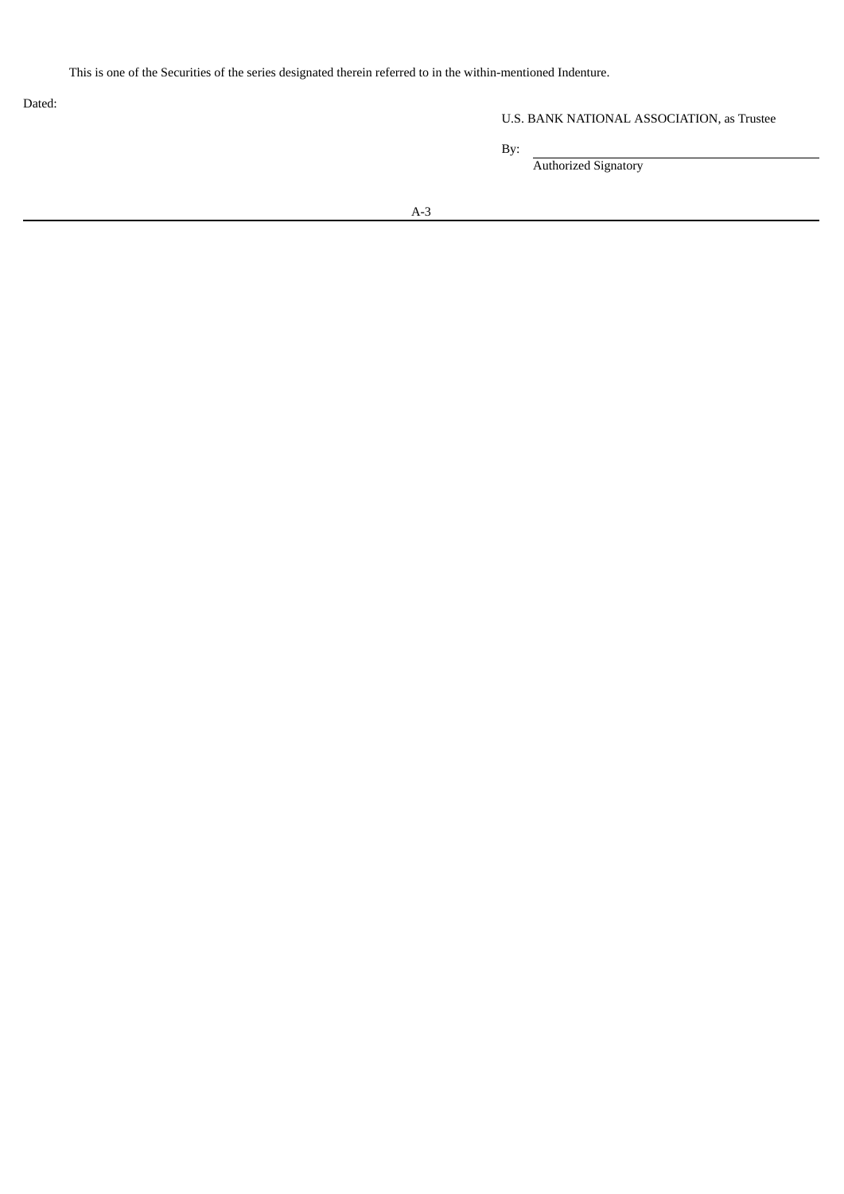This is one of the Securities of the series designated therein referred to in the within-mentioned Indenture.

Dated:

U.S. BANK NATIONAL ASSOCIATION, as Trustee

By: \_\_\_\_\_\_\_\_\_\_\_\_\_\_\_\_\_\_\_\_\_\_\_\_\_\_\_\_\_\_\_\_\_\_\_\_\_\_\_\_

Authorized Signatory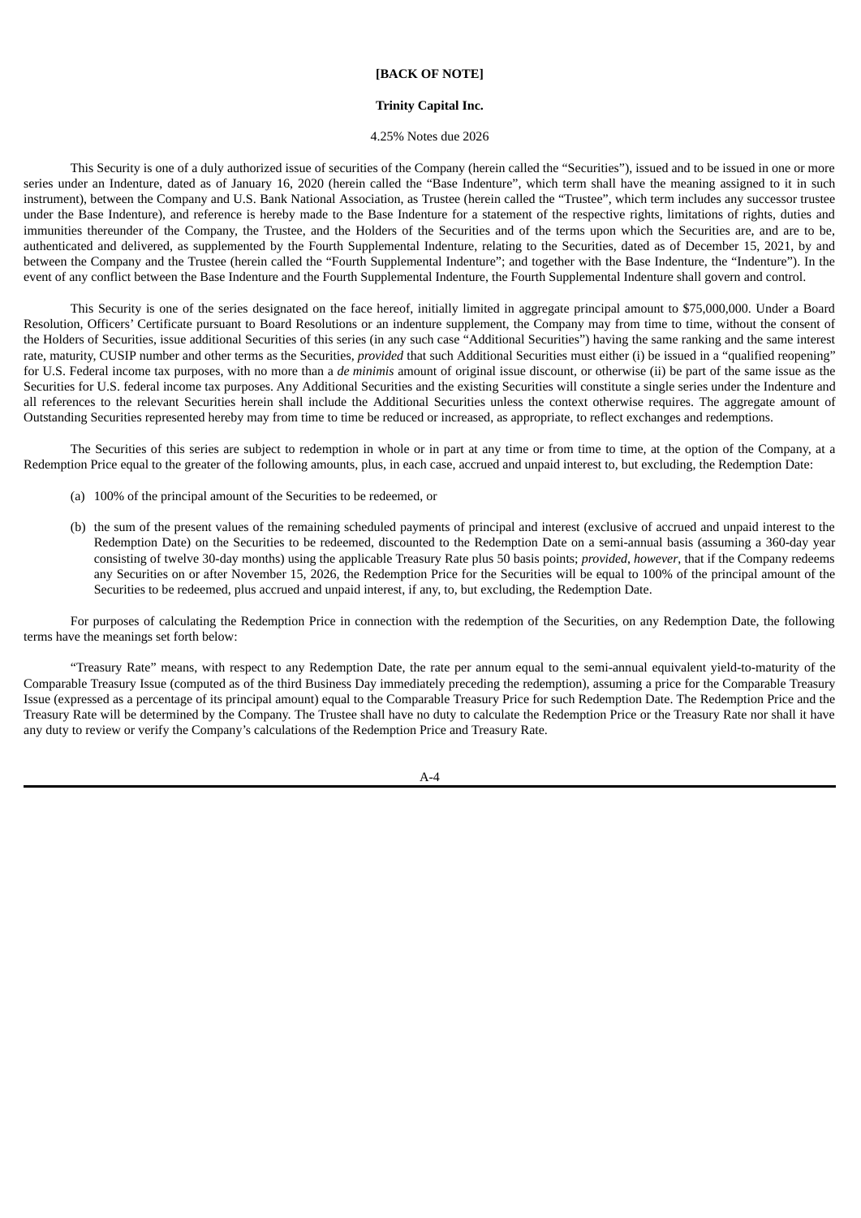**[BACK OF NOTE]**

**Trinity Capital Inc.**

4.25% Notes due 2026

This Security is one of a duly authorized issue of securities of the Company (herein called the "Securities"), issued and to be issued in one or more series under an Indenture, dated as of January 16, 2020 (herein called the "Base Indenture", which term shall have the meaning assigned to it in such instrument), between the Company and U.S. Bank National Association, as Trustee (herein called the "Trustee", which term includes any successor trustee under the Base Indenture), and reference is hereby made to the Base Indenture for a statement of the respective rights, limitations of rights, duties and immunities thereunder of the Company, the Trustee, and the Holders of the Securities and of the terms upon which the Securities are, and are to be, authenticated and delivered, as supplemented by the Fourth Supplemental Indenture, relating to the Securities, dated as of December 15, 2021, by and between the Company and the Trustee (herein called the "Fourth Supplemental Indenture"; and together with the Base Indenture, the "Indenture"). In the event of any conflict between the Base Indenture and the Fourth Supplemental Indenture, the Fourth Supplemental Indenture shall govern and control.

This Security is one of the series designated on the face hereof, initially limited in aggregate principal amount to $75,000,000. Under a Board Resolution, Officers' Certificate pursuant to Board Resolutions or an indenture supplement, the Company may from time to time, without the consent of the Holders of Securities, issue additional Securities of this series (in any such case "Additional Securities") having the same ranking and the same interest rate, maturity, CUSIP number and other terms as the Securities, *provided* that such Additional Securities must either (i) be issued in a "qualified reopening" for U.S. Federal income tax purposes, with no more than a *de minimis* amount of original issue discount, or otherwise (ii) be part of the same issue as the Securities for U.S. federal income tax purposes. Any Additional Securities and the existing Securities will constitute a single series under the Indenture and all references to the relevant Securities herein shall include the Additional Securities unless the context otherwise requires. The aggregate amount of Outstanding Securities represented hereby may from time to time be reduced or increased, as appropriate, to reflect exchanges and redemptions.

The Securities of this series are subject to redemption in whole or in part at any time or from time to time, at the option of the Company, at a Redemption Price equal to the greater of the following amounts, plus, in each case, accrued and unpaid interest to, but excluding, the Redemption Date:

(a) 100% of the principal amount of the Securities to be redeemed, or

(b) the sum of the present values of the remaining scheduled payments of principal and interest (exclusive of accrued and unpaid interest to the Redemption Date) on the Securities to be redeemed, discounted to the Redemption Date on a semi-annual basis (assuming a 360-day year consisting of twelve 30-day months) using the applicable Treasury Rate plus 50 basis points; *provided*, *however*, that if the Company redeems any Securities on or after November 15, 2026, the Redemption Price for the Securities will be equal to 100% of the principal amount of the Securities to be redeemed, plus accrued and unpaid interest, if any, to, but excluding, the Redemption Date.

For purposes of calculating the Redemption Price in connection with the redemption of the Securities, on any Redemption Date, the following terms have the meanings set forth below:

"Treasury Rate" means, with respect to any Redemption Date, the rate per annum equal to the semi-annual equivalent yield-to-maturity of the Comparable Treasury Issue (computed as of the third Business Day immediately preceding the redemption), assuming a price for the Comparable Treasury Issue (expressed as a percentage of its principal amount) equal to the Comparable Treasury Price for such Redemption Date. The Redemption Price and the Treasury Rate will be determined by the Company. The Trustee shall have no duty to calculate the Redemption Price or the Treasury Rate nor shall it have any duty to review or verify the Company's calculations of the Redemption Price and Treasury Rate.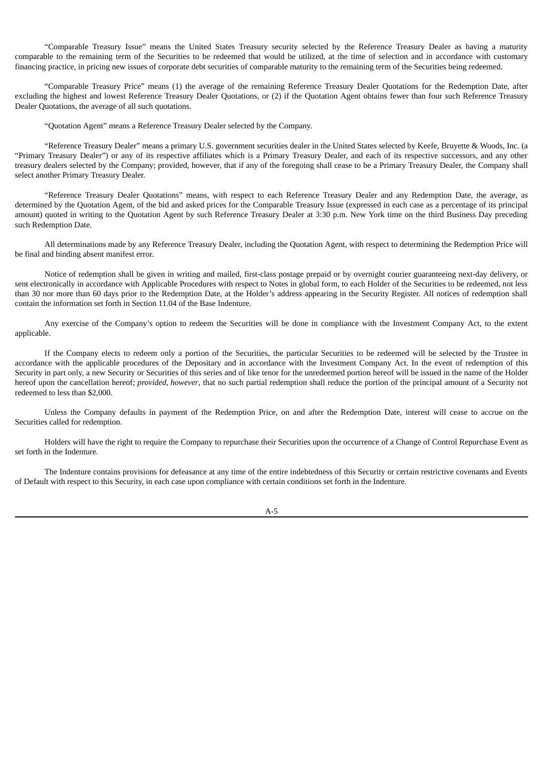"Comparable Treasury Issue" means the United States Treasury security selected by the Reference Treasury Dealer as having a maturity comparable to the remaining term of the Securities to be redeemed that would be utilized, at the time of selection and in accordance with customary financing practice, in pricing new issues of corporate debt securities of comparable maturity to the remaining term of the Securities being redeemed.

"Comparable Treasury Price" means (1) the average of the remaining Reference Treasury Dealer Quotations for the Redemption Date, after excluding the highest and lowest Reference Treasury Dealer Quotations, or (2) if the Quotation Agent obtains fewer than four such Reference Treasury Dealer Quotations, the average of all such quotations.

"Quotation Agent" means a Reference Treasury Dealer selected by the Company.

"Reference Treasury Dealer" means a primary U.S. government securities dealer in the United States selected by Keefe, Bruyette & Woods, Inc. (a "Primary Treasury Dealer") or any of its respective affiliates which is a Primary Treasury Dealer, and each of its respective successors, and any other treasury dealers selected by the Company; provided, however, that if any of the foregoing shall cease to be a Primary Treasury Dealer, the Company shall select another Primary Treasury Dealer.

"Reference Treasury Dealer Quotations" means, with respect to each Reference Treasury Dealer and any Redemption Date, the average, as determined by the Quotation Agent, of the bid and asked prices for the Comparable Treasury Issue (expressed in each case as a percentage of its principal amount) quoted in writing to the Quotation Agent by such Reference Treasury Dealer at 3:30 p.m. New York time on the third Business Day preceding such Redemption Date.

All determinations made by any Reference Treasury Dealer, including the Quotation Agent, with respect to determining the Redemption Price will be final and binding absent manifest error.

Notice of redemption shall be given in writing and mailed, first-class postage prepaid or by overnight courier guaranteeing next-day delivery, or sent electronically in accordance with Applicable Procedures with respect to Notes in global form, to each Holder of the Securities to be redeemed, not less than 30 nor more than 60 days prior to the Redemption Date, at the Holder's address appearing in the Security Register. All notices of redemption shall contain the information set forth in Section 11.04 of the Base Indenture.

Any exercise of the Company's option to redeem the Securities will be done in compliance with the Investment Company Act, to the extent applicable.

If the Company elects to redeem only a portion of the Securities, the particular Securities to be redeemed will be selected by the Trustee in accordance with the applicable procedures of the Depositary and in accordance with the Investment Company Act. In the event of redemption of this Security in part only, a new Security or Securities of this series and of like tenor for the unredeemed portion hereof will be issued in the name of the Holder hereof upon the cancellation hereof; *provided, however*, that no such partial redemption shall reduce the portion of the principal amount of a Security not redeemed to less than $2,000.

Unless the Company defaults in payment of the Redemption Price, on and after the Redemption Date, interest will cease to accrue on the Securities called for redemption.

Holders will have the right to require the Company to repurchase their Securities upon the occurrence of a Change of Control Repurchase Event as set forth in the Indenture.

The Indenture contains provisions for defeasance at any time of the entire indebtedness of this Security or certain restrictive covenants and Events of Default with respect to this Security, in each case upon compliance with certain conditions set forth in the Indenture.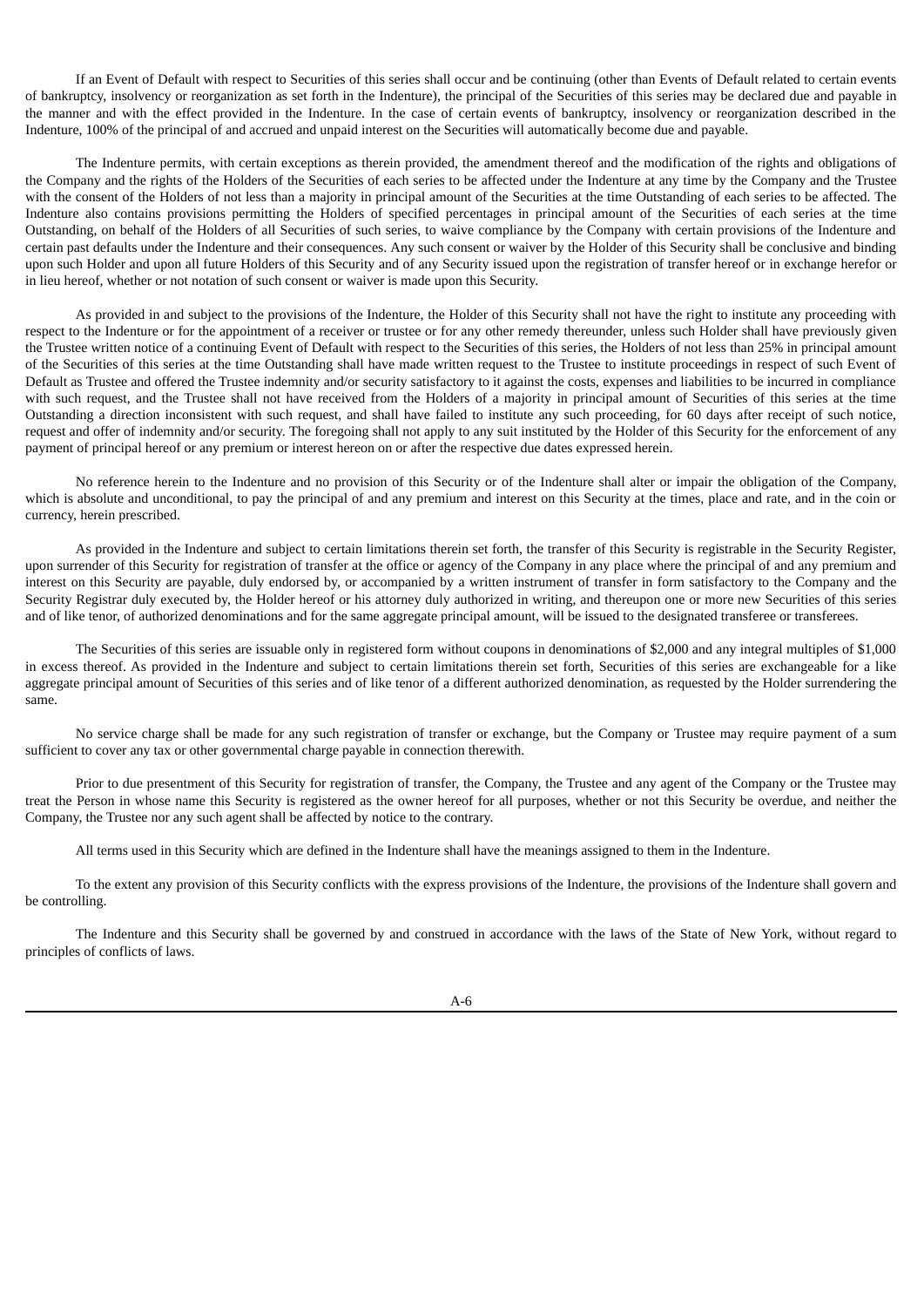If an Event of Default with respect to Securities of this series shall occur and be continuing (other than Events of Default related to certain events of bankruptcy, insolvency or reorganization as set forth in the Indenture), the principal of the Securities of this series may be declared due and payable in the manner and with the effect provided in the Indenture. In the case of certain events of bankruptcy, insolvency or reorganization described in the Indenture, 100% of the principal of and accrued and unpaid interest on the Securities will automatically become due and payable.

The Indenture permits, with certain exceptions as therein provided, the amendment thereof and the modification of the rights and obligations of the Company and the rights of the Holders of the Securities of each series to be affected under the Indenture at any time by the Company and the Trustee with the consent of the Holders of not less than a majority in principal amount of the Securities at the time Outstanding of each series to be affected. The Indenture also contains provisions permitting the Holders of specified percentages in principal amount of the Securities of each series at the time Outstanding, on behalf of the Holders of all Securities of such series, to waive compliance by the Company with certain provisions of the Indenture and certain past defaults under the Indenture and their consequences. Any such consent or waiver by the Holder of this Security shall be conclusive and binding upon such Holder and upon all future Holders of this Security and of any Security issued upon the registration of transfer hereof or in exchange herefor or in lieu hereof, whether or not notation of such consent or waiver is made upon this Security.

As provided in and subject to the provisions of the Indenture, the Holder of this Security shall not have the right to institute any proceeding with respect to the Indenture or for the appointment of a receiver or trustee or for any other remedy thereunder, unless such Holder shall have previously given the Trustee written notice of a continuing Event of Default with respect to the Securities of this series, the Holders of not less than 25% in principal amount of the Securities of this series at the time Outstanding shall have made written request to the Trustee to institute proceedings in respect of such Event of Default as Trustee and offered the Trustee indemnity and/or security satisfactory to it against the costs, expenses and liabilities to be incurred in compliance with such request, and the Trustee shall not have received from the Holders of a majority in principal amount of Securities of this series at the time Outstanding a direction inconsistent with such request, and shall have failed to institute any such proceeding, for 60 days after receipt of such notice, request and offer of indemnity and/or security. The foregoing shall not apply to any suit instituted by the Holder of this Security for the enforcement of any payment of principal hereof or any premium or interest hereon on or after the respective due dates expressed herein.

No reference herein to the Indenture and no provision of this Security or of the Indenture shall alter or impair the obligation of the Company, which is absolute and unconditional, to pay the principal of and any premium and interest on this Security at the times, place and rate, and in the coin or currency, herein prescribed.

As provided in the Indenture and subject to certain limitations therein set forth, the transfer of this Security is registrable in the Security Register, upon surrender of this Security for registration of transfer at the office or agency of the Company in any place where the principal of and any premium and interest on this Security are payable, duly endorsed by, or accompanied by a written instrument of transfer in form satisfactory to the Company and the Security Registrar duly executed by, the Holder hereof or his attorney duly authorized in writing, and thereupon one or more new Securities of this series and of like tenor, of authorized denominations and for the same aggregate principal amount, will be issued to the designated transferee or transferees.

The Securities of this series are issuable only in registered form without coupons in denominations of $2,000 and any integral multiples of $1,000 in excess thereof. As provided in the Indenture and subject to certain limitations therein set forth, Securities of this series are exchangeable for a like aggregate principal amount of Securities of this series and of like tenor of a different authorized denomination, as requested by the Holder surrendering the same.

No service charge shall be made for any such registration of transfer or exchange, but the Company or Trustee may require payment of a sum sufficient to cover any tax or other governmental charge payable in connection therewith.

Prior to due presentment of this Security for registration of transfer, the Company, the Trustee and any agent of the Company or the Trustee may treat the Person in whose name this Security is registered as the owner hereof for all purposes, whether or not this Security be overdue, and neither the Company, the Trustee nor any such agent shall be affected by notice to the contrary.

All terms used in this Security which are defined in the Indenture shall have the meanings assigned to them in the Indenture.

To the extent any provision of this Security conflicts with the express provisions of the Indenture, the provisions of the Indenture shall govern and be controlling.

The Indenture and this Security shall be governed by and construed in accordance with the laws of the State of New York, without regard to principles of conflicts of laws.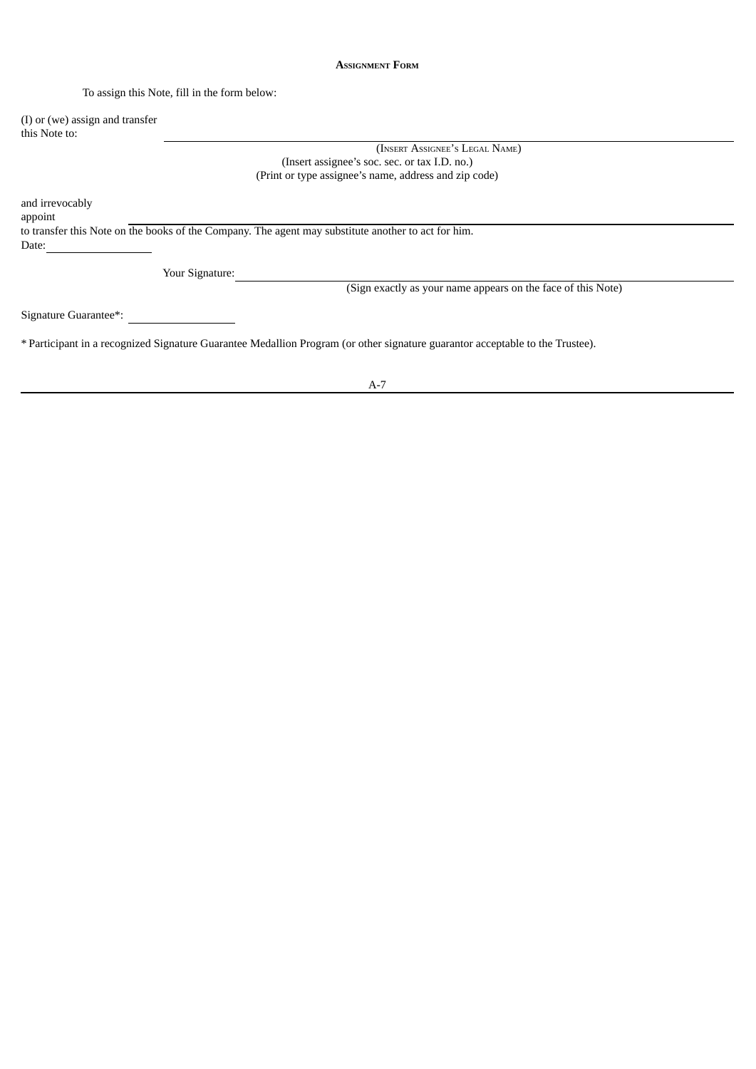## ASSIGNMENT FORM

To assign this Note, fill in the form below:

(I) or (we) assign and transfer this Note to: \_\_\_\_\_\_\_\_\_\_\_\_\_\_\_\_\_\_\_\_\_\_\_\_\_\_\_\_\_\_\_\_\_\_\_\_\_\_\_\_

(INSERT ASSIGNEE'S LEGAL NAME)

(Insert assignee's soc. sec. or tax I.D. no.)

(Print or type assignee's name, address and zip code)

and irrevocably appoint \_\_\_\_\_\_\_\_\_\_\_\_\_\_\_\_\_\_\_\_\_\_\_\_\_\_\_\_\_\_\_\_\_\_\_\_\_\_\_\_

to transfer this Note on the books of the Company. The agent may substitute another to act for him.

Date: \_\_\_\_\_\_\_\_\_\_\_\_\_\_\_\_

Your Signature: \_\_\_\_\_\_\_\_\_\_\_\_\_\_\_\_\_\_\_\_\_\_\_\_\_\_\_\_\_\_\_\_\_\_\_\_\_\_\_\_

(Sign exactly as your name appears on the face of this Note)

Signature Guarantee*: \_\_\_\_\_\_\_\_\_\_\_\_\_\_\_\_

* Participant in a recognized Signature Guarantee Medallion Program (or other signature guarantor acceptable to the Trustee).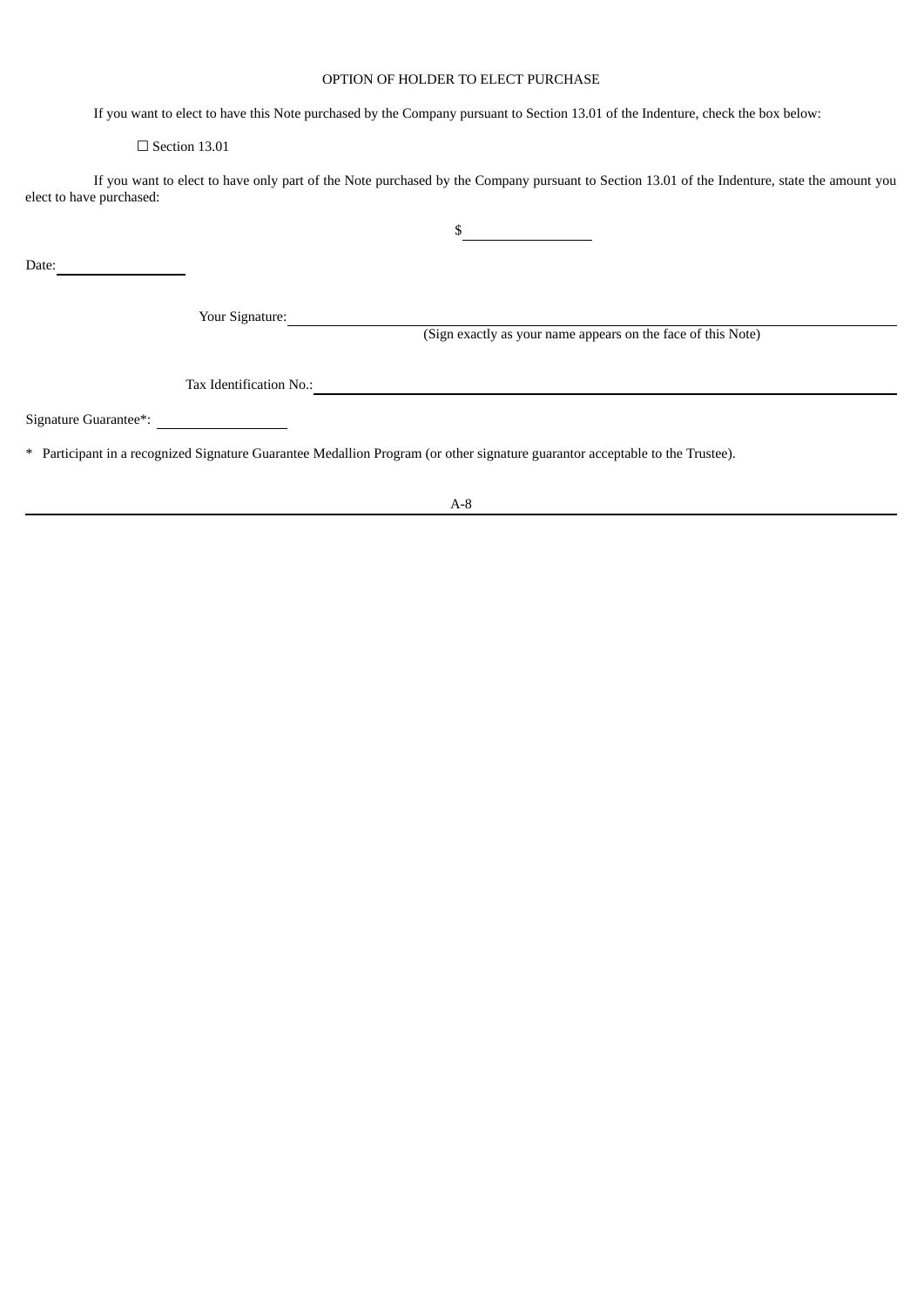OPTION OF HOLDER TO ELECT PURCHASE

If you want to elect to have this Note purchased by the Company pursuant to Section 13.01 of the Indenture, check the box below:

☐ Section 13.01

If you want to elect to have only part of the Note purchased by the Company pursuant to Section 13.01 of the Indenture, state the amount you elect to have purchased:

$\_\_\_\_\_\_\_\_\_\_\_\_\_\_\_\_

Date: \_\_\_\_\_\_\_\_\_\_\_\_\_\_\_\_

Your Signature: \_\_\_\_\_\_\_\_\_\_\_\_\_\_\_\_\_\_\_\_\_\_\_\_\_\_\_\_\_\_\_\_\_\_\_\_\_\_\_\_\_\_\_\_\_\_\_\_
(Sign exactly as your name appears on the face of this Note)

Tax Identification No.: \_\_\_\_\_\_\_\_\_\_\_\_\_\_\_\_\_\_\_\_\_\_\_\_\_\_\_\_\_\_\_\_\_\_\_\_\_\_\_\_\_\_\_\_\_\_\_\_

Signature Guarantee*: \_\_\_\_\_\_\_\_\_\_\_\_\_\_\_\_

* Participant in a recognized Signature Guarantee Medallion Program (or other signature guarantor acceptable to the Trustee).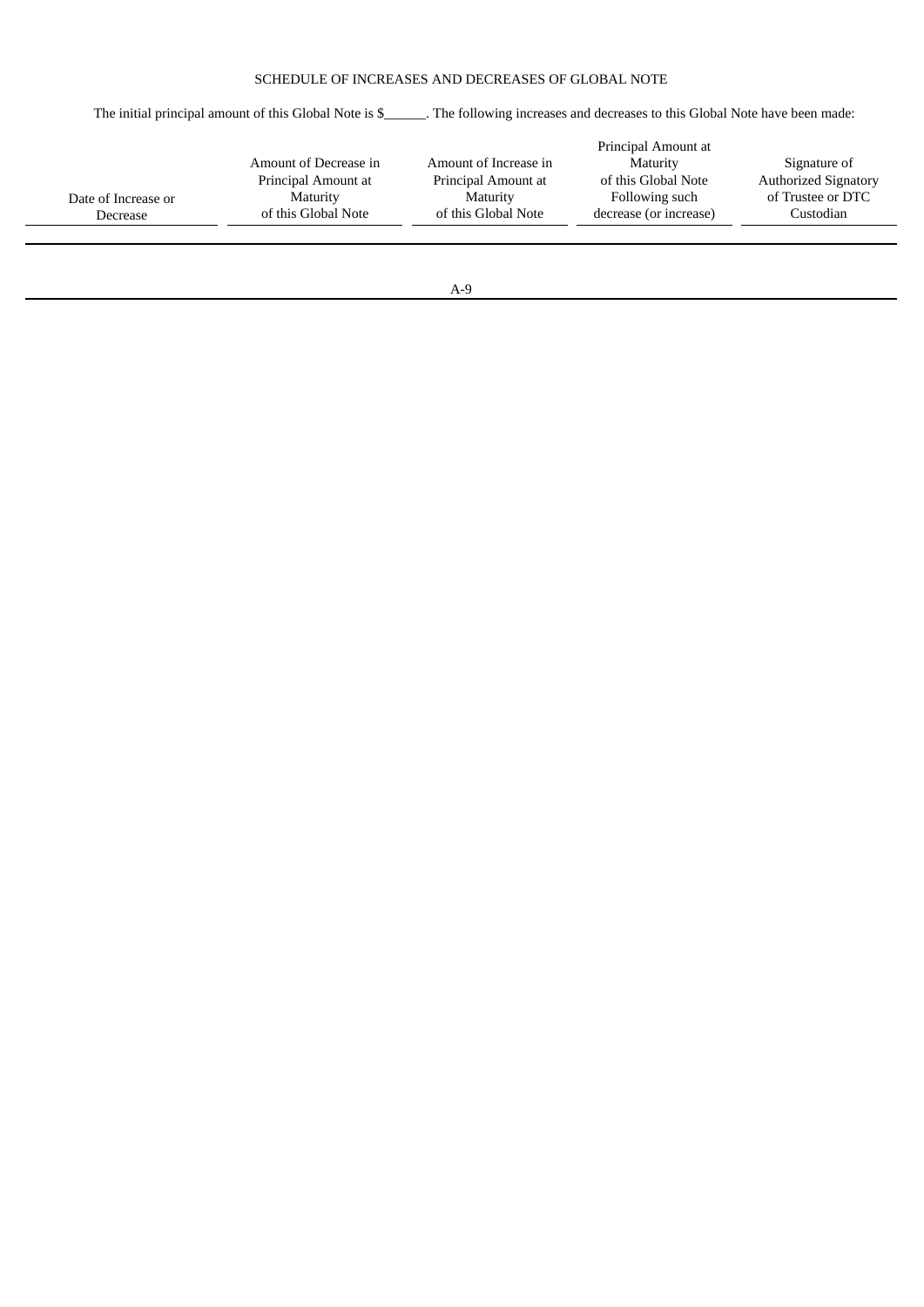SCHEDULE OF INCREASES AND DECREASES OF GLOBAL NOTE

The initial principal amount of this Global Note is $______. The following increases and decreases to this Global Note have been made:

| Date of Increase or Decrease | Amount of Decrease in Principal Amount at Maturity of this Global Note | Amount of Increase in Principal Amount at Maturity of this Global Note | Principal Amount at Maturity of this Global Note Following such decrease (or increase) | Signature of Authorized Signatory of Trustee or DTC Custodian |
|---|---|---|---|---|
| | | | | |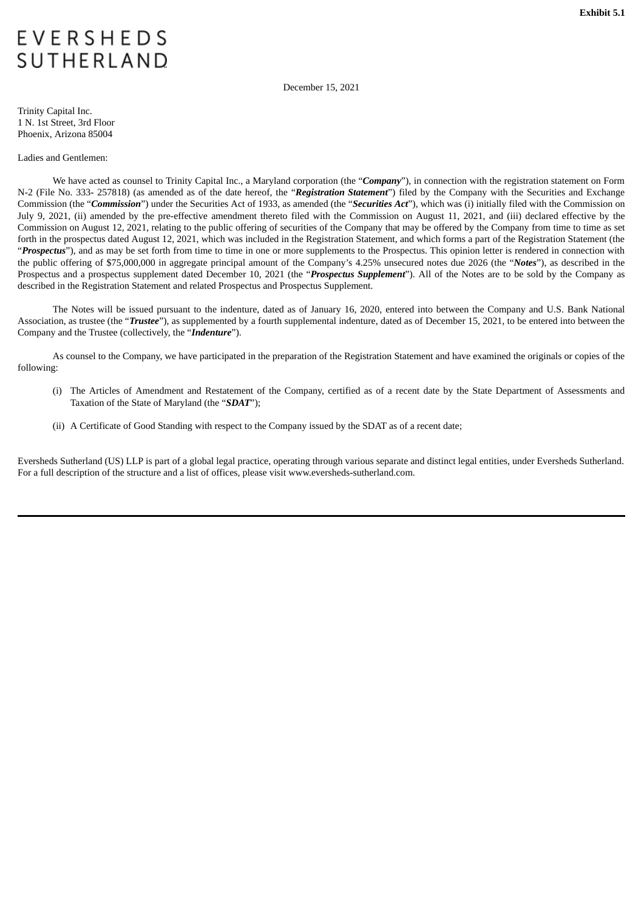**Exhibit 5.1**

EVERSHEDS SUTHERLAND

December 15, 2021

Trinity Capital Inc.
1 N. 1st Street, 3rd Floor
Phoenix, Arizona 85004

Ladies and Gentlemen:

We have acted as counsel to Trinity Capital Inc., a Maryland corporation (the "***Company***"), in connection with the registration statement on Form N-2 (File No. 333- 257818) (as amended as of the date hereof, the "***Registration Statement***") filed by the Company with the Securities and Exchange Commission (the "***Commission***") under the Securities Act of 1933, as amended (the "***Securities Act***"), which was (i) initially filed with the Commission on July 9, 2021, (ii) amended by the pre-effective amendment thereto filed with the Commission on August 11, 2021, and (iii) declared effective by the Commission on August 12, 2021, relating to the public offering of securities of the Company that may be offered by the Company from time to time as set forth in the prospectus dated August 12, 2021, which was included in the Registration Statement, and which forms a part of the Registration Statement (the "***Prospectus***"), and as may be set forth from time to time in one or more supplements to the Prospectus. This opinion letter is rendered in connection with the public offering of $75,000,000 in aggregate principal amount of the Company's 4.25% unsecured notes due 2026 (the "***Notes***"), as described in the Prospectus and a prospectus supplement dated December 10, 2021 (the "***Prospectus Supplement***"). All of the Notes are to be sold by the Company as described in the Registration Statement and related Prospectus and Prospectus Supplement.

The Notes will be issued pursuant to the indenture, dated as of January 16, 2020, entered into between the Company and U.S. Bank National Association, as trustee (the "***Trustee***"), as supplemented by a fourth supplemental indenture, dated as of December 15, 2021, to be entered into between the Company and the Trustee (collectively, the "***Indenture***").

As counsel to the Company, we have participated in the preparation of the Registration Statement and have examined the originals or copies of the following:

(i) The Articles of Amendment and Restatement of the Company, certified as of a recent date by the State Department of Assessments and Taxation of the State of Maryland (the "***SDAT***");

(ii) A Certificate of Good Standing with respect to the Company issued by the SDAT as of a recent date;

Eversheds Sutherland (US) LLP is part of a global legal practice, operating through various separate and distinct legal entities, under Eversheds Sutherland. For a full description of the structure and a list of offices, please visit www.eversheds-sutherland.com.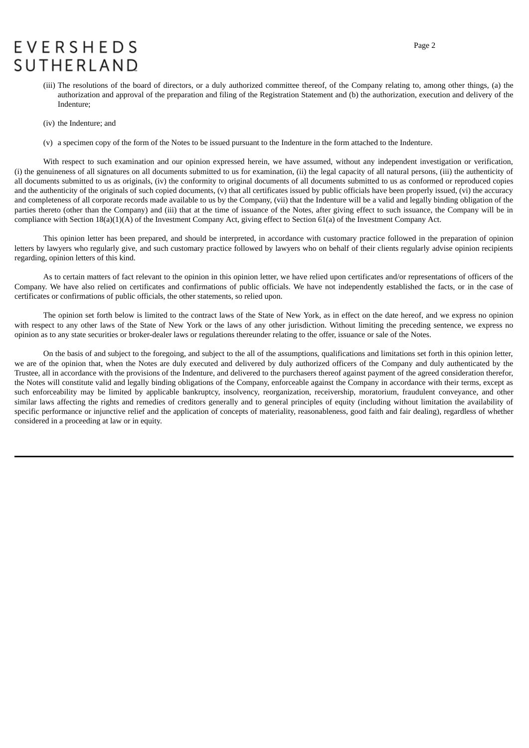(iii) The resolutions of the board of directors, or a duly authorized committee thereof, of the Company relating to, among other things, (a) the authorization and approval of the preparation and filing of the Registration Statement and (b) the authorization, execution and delivery of the Indenture;

(iv) the Indenture; and

(v) a specimen copy of the form of the Notes to be issued pursuant to the Indenture in the form attached to the Indenture.

With respect to such examination and our opinion expressed herein, we have assumed, without any independent investigation or verification, (i) the genuineness of all signatures on all documents submitted to us for examination, (ii) the legal capacity of all natural persons, (iii) the authenticity of all documents submitted to us as originals, (iv) the conformity to original documents of all documents submitted to us as conformed or reproduced copies and the authenticity of the originals of such copied documents, (v) that all certificates issued by public officials have been properly issued, (vi) the accuracy and completeness of all corporate records made available to us by the Company, (vii) that the Indenture will be a valid and legally binding obligation of the parties thereto (other than the Company) and (iii) that at the time of issuance of the Notes, after giving effect to such issuance, the Company will be in compliance with Section 18(a)(1)(A) of the Investment Company Act, giving effect to Section 61(a) of the Investment Company Act.

This opinion letter has been prepared, and should be interpreted, in accordance with customary practice followed in the preparation of opinion letters by lawyers who regularly give, and such customary practice followed by lawyers who on behalf of their clients regularly advise opinion recipients regarding, opinion letters of this kind.

As to certain matters of fact relevant to the opinion in this opinion letter, we have relied upon certificates and/or representations of officers of the Company. We have also relied on certificates and confirmations of public officials. We have not independently established the facts, or in the case of certificates or confirmations of public officials, the other statements, so relied upon.

The opinion set forth below is limited to the contract laws of the State of New York, as in effect on the date hereof, and we express no opinion with respect to any other laws of the State of New York or the laws of any other jurisdiction. Without limiting the preceding sentence, we express no opinion as to any state securities or broker-dealer laws or regulations thereunder relating to the offer, issuance or sale of the Notes.

On the basis of and subject to the foregoing, and subject to the all of the assumptions, qualifications and limitations set forth in this opinion letter, we are of the opinion that, when the Notes are duly executed and delivered by duly authorized officers of the Company and duly authenticated by the Trustee, all in accordance with the provisions of the Indenture, and delivered to the purchasers thereof against payment of the agreed consideration therefor, the Notes will constitute valid and legally binding obligations of the Company, enforceable against the Company in accordance with their terms, except as such enforceability may be limited by applicable bankruptcy, insolvency, reorganization, receivership, moratorium, fraudulent conveyance, and other similar laws affecting the rights and remedies of creditors generally and to general principles of equity (including without limitation the availability of specific performance or injunctive relief and the application of concepts of materiality, reasonableness, good faith and fair dealing), regardless of whether considered in a proceeding at law or in equity.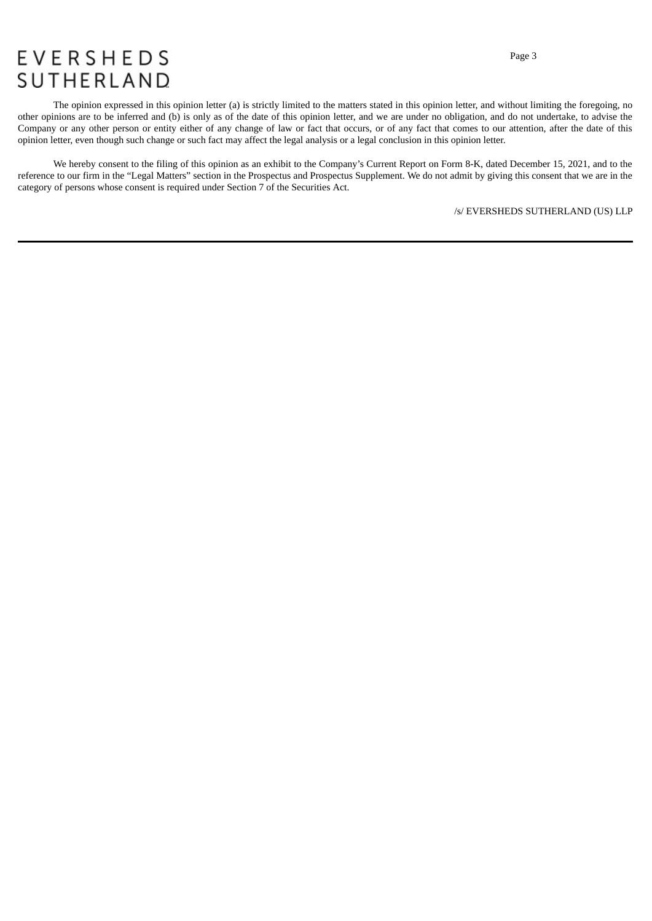The opinion expressed in this opinion letter (a) is strictly limited to the matters stated in this opinion letter, and without limiting the foregoing, no other opinions are to be inferred and (b) is only as of the date of this opinion letter, and we are under no obligation, and do not undertake, to advise the Company or any other person or entity either of any change of law or fact that occurs, or of any fact that comes to our attention, after the date of this opinion letter, even though such change or such fact may affect the legal analysis or a legal conclusion in this opinion letter.

We hereby consent to the filing of this opinion as an exhibit to the Company's Current Report on Form 8-K, dated December 15, 2021, and to the reference to our firm in the "Legal Matters" section in the Prospectus and Prospectus Supplement. We do not admit by giving this consent that we are in the category of persons whose consent is required under Section 7 of the Securities Act.

/s/ EVERSHEDS SUTHERLAND (US) LLP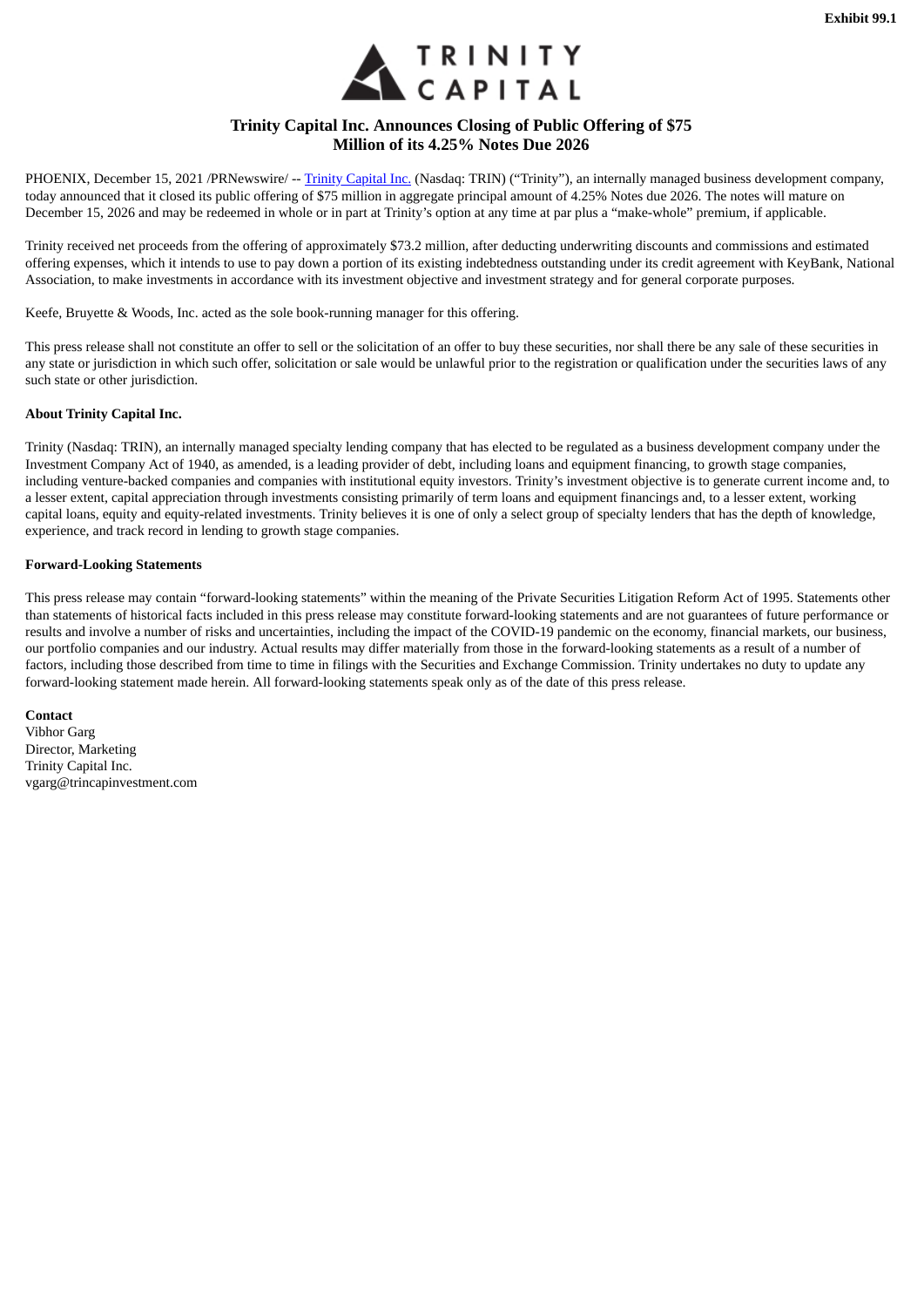Exhibit 99.1

TRINITY CAPITAL

# Trinity Capital Inc. Announces Closing of Public Offering of $75 Million of its 4.25% Notes Due 2026

PHOENIX, December 15, 2021 /PRNewswire/ -- Trinity Capital Inc. (Nasdaq: TRIN) ("Trinity"), an internally managed business development company, today announced that it closed its public offering of $75 million in aggregate principal amount of 4.25% Notes due 2026. The notes will mature on December 15, 2026 and may be redeemed in whole or in part at Trinity's option at any time at par plus a "make-whole" premium, if applicable.

Trinity received net proceeds from the offering of approximately $73.2 million, after deducting underwriting discounts and commissions and estimated offering expenses, which it intends to use to pay down a portion of its existing indebtedness outstanding under its credit agreement with KeyBank, National Association, to make investments in accordance with its investment objective and investment strategy and for general corporate purposes.

Keefe, Bruyette & Woods, Inc. acted as the sole book-running manager for this offering.

This press release shall not constitute an offer to sell or the solicitation of an offer to buy these securities, nor shall there be any sale of these securities in any state or jurisdiction in which such offer, solicitation or sale would be unlawful prior to the registration or qualification under the securities laws of any such state or other jurisdiction.

**About Trinity Capital Inc.**

Trinity (Nasdaq: TRIN), an internally managed specialty lending company that has elected to be regulated as a business development company under the Investment Company Act of 1940, as amended, is a leading provider of debt, including loans and equipment financing, to growth stage companies, including venture-backed companies and companies with institutional equity investors. Trinity's investment objective is to generate current income and, to a lesser extent, capital appreciation through investments consisting primarily of term loans and equipment financings and, to a lesser extent, working capital loans, equity and equity-related investments. Trinity believes it is one of only a select group of specialty lenders that has the depth of knowledge, experience, and track record in lending to growth stage companies.

**Forward-Looking Statements**

This press release may contain "forward-looking statements" within the meaning of the Private Securities Litigation Reform Act of 1995. Statements other than statements of historical facts included in this press release may constitute forward-looking statements and are not guarantees of future performance or results and involve a number of risks and uncertainties, including the impact of the COVID-19 pandemic on the economy, financial markets, our business, our portfolio companies and our industry. Actual results may differ materially from those in the forward-looking statements as a result of a number of factors, including those described from time to time in filings with the Securities and Exchange Commission. Trinity undertakes no duty to update any forward-looking statement made herein. All forward-looking statements speak only as of the date of this press release.

**Contact**
Vibhor Garg
Director, Marketing
Trinity Capital Inc.
vgarg@trincapinvestment.com